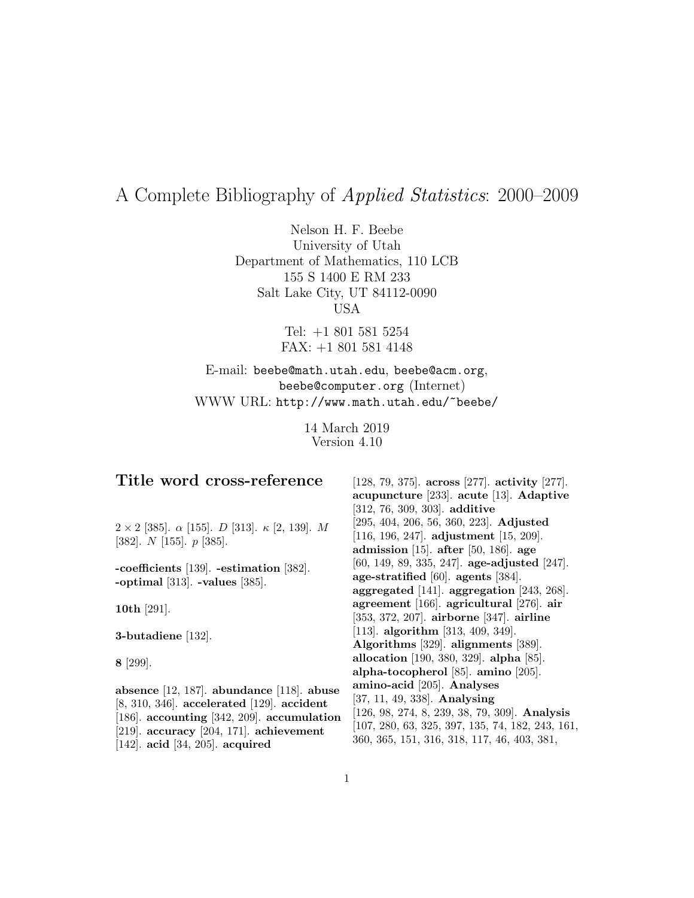# A Complete Bibliography of *Applied Statistics*: 2000–2009

Nelson H. F. Beebe
University of Utah
Department of Mathematics, 110 LCB
155 S 1400 E RM 233
Salt Lake City, UT 84112-0090
USA

Tel: +1 801 581 5254
FAX: +1 801 581 4148

E-mail: `beebe@math.utah.edu`, `beebe@acm.org`, `beebe@computer.org` (Internet)
WWW URL: `http://www.math.utah.edu/~beebe/`

14 March 2019
Version 4.10

## Title word cross-reference

$2 \times 2$ [385]. $\alpha$ [155]. $D$ [313]. $\kappa$ [2, 139]. $M$ [382]. $N$ [155]. $p$ [385].

**-coefficients** [139]. **-estimation** [382]. **-optimal** [313]. **-values** [385].

**10th** [291].

**3-butadiene** [132].

**8** [299].

**absence** [12, 187]. **abundance** [118]. **abuse** [8, 310, 346]. **accelerated** [129]. **accident** [186]. **accounting** [342, 209]. **accumulation** [219]. **accuracy** [204, 171]. **achievement** [142]. **acid** [34, 205]. **acquired** [128, 79, 375]. **across** [277]. **activity** [277]. **acupuncture** [233]. **acute** [13]. **Adaptive** [312, 76, 309, 303]. **additive** [295, 404, 206, 56, 360, 223]. **Adjusted** [116, 196, 247]. **adjustment** [15, 209]. **admission** [15]. **after** [50, 186]. **age** [60, 149, 89, 335, 247]. **age-adjusted** [247]. **age-stratified** [60]. **agents** [384]. **aggregated** [141]. **aggregation** [243, 268]. **agreement** [166]. **agricultural** [276]. **air** [353, 372, 207]. **airborne** [347]. **airline** [113]. **algorithm** [313, 409, 349]. **Algorithms** [329]. **alignments** [389]. **allocation** [190, 380, 329]. **alpha** [85]. **alpha-tocopherol** [85]. **amino** [205]. **amino-acid** [205]. **Analyses** [37, 11, 49, 338]. **Analysing** [126, 98, 274, 8, 239, 38, 79, 309]. **Analysis** [107, 280, 63, 325, 397, 135, 74, 182, 243, 161, 360, 365, 151, 316, 318, 117, 46, 403, 381,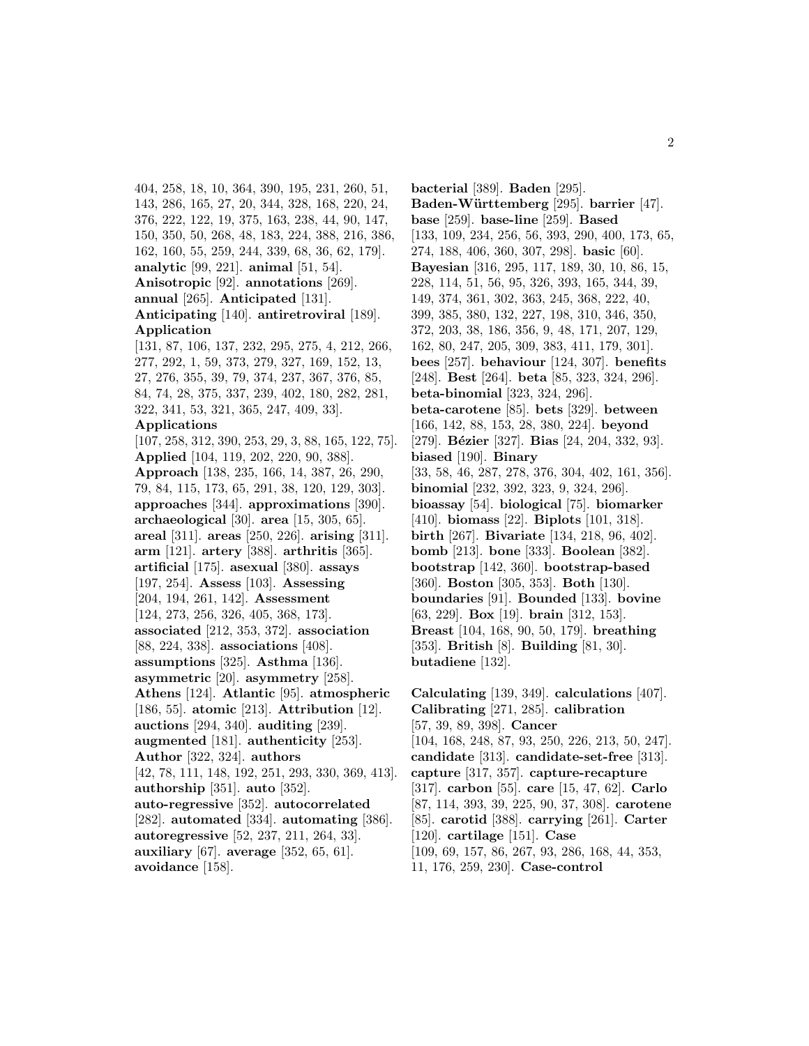404, 258, 18, 10, 364, 390, 195, 231, 260, 51, 143, 286, 165, 27, 20, 344, 328, 168, 220, 24, 376, 222, 122, 19, 375, 163, 238, 44, 90, 147, 150, 350, 50, 268, 48, 183, 224, 388, 216, 386, 162, 160, 55, 259, 244, 339, 68, 36, 62, 179]. **analytic** [99, 221]. **animal** [51, 54]. **Anisotropic** [92]. **annotations** [269]. **annual** [265]. **Anticipated** [131]. **Anticipating** [140]. **antiretroviral** [189]. **Application** [131, 87, 106, 137, 232, 295, 275, 4, 212, 266, 277, 292, 1, 59, 373, 279, 327, 169, 152, 13, 27, 276, 355, 39, 79, 374, 237, 367, 376, 85, 84, 74, 28, 375, 337, 239, 402, 180, 282, 281, 322, 341, 53, 321, 365, 247, 409, 33]. **Applications** [107, 258, 312, 390, 253, 29, 3, 88, 165, 122, 75]. **Applied** [104, 119, 202, 220, 90, 388]. **Approach** [138, 235, 166, 14, 387, 26, 290, 79, 84, 115, 173, 65, 291, 38, 120, 129, 303]. **approaches** [344]. **approximations** [390]. **archaeological** [30]. **area** [15, 305, 65]. **areal** [311]. **areas** [250, 226]. **arising** [311]. **arm** [121]. **artery** [388]. **arthritis** [365]. **artificial** [175]. **asexual** [380]. **assays** [197, 254]. **Assess** [103]. **Assessing** [204, 194, 261, 142]. **Assessment** [124, 273, 256, 326, 405, 368, 173]. **associated** [212, 353, 372]. **association** [88, 224, 338]. **associations** [408]. **assumptions** [325]. **Asthma** [136]. **asymmetric** [20]. **asymmetry** [258]. **Athens** [124]. **Atlantic** [95]. **atmospheric** [186, 55]. **atomic** [213]. **Attribution** [12]. **auctions** [294, 340]. **auditing** [239]. **augmented** [181]. **authenticity** [253]. **Author** [322, 324]. **authors** [42, 78, 111, 148, 192, 251, 293, 330, 369, 413]. **authorship** [351]. **auto** [352]. **auto-regressive** [352]. **autocorrelated** [282]. **automated** [334]. **automating** [386]. **autoregressive** [52, 237, 211, 264, 33]. **auxiliary** [67]. **average** [352, 65, 61]. **avoidance** [158].

**bacterial** [389]. **Baden** [295]. **Baden-Württemberg** [295]. **barrier** [47]. **base** [259]. **base-line** [259]. **Based** [133, 109, 234, 256, 56, 393, 290, 400, 173, 65, 274, 188, 406, 360, 307, 298]. **basic** [60]. **Bayesian** [316, 295, 117, 189, 30, 10, 86, 15, 228, 114, 51, 56, 95, 326, 393, 165, 344, 39, 149, 374, 361, 302, 363, 245, 368, 222, 40, 399, 385, 380, 132, 227, 198, 310, 346, 350, 372, 203, 38, 186, 356, 9, 48, 171, 207, 129, 162, 80, 247, 205, 309, 383, 411, 179, 301]. **bees** [257]. **behaviour** [124, 307]. **benefits** [248]. **Best** [264]. **beta** [85, 323, 324, 296]. **beta-binomial** [323, 324, 296]. **beta-carotene** [85]. **bets** [329]. **between** [166, 142, 88, 153, 28, 380, 224]. **beyond** [279]. **Bézier** [327]. **Bias** [24, 204, 332, 93]. **biased** [190]. **Binary** [33, 58, 46, 287, 278, 376, 304, 402, 161, 356]. **binomial** [232, 392, 323, 9, 324, 296]. **bioassay** [54]. **biological** [75]. **biomarker** [410]. **biomass** [22]. **Biplots** [101, 318]. **birth** [267]. **Bivariate** [134, 218, 96, 402]. **bomb** [213]. **bone** [333]. **Boolean** [382]. **bootstrap** [142, 360]. **bootstrap-based** [360]. **Boston** [305, 353]. **Both** [130]. **boundaries** [91]. **Bounded** [133]. **bovine** [63, 229]. **Box** [19]. **brain** [312, 153]. **Breast** [104, 168, 90, 50, 179]. **breathing** [353]. **British** [8]. **Building** [81, 30]. **butadiene** [132].

**Calculating** [139, 349]. **calculations** [407]. **Calibrating** [271, 285]. **calibration** [57, 39, 89, 398]. **Cancer** [104, 168, 248, 87, 93, 250, 226, 213, 50, 247]. **candidate** [313]. **candidate-set-free** [313]. **capture** [317, 357]. **capture-recapture** [317]. **carbon** [55]. **care** [15, 47, 62]. **Carlo** [87, 114, 393, 39, 225, 90, 37, 308]. **carotene** [85]. **carotid** [388]. **carrying** [261]. **Carter** [120]. **cartilage** [151]. **Case** [109, 69, 157, 86, 267, 93, 286, 168, 44, 353, 11, 176, 259, 230]. **Case-control**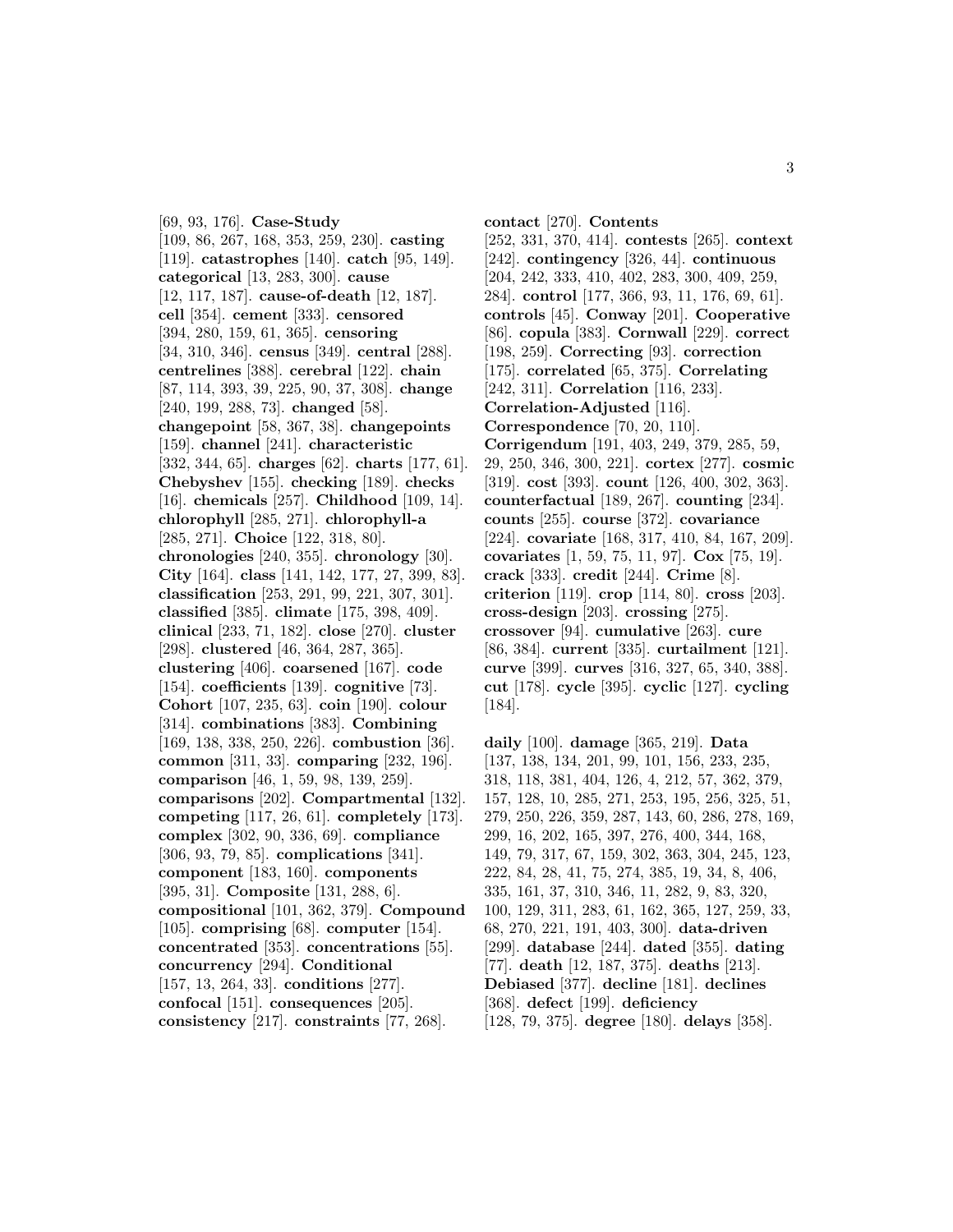[69, 93, 176]. **Case-Study** [109, 86, 267, 168, 353, 259, 230]. **casting** [119]. **catastrophes** [140]. **catch** [95, 149]. **categorical** [13, 283, 300]. **cause** [12, 117, 187]. **cause-of-death** [12, 187]. **cell** [354]. **cement** [333]. **censored** [394, 280, 159, 61, 365]. **censoring** [34, 310, 346]. **census** [349]. **central** [288]. **centrelines** [388]. **cerebral** [122]. **chain** [87, 114, 393, 39, 225, 90, 37, 308]. **change** [240, 199, 288, 73]. **changed** [58]. **changepoint** [58, 367, 38]. **changepoints** [159]. **channel** [241]. **characteristic** [332, 344, 65]. **charges** [62]. **charts** [177, 61]. **Chebyshev** [155]. **checking** [189]. **checks** [16]. **chemicals** [257]. **Childhood** [109, 14]. **chlorophyll** [285, 271]. **chlorophyll-a** [285, 271]. **Choice** [122, 318, 80]. **chronologies** [240, 355]. **chronology** [30]. **City** [164]. **class** [141, 142, 177, 27, 399, 83]. **classification** [253, 291, 99, 221, 307, 301]. **classified** [385]. **climate** [175, 398, 409]. **clinical** [233, 71, 182]. **close** [270]. **cluster** [298]. **clustered** [46, 364, 287, 365]. **clustering** [406]. **coarsened** [167]. **code** [154]. **coefficients** [139]. **cognitive** [73]. **Cohort** [107, 235, 63]. **coin** [190]. **colour** [314]. **combinations** [383]. **Combining** [169, 138, 338, 250, 226]. **combustion** [36]. **common** [311, 33]. **comparing** [232, 196]. **comparison** [46, 1, 59, 98, 139, 259]. **comparisons** [202]. **Compartmental** [132]. **competing** [117, 26, 61]. **completely** [173]. **complex** [302, 90, 336, 69]. **compliance** [306, 93, 79, 85]. **complications** [341]. **component** [183, 160]. **components** [395, 31]. **Composite** [131, 288, 6]. **compositional** [101, 362, 379]. **Compound** [105]. **comprising** [68]. **computer** [154]. **concentrated** [353]. **concentrations** [55]. **concurrency** [294]. **Conditional** [157, 13, 264, 33]. **conditions** [277]. **confocal** [151]. **consequences** [205]. **consistency** [217]. **constraints** [77, 268].

**contact** [270]. **Contents** [252, 331, 370, 414]. **contests** [265]. **context** [242]. **contingency** [326, 44]. **continuous** [204, 242, 333, 410, 402, 283, 300, 409, 259, 284]. **control** [177, 366, 93, 11, 176, 69, 61]. **controls** [45]. **Conway** [201]. **Cooperative** [86]. **copula** [383]. **Cornwall** [229]. **correct** [198, 259]. **Correcting** [93]. **correction** [175]. **correlated** [65, 375]. **Correlating** [242, 311]. **Correlation** [116, 233]. **Correlation-Adjusted** [116]. **Correspondence** [70, 20, 110]. **Corrigendum** [191, 403, 249, 379, 285, 59, 29, 250, 346, 300, 221]. **cortex** [277]. **cosmic** [319]. **cost** [393]. **count** [126, 400, 302, 363]. **counterfactual** [189, 267]. **counting** [234]. **counts** [255]. **course** [372]. **covariance** [224]. **covariate** [168, 317, 410, 84, 167, 209]. **covariates** [1, 59, 75, 11, 97]. **Cox** [75, 19]. **crack** [333]. **credit** [244]. **Crime** [8]. **criterion** [119]. **crop** [114, 80]. **cross** [203]. **cross-design** [203]. **crossing** [275]. **crossover** [94]. **cumulative** [263]. **cure** [86, 384]. **current** [335]. **curtailment** [121]. **curve** [399]. **curves** [316, 327, 65, 340, 388]. **cut** [178]. **cycle** [395]. **cyclic** [127]. **cycling** [184].

**daily** [100]. **damage** [365, 219]. **Data** [137, 138, 134, 201, 99, 101, 156, 233, 235, 318, 118, 381, 404, 126, 4, 212, 57, 362, 379, 157, 128, 10, 285, 271, 253, 195, 256, 325, 51, 279, 250, 226, 359, 287, 143, 60, 286, 278, 169, 299, 16, 202, 165, 397, 276, 400, 344, 168, 149, 79, 317, 67, 159, 302, 363, 304, 245, 123, 222, 84, 28, 41, 75, 274, 385, 19, 34, 8, 406, 335, 161, 37, 310, 346, 11, 282, 9, 83, 320, 100, 129, 311, 283, 61, 162, 365, 127, 259, 33, 68, 270, 221, 191, 403, 300]. **data-driven** [299]. **database** [244]. **dated** [355]. **dating** [77]. **death** [12, 187, 375]. **deaths** [213]. **Debiased** [377]. **decline** [181]. **declines** [368]. **defect** [199]. **deficiency** [128, 79, 375]. **degree** [180]. **delays** [358].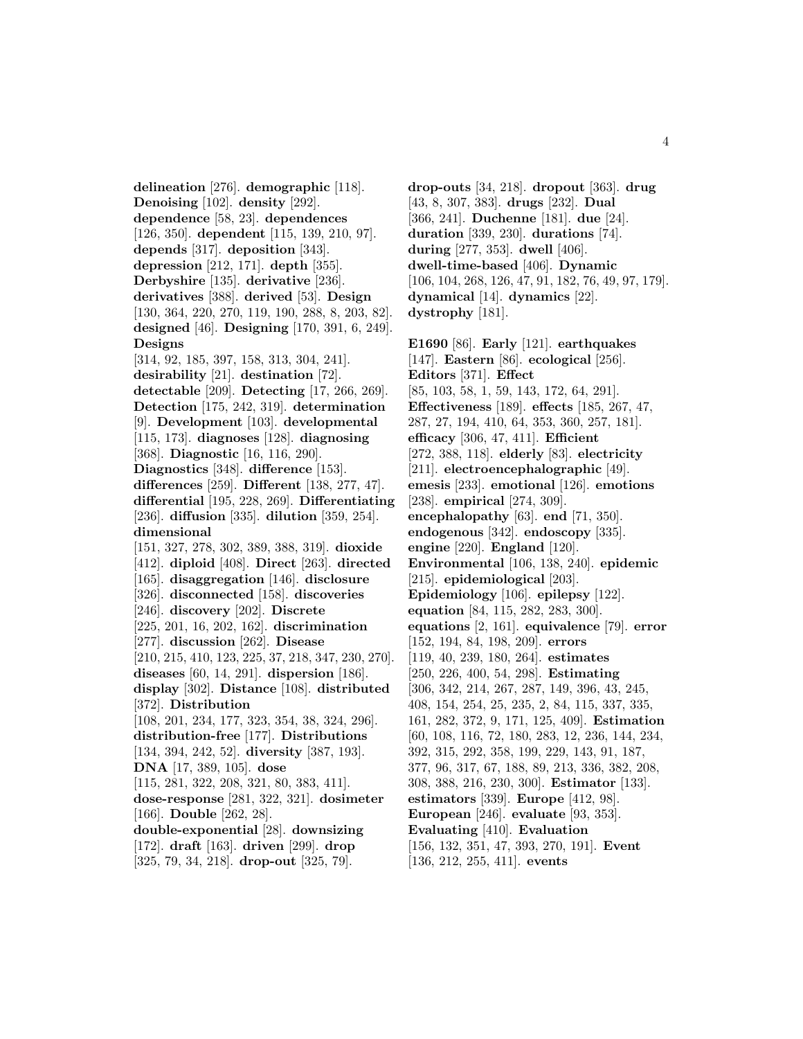**delineation** [276]. **demographic** [118]. **Denoising** [102]. **density** [292]. **dependence** [58, 23]. **dependences** [126, 350]. **dependent** [115, 139, 210, 97]. **depends** [317]. **deposition** [343]. **depression** [212, 171]. **depth** [355]. **Derbyshire** [135]. **derivative** [236]. **derivatives** [388]. **derived** [53]. **Design** [130, 364, 220, 270, 119, 190, 288, 8, 203, 82]. **designed** [46]. **Designing** [170, 391, 6, 249]. **Designs** [314, 92, 185, 397, 158, 313, 304, 241]. **desirability** [21]. **destination** [72]. **detectable** [209]. **Detecting** [17, 266, 269]. **Detection** [175, 242, 319]. **determination** [9]. **Development** [103]. **developmental** [115, 173]. **diagnoses** [128]. **diagnosing** [368]. **Diagnostic** [16, 116, 290]. **Diagnostics** [348]. **difference** [153]. **differences** [259]. **Different** [138, 277, 47]. **differential** [195, 228, 269]. **Differentiating** [236]. **diffusion** [335]. **dilution** [359, 254]. **dimensional** [151, 327, 278, 302, 389, 388, 319]. **dioxide** [412]. **diploid** [408]. **Direct** [263]. **directed** [165]. **disaggregation** [146]. **disclosure** [326]. **disconnected** [158]. **discoveries** [246]. **discovery** [202]. **Discrete** [225, 201, 16, 202, 162]. **discrimination** [277]. **discussion** [262]. **Disease** [210, 215, 410, 123, 225, 37, 218, 347, 230, 270]. **diseases** [60, 14, 291]. **dispersion** [186]. **display** [302]. **Distance** [108]. **distributed** [372]. **Distribution** [108, 201, 234, 177, 323, 354, 38, 324, 296]. **distribution-free** [177]. **Distributions** [134, 394, 242, 52]. **diversity** [387, 193]. **DNA** [17, 389, 105]. **dose** [115, 281, 322, 208, 321, 80, 383, 411]. **dose-response** [281, 322, 321]. **dosimeter** [166]. **Double** [262, 28]. **double-exponential** [28]. **downsizing** [172]. **draft** [163]. **driven** [299]. **drop** [325, 79, 34, 218]. **drop-out** [325, 79]. **drop-outs** [34, 218]. **dropout** [363]. **drug** [43, 8, 307, 383]. **drugs** [232]. **Dual** [366, 241]. **Duchenne** [181]. **due** [24]. **duration** [339, 230]. **durations** [74]. **during** [277, 353]. **dwell** [406]. **dwell-time-based** [406]. **Dynamic** [106, 104, 268, 126, 47, 91, 182, 76, 49, 97, 179]. **dynamical** [14]. **dynamics** [22]. **dystrophy** [181].

**E1690** [86]. **Early** [121]. **earthquakes** [147]. **Eastern** [86]. **ecological** [256]. **Editors** [371]. **Effect** [85, 103, 58, 1, 59, 143, 172, 64, 291]. **Effectiveness** [189]. **effects** [185, 267, 47, 287, 27, 194, 410, 64, 353, 360, 257, 181]. **efficacy** [306, 47, 411]. **Efficient** [272, 388, 118]. **elderly** [83]. **electricity** [211]. **electroencephalographic** [49]. **emesis** [233]. **emotional** [126]. **emotions** [238]. **empirical** [274, 309]. **encephalopathy** [63]. **end** [71, 350]. **endogenous** [342]. **endoscopy** [335]. **engine** [220]. **England** [120]. **Environmental** [106, 138, 240]. **epidemic** [215]. **epidemiological** [203]. **Epidemiology** [106]. **epilepsy** [122]. **equation** [84, 115, 282, 283, 300]. **equations** [2, 161]. **equivalence** [79]. **error** [152, 194, 84, 198, 209]. **errors** [119, 40, 239, 180, 264]. **estimates** [250, 226, 400, 54, 298]. **Estimating** [306, 342, 214, 267, 287, 149, 396, 43, 245, 408, 154, 254, 25, 235, 2, 84, 115, 337, 335, 161, 282, 372, 9, 171, 125, 409]. **Estimation** [60, 108, 116, 72, 180, 283, 12, 236, 144, 234, 392, 315, 292, 358, 199, 229, 143, 91, 187, 377, 96, 317, 67, 188, 89, 213, 336, 382, 208, 308, 388, 216, 230, 300]. **Estimator** [133]. **estimators** [339]. **Europe** [412, 98]. **European** [246]. **evaluate** [93, 353]. **Evaluating** [410]. **Evaluation** [156, 132, 351, 47, 393, 270, 191]. **Event** [136, 212, 255, 411]. **events**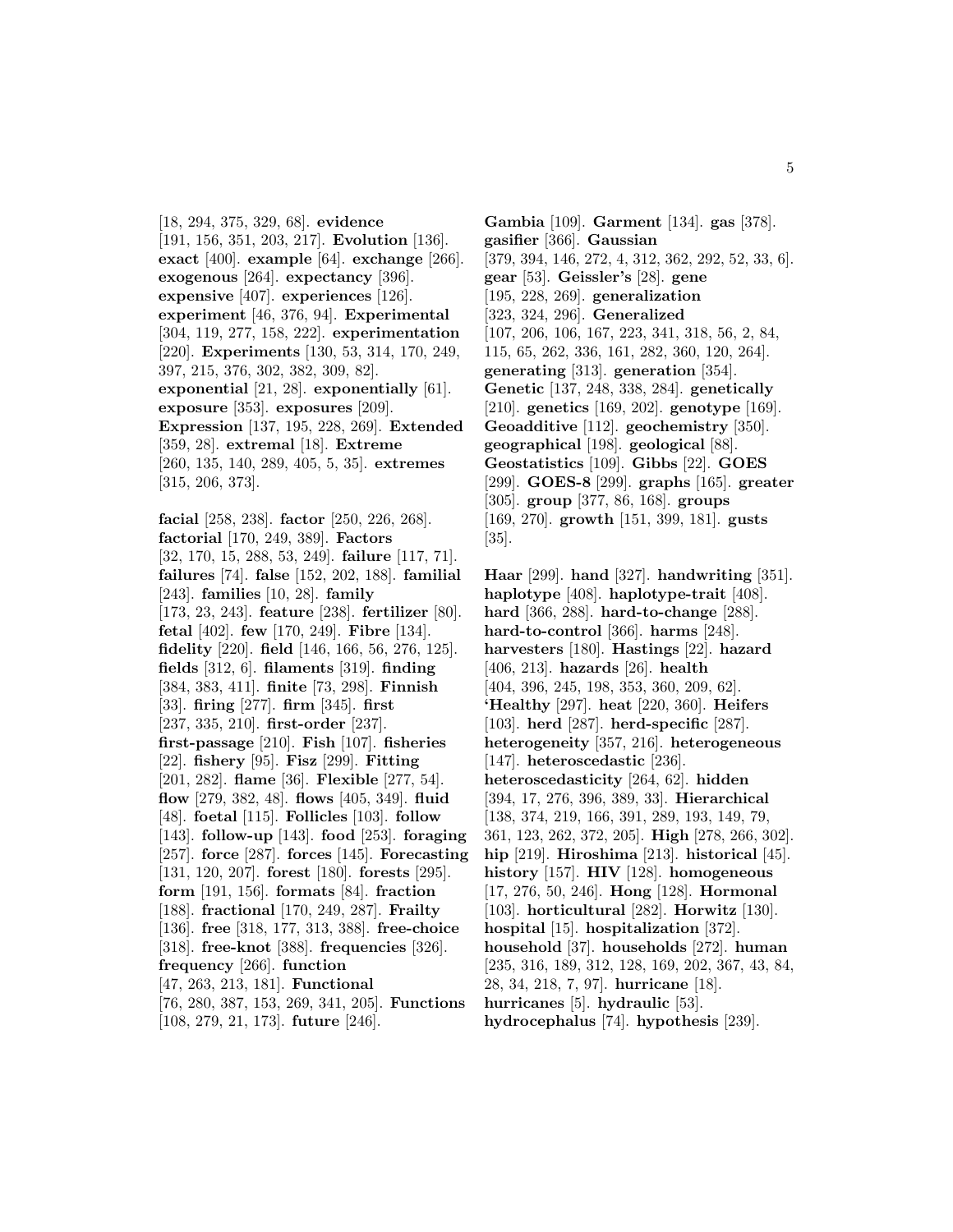[18, 294, 375, 329, 68]. **evidence** [191, 156, 351, 203, 217]. **Evolution** [136]. **exact** [400]. **example** [64]. **exchange** [266]. **exogenous** [264]. **expectancy** [396]. **expensive** [407]. **experiences** [126]. **experiment** [46, 376, 94]. **Experimental** [304, 119, 277, 158, 222]. **experimentation** [220]. **Experiments** [130, 53, 314, 170, 249, 397, 215, 376, 302, 382, 309, 82]. **exponential** [21, 28]. **exponentially** [61]. **exposure** [353]. **exposures** [209]. **Expression** [137, 195, 228, 269]. **Extended** [359, 28]. **extremal** [18]. **Extreme** [260, 135, 140, 289, 405, 5, 35]. **extremes** [315, 206, 373].

**facial** [258, 238]. **factor** [250, 226, 268]. **factorial** [170, 249, 389]. **Factors** [32, 170, 15, 288, 53, 249]. **failure** [117, 71]. **failures** [74]. **false** [152, 202, 188]. **familial** [243]. **families** [10, 28]. **family** [173, 23, 243]. **feature** [238]. **fertilizer** [80]. **fetal** [402]. **few** [170, 249]. **Fibre** [134]. **fidelity** [220]. **field** [146, 166, 56, 276, 125]. **fields** [312, 6]. **filaments** [319]. **finding** [384, 383, 411]. **finite** [73, 298]. **Finnish** [33]. **firing** [277]. **firm** [345]. **first** [237, 335, 210]. **first-order** [237]. **first-passage** [210]. **Fish** [107]. **fisheries** [22]. **fishery** [95]. **Fisz** [299]. **Fitting** [201, 282]. **flame** [36]. **Flexible** [277, 54]. **flow** [279, 382, 48]. **flows** [405, 349]. **fluid** [48]. **foetal** [115]. **Follicles** [103]. **follow** [143]. **follow-up** [143]. **food** [253]. **foraging** [257]. **force** [287]. **forces** [145]. **Forecasting** [131, 120, 207]. **forest** [180]. **forests** [295]. **form** [191, 156]. **formats** [84]. **fraction** [188]. **fractional** [170, 249, 287]. **Frailty** [136]. **free** [318, 177, 313, 388]. **free-choice** [318]. **free-knot** [388]. **frequencies** [326]. **frequency** [266]. **function** [47, 263, 213, 181]. **Functional** [76, 280, 387, 153, 269, 341, 205]. **Functions** [108, 279, 21, 173]. **future** [246].

**Gambia** [109]. **Garment** [134]. **gas** [378]. **gasifier** [366]. **Gaussian** [379, 394, 146, 272, 4, 312, 362, 292, 52, 33, 6]. **gear** [53]. **Geissler's** [28]. **gene** [195, 228, 269]. **generalization** [323, 324, 296]. **Generalized** [107, 206, 106, 167, 223, 341, 318, 56, 2, 84, 115, 65, 262, 336, 161, 282, 360, 120, 264]. **generating** [313]. **generation** [354]. **Genetic** [137, 248, 338, 284]. **genetically** [210]. **genetics** [169, 202]. **genotype** [169]. **Geoadditive** [112]. **geochemistry** [350]. **geographical** [198]. **geological** [88]. **Geostatistics** [109]. **Gibbs** [22]. **GOES** [299]. **GOES-8** [299]. **graphs** [165]. **greater** [305]. **group** [377, 86, 168]. **groups** [169, 270]. **growth** [151, 399, 181]. **gusts** [35].

**Haar** [299]. **hand** [327]. **handwriting** [351]. **haplotype** [408]. **haplotype-trait** [408]. **hard** [366, 288]. **hard-to-change** [288]. **hard-to-control** [366]. **harms** [248]. **harvesters** [180]. **Hastings** [22]. **hazard** [406, 213]. **hazards** [26]. **health** [404, 396, 245, 198, 353, 360, 209, 62]. **'Healthy** [297]. **heat** [220, 360]. **Heifers** [103]. **herd** [287]. **herd-specific** [287]. **heterogeneity** [357, 216]. **heterogeneous** [147]. **heteroscedastic** [236]. **heteroscedasticity** [264, 62]. **hidden** [394, 17, 276, 396, 389, 33]. **Hierarchical** [138, 374, 219, 166, 391, 289, 193, 149, 79, 361, 123, 262, 372, 205]. **High** [278, 266, 302]. **hip** [219]. **Hiroshima** [213]. **historical** [45]. **history** [157]. **HIV** [128]. **homogeneous** [17, 276, 50, 246]. **Hong** [128]. **Hormonal** [103]. **horticultural** [282]. **Horwitz** [130]. **hospital** [15]. **hospitalization** [372]. **household** [37]. **households** [272]. **human** [235, 316, 189, 312, 128, 169, 202, 367, 43, 84, 28, 34, 218, 7, 97]. **hurricane** [18]. **hurricanes** [5]. **hydraulic** [53]. **hydrocephalus** [74]. **hypothesis** [239].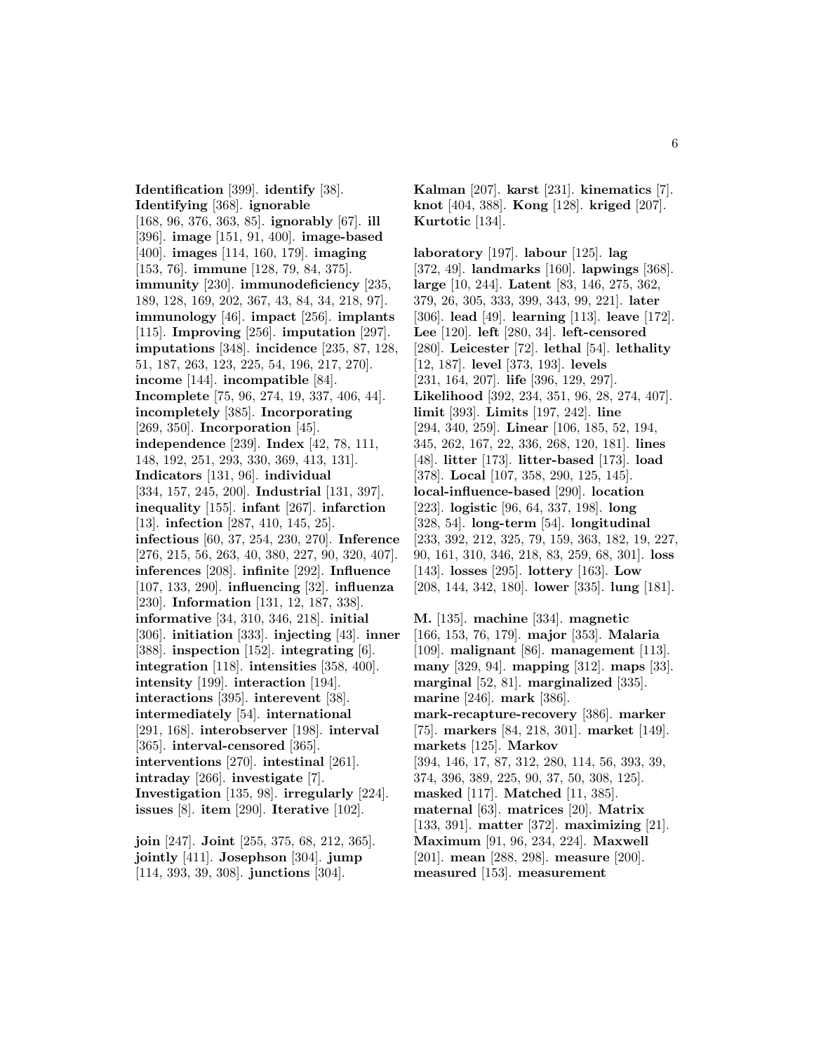**Identification** [399]. **identify** [38]. **Identifying** [368]. **ignorable** [168, 96, 376, 363, 85]. **ignorably** [67]. **ill** [396]. **image** [151, 91, 400]. **image-based** [400]. **images** [114, 160, 179]. **imaging** [153, 76]. **immune** [128, 79, 84, 375]. **immunity** [230]. **immunodeficiency** [235, 189, 128, 169, 202, 367, 43, 84, 34, 218, 97]. **immunology** [46]. **impact** [256]. **implants** [115]. **Improving** [256]. **imputation** [297]. **imputations** [348]. **incidence** [235, 87, 128, 51, 187, 263, 123, 225, 54, 196, 217, 270]. **income** [144]. **incompatible** [84]. **Incomplete** [75, 96, 274, 19, 337, 406, 44]. **incompletely** [385]. **Incorporating** [269, 350]. **Incorporation** [45]. **independence** [239]. **Index** [42, 78, 111, 148, 192, 251, 293, 330, 369, 413, 131]. **Indicators** [131, 96]. **individual** [334, 157, 245, 200]. **Industrial** [131, 397]. **inequality** [155]. **infant** [267]. **infarction** [13]. **infection** [287, 410, 145, 25]. **infectious** [60, 37, 254, 230, 270]. **Inference** [276, 215, 56, 263, 40, 380, 227, 90, 320, 407]. **inferences** [208]. **infinite** [292]. **Influence** [107, 133, 290]. **influencing** [32]. **influenza** [230]. **Information** [131, 12, 187, 338]. **informative** [34, 310, 346, 218]. **initial** [306]. **initiation** [333]. **injecting** [43]. **inner** [388]. **inspection** [152]. **integrating** [6]. **integration** [118]. **intensities** [358, 400]. **intensity** [199]. **interaction** [194]. **interactions** [395]. **interevent** [38]. **intermediately** [54]. **international** [291, 168]. **interobserver** [198]. **interval** [365]. **interval-censored** [365]. **interventions** [270]. **intestinal** [261]. **intraday** [266]. **investigate** [7]. **Investigation** [135, 98]. **irregularly** [224]. **issues** [8]. **item** [290]. **Iterative** [102].

**join** [247]. **Joint** [255, 375, 68, 212, 365]. **jointly** [411]. **Josephson** [304]. **jump** [114, 393, 39, 308]. **junctions** [304].

**Kalman** [207]. **karst** [231]. **kinematics** [7]. **knot** [404, 388]. **Kong** [128]. **kriged** [207]. **Kurtotic** [134].

**laboratory** [197]. **labour** [125]. **lag** [372, 49]. **landmarks** [160]. **lapwings** [368]. **large** [10, 244]. **Latent** [83, 146, 275, 362, 379, 26, 305, 333, 399, 343, 99, 221]. **later** [306]. **lead** [49]. **learning** [113]. **leave** [172]. **Lee** [120]. **left** [280, 34]. **left-censored** [280]. **Leicester** [72]. **lethal** [54]. **lethality** [12, 187]. **level** [373, 193]. **levels** [231, 164, 207]. **life** [396, 129, 297]. **Likelihood** [392, 234, 351, 96, 28, 274, 407]. **limit** [393]. **Limits** [197, 242]. **line** [294, 340, 259]. **Linear** [106, 185, 52, 194, 345, 262, 167, 22, 336, 268, 120, 181]. **lines** [48]. **litter** [173]. **litter-based** [173]. **load** [378]. **Local** [107, 358, 290, 125, 145]. **local-influence-based** [290]. **location** [223]. **logistic** [96, 64, 337, 198]. **long** [328, 54]. **long-term** [54]. **longitudinal** [233, 392, 212, 325, 79, 159, 363, 182, 19, 227, 90, 161, 310, 346, 218, 83, 259, 68, 301]. **loss** [143]. **losses** [295]. **lottery** [163]. **Low** [208, 144, 342, 180]. **lower** [335]. **lung** [181].

**M.** [135]. **machine** [334]. **magnetic** [166, 153, 76, 179]. **major** [353]. **Malaria** [109]. **malignant** [86]. **management** [113]. **many** [329, 94]. **mapping** [312]. **maps** [33]. **marginal** [52, 81]. **marginalized** [335]. **marine** [246]. **mark** [386]. **mark-recapture-recovery** [386]. **marker** [75]. **markers** [84, 218, 301]. **market** [149]. **markets** [125]. **Markov** [394, 146, 17, 87, 312, 280, 114, 56, 393, 39, 374, 396, 389, 225, 90, 37, 50, 308, 125]. **masked** [117]. **Matched** [11, 385]. **maternal** [63]. **matrices** [20]. **Matrix** [133, 391]. **matter** [372]. **maximizing** [21]. **Maximum** [91, 96, 234, 224]. **Maxwell** [201]. **mean** [288, 298]. **measure** [200]. **measured** [153]. **measurement**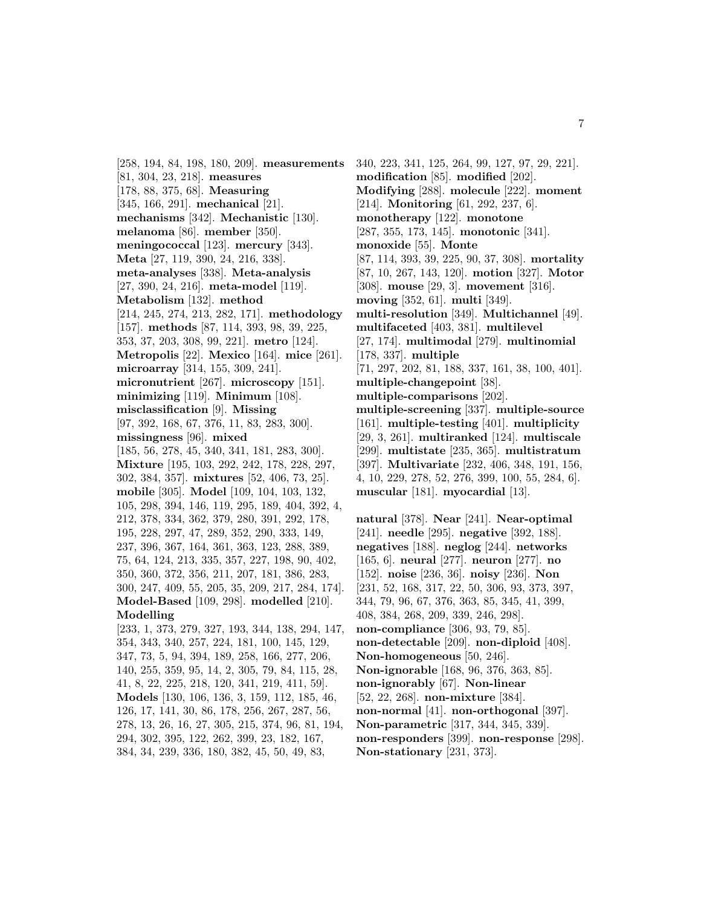[258, 194, 84, 198, 180, 209]. **measurements** [81, 304, 23, 218]. **measures** [178, 88, 375, 68]. **Measuring** [345, 166, 291]. **mechanical** [21]. **mechanisms** [342]. **Mechanistic** [130]. **melanoma** [86]. **member** [350]. **meningococcal** [123]. **mercury** [343]. **Meta** [27, 119, 390, 24, 216, 338]. **meta-analyses** [338]. **Meta-analysis** [27, 390, 24, 216]. **meta-model** [119]. **Metabolism** [132]. **method** [214, 245, 274, 213, 282, 171]. **methodology** [157]. **methods** [87, 114, 393, 98, 39, 225, 353, 37, 203, 308, 99, 221]. **metro** [124]. **Metropolis** [22]. **Mexico** [164]. **mice** [261]. **microarray** [314, 155, 309, 241]. **micronutrient** [267]. **microscopy** [151]. **minimizing** [119]. **Minimum** [108]. **misclassification** [9]. **Missing** [97, 392, 168, 67, 376, 11, 83, 283, 300]. **missingness** [96]. **mixed** [185, 56, 278, 45, 340, 341, 181, 283, 300]. **Mixture** [195, 103, 292, 242, 178, 228, 297, 302, 384, 357]. **mixtures** [52, 406, 73, 25]. **mobile** [305]. **Model** [109, 104, 103, 132, 105, 298, 394, 146, 119, 295, 189, 404, 392, 4, 212, 378, 334, 362, 379, 280, 391, 292, 178, 195, 228, 297, 47, 289, 352, 290, 333, 149, 237, 396, 367, 164, 361, 363, 123, 288, 389, 75, 64, 124, 213, 335, 357, 227, 198, 90, 402, 350, 360, 372, 356, 211, 207, 181, 386, 283, 300, 247, 409, 55, 205, 35, 209, 217, 284, 174]. **Model-Based** [109, 298]. **modelled** [210]. **Modelling** [233, 1, 373, 279, 327, 193, 344, 138, 294, 147, 354, 343, 340, 257, 224, 181, 100, 145, 129, 347, 73, 5, 94, 394, 189, 258, 166, 277, 206, 140, 255, 359, 95, 14, 2, 305, 79, 84, 115, 28, 41, 8, 22, 225, 218, 120, 341, 219, 411, 59]. **Models** [130, 106, 136, 3, 159, 112, 185, 46, 126, 17, 141, 30, 86, 178, 256, 267, 287, 56, 278, 13, 26, 16, 27, 305, 215, 374, 96, 81, 194, 294, 302, 395, 122, 262, 399, 23, 182, 167, 384, 34, 239, 336, 180, 382, 45, 50, 49, 83, 340, 223, 341, 125, 264, 99, 127, 97, 29, 221]. **modification** [85]. **modified** [202]. **Modifying** [288]. **molecule** [222]. **moment** [214]. **Monitoring** [61, 292, 237, 6]. **monotherapy** [122]. **monotone** [287, 355, 173, 145]. **monotonic** [341]. **monoxide** [55]. **Monte** [87, 114, 393, 39, 225, 90, 37, 308]. **mortality** [87, 10, 267, 143, 120]. **motion** [327]. **Motor** [308]. **mouse** [29, 3]. **movement** [316]. **moving** [352, 61]. **multi** [349]. **multi-resolution** [349]. **Multichannel** [49]. **multifaceted** [403, 381]. **multilevel** [27, 174]. **multimodal** [279]. **multinomial** [178, 337]. **multiple** [71, 297, 202, 81, 188, 337, 161, 38, 100, 401]. **multiple-changepoint** [38]. **multiple-comparisons** [202]. **multiple-screening** [337]. **multiple-source** [161]. **multiple-testing** [401]. **multiplicity** [29, 3, 261]. **multiranked** [124]. **multiscale** [299]. **multistate** [235, 365]. **multistratum** [397]. **Multivariate** [232, 406, 348, 191, 156, 4, 10, 229, 278, 52, 276, 399, 100, 55, 284, 6]. **muscular** [181]. **myocardial** [13].

**natural** [378]. **Near** [241]. **Near-optimal** [241]. **needle** [295]. **negative** [392, 188]. **negatives** [188]. **neglog** [244]. **networks** [165, 6]. **neural** [277]. **neuron** [277]. **no** [152]. **noise** [236, 36]. **noisy** [236]. **Non** [231, 52, 168, 317, 22, 50, 306, 93, 373, 397, 344, 79, 96, 67, 376, 363, 85, 345, 41, 399, 408, 384, 268, 209, 339, 246, 298]. **non-compliance** [306, 93, 79, 85]. **non-detectable** [209]. **non-diploid** [408]. **Non-homogeneous** [50, 246]. **Non-ignorable** [168, 96, 376, 363, 85]. **non-ignorably** [67]. **Non-linear** [52, 22, 268]. **non-mixture** [384]. **non-normal** [41]. **non-orthogonal** [397]. **Non-parametric** [317, 344, 345, 339]. **non-responders** [399]. **non-response** [298]. **Non-stationary** [231, 373].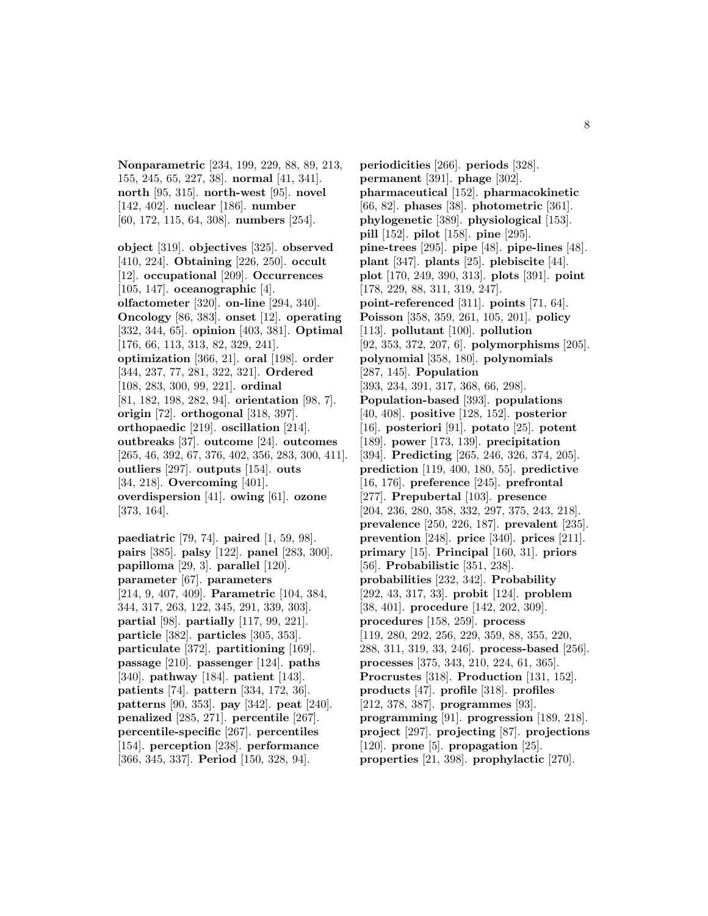**Nonparametric** [234, 199, 229, 88, 89, 213, 155, 245, 65, 227, 38]. **normal** [41, 341]. **north** [95, 315]. **north-west** [95]. **novel** [142, 402]. **nuclear** [186]. **number** [60, 172, 115, 64, 308]. **numbers** [254].

**object** [319]. **objectives** [325]. **observed** [410, 224]. **Obtaining** [226, 250]. **occult** [12]. **occupational** [209]. **Occurrences** [105, 147]. **oceanographic** [4]. **olfactometer** [320]. **on-line** [294, 340]. **Oncology** [86, 383]. **onset** [12]. **operating** [332, 344, 65]. **opinion** [403, 381]. **Optimal** [176, 66, 113, 313, 82, 329, 241]. **optimization** [366, 21]. **oral** [198]. **order** [344, 237, 77, 281, 322, 321]. **Ordered** [108, 283, 300, 99, 221]. **ordinal** [81, 182, 198, 282, 94]. **orientation** [98, 7]. **origin** [72]. **orthogonal** [318, 397]. **orthopaedic** [219]. **oscillation** [214]. **outbreaks** [37]. **outcome** [24]. **outcomes** [265, 46, 392, 67, 376, 402, 356, 283, 300, 411]. **outliers** [297]. **outputs** [154]. **outs** [34, 218]. **Overcoming** [401]. **overdispersion** [41]. **owing** [61]. **ozone** [373, 164].

**paediatric** [79, 74]. **paired** [1, 59, 98]. **pairs** [385]. **palsy** [122]. **panel** [283, 300]. **papilloma** [29, 3]. **parallel** [120]. **parameter** [67]. **parameters** [214, 9, 407, 409]. **Parametric** [104, 384, 344, 317, 263, 122, 345, 291, 339, 303]. **partial** [98]. **partially** [117, 99, 221]. **particle** [382]. **particles** [305, 353]. **particulate** [372]. **partitioning** [169]. **passage** [210]. **passenger** [124]. **paths** [340]. **pathway** [184]. **patient** [143]. **patients** [74]. **pattern** [334, 172, 36]. **patterns** [90, 353]. **pay** [342]. **peat** [240]. **penalized** [285, 271]. **percentile** [267]. **percentile-specific** [267]. **percentiles** [154]. **perception** [238]. **performance** [366, 345, 337]. **Period** [150, 328, 94].

**periodicities** [266]. **periods** [328]. **permanent** [391]. **phage** [302]. **pharmaceutical** [152]. **pharmacokinetic** [66, 82]. **phases** [38]. **photometric** [361]. **phylogenetic** [389]. **physiological** [153]. **pill** [152]. **pilot** [158]. **pine** [295]. **pine-trees** [295]. **pipe** [48]. **pipe-lines** [48]. **plant** [347]. **plants** [25]. **plebiscite** [44]. **plot** [170, 249, 390, 313]. **plots** [391]. **point** [178, 229, 88, 311, 319, 247]. **point-referenced** [311]. **points** [71, 64]. **Poisson** [358, 359, 261, 105, 201]. **policy** [113]. **pollutant** [100]. **pollution** [92, 353, 372, 207, 6]. **polymorphisms** [205]. **polynomial** [358, 180]. **polynomials** [287, 145]. **Population** [393, 234, 391, 317, 368, 66, 298]. **Population-based** [393]. **populations** [40, 408]. **positive** [128, 152]. **posterior** [16]. **posteriori** [91]. **potato** [25]. **potent** [189]. **power** [173, 139]. **precipitation** [394]. **Predicting** [265, 246, 326, 374, 205]. **prediction** [119, 400, 180, 55]. **predictive** [16, 176]. **preference** [245]. **prefrontal** [277]. **Prepubertal** [103]. **presence** [204, 236, 280, 358, 332, 297, 375, 243, 218]. **prevalence** [250, 226, 187]. **prevalent** [235]. **prevention** [248]. **price** [340]. **prices** [211]. **primary** [15]. **Principal** [160, 31]. **priors** [56]. **Probabilistic** [351, 238]. **probabilities** [232, 342]. **Probability** [292, 43, 317, 33]. **probit** [124]. **problem** [38, 401]. **procedure** [142, 202, 309]. **procedures** [158, 259]. **process** [119, 280, 292, 256, 229, 359, 88, 355, 220, 288, 311, 319, 33, 246]. **process-based** [256]. **processes** [375, 343, 210, 224, 61, 365]. **Procrustes** [318]. **Production** [131, 152]. **products** [47]. **profile** [318]. **profiles** [212, 378, 387]. **programmes** [93]. **programming** [91]. **progression** [189, 218]. **project** [297]. **projecting** [87]. **projections** [120]. **prone** [5]. **propagation** [25]. **properties** [21, 398]. **prophylactic** [270].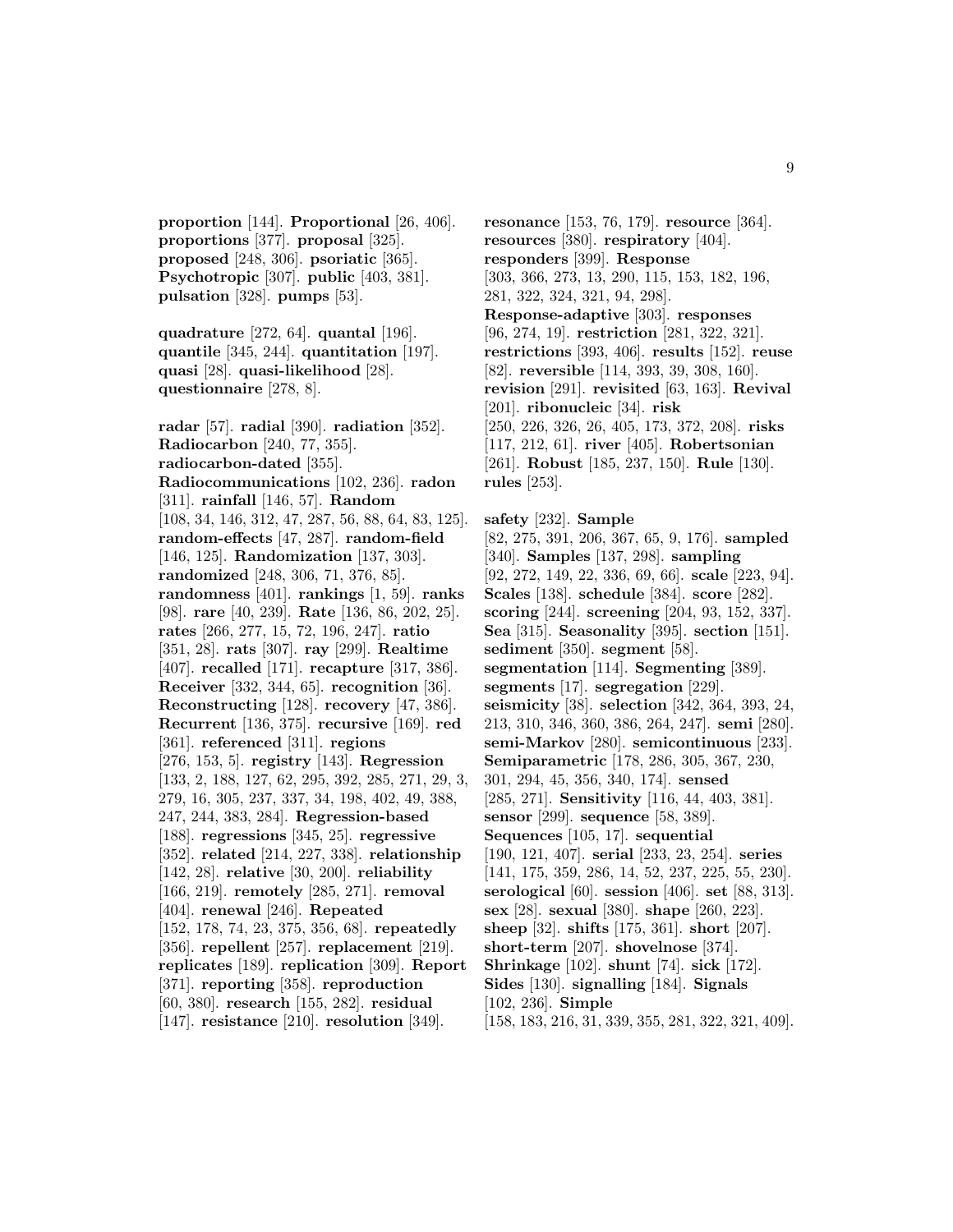**proportion** [144]. **Proportional** [26, 406]. **proportions** [377]. **proposal** [325]. **proposed** [248, 306]. **psoriatic** [365]. **Psychotropic** [307]. **public** [403, 381]. **pulsation** [328]. **pumps** [53].

**quadrature** [272, 64]. **quantal** [196]. **quantile** [345, 244]. **quantitation** [197]. **quasi** [28]. **quasi-likelihood** [28]. **questionnaire** [278, 8].

**radar** [57]. **radial** [390]. **radiation** [352]. **Radiocarbon** [240, 77, 355]. **radiocarbon-dated** [355]. **Radiocommunications** [102, 236]. **radon** [311]. **rainfall** [146, 57]. **Random** [108, 34, 146, 312, 47, 287, 56, 88, 64, 83, 125]. **random-effects** [47, 287]. **random-field** [146, 125]. **Randomization** [137, 303]. **randomized** [248, 306, 71, 376, 85]. **randomness** [401]. **rankings** [1, 59]. **ranks** [98]. **rare** [40, 239]. **Rate** [136, 86, 202, 25]. **rates** [266, 277, 15, 72, 196, 247]. **ratio** [351, 28]. **rats** [307]. **ray** [299]. **Realtime** [407]. **recalled** [171]. **recapture** [317, 386]. **Receiver** [332, 344, 65]. **recognition** [36]. **Reconstructing** [128]. **recovery** [47, 386]. **Recurrent** [136, 375]. **recursive** [169]. **red** [361]. **referenced** [311]. **regions** [276, 153, 5]. **registry** [143]. **Regression** [133, 2, 188, 127, 62, 295, 392, 285, 271, 29, 3, 279, 16, 305, 237, 337, 34, 198, 402, 49, 388, 247, 244, 383, 284]. **Regression-based** [188]. **regressions** [345, 25]. **regressive** [352]. **related** [214, 227, 338]. **relationship** [142, 28]. **relative** [30, 200]. **reliability** [166, 219]. **remotely** [285, 271]. **removal** [404]. **renewal** [246]. **Repeated** [152, 178, 74, 23, 375, 356, 68]. **repeatedly** [356]. **repellent** [257]. **replacement** [219]. **replicates** [189]. **replication** [309]. **Report** [371]. **reporting** [358]. **reproduction** [60, 380]. **research** [155, 282]. **residual** [147]. **resistance** [210]. **resolution** [349].

**resonance** [153, 76, 179]. **resource** [364]. **resources** [380]. **respiratory** [404]. **responders** [399]. **Response** [303, 366, 273, 13, 290, 115, 153, 182, 196, 281, 322, 324, 321, 94, 298]. **Response-adaptive** [303]. **responses** [96, 274, 19]. **restriction** [281, 322, 321]. **restrictions** [393, 406]. **results** [152]. **reuse** [82]. **reversible** [114, 393, 39, 308, 160]. **revision** [291]. **revisited** [63, 163]. **Revival** [201]. **ribonucleic** [34]. **risk** [250, 226, 326, 26, 405, 173, 372, 208]. **risks** [117, 212, 61]. **river** [405]. **Robertsonian** [261]. **Robust** [185, 237, 150]. **Rule** [130]. **rules** [253].

**safety** [232]. **Sample** [82, 275, 391, 206, 367, 65, 9, 176]. **sampled** [340]. **Samples** [137, 298]. **sampling** [92, 272, 149, 22, 336, 69, 66]. **scale** [223, 94]. **Scales** [138]. **schedule** [384]. **score** [282]. **scoring** [244]. **screening** [204, 93, 152, 337]. **Sea** [315]. **Seasonality** [395]. **section** [151]. **sediment** [350]. **segment** [58]. **segmentation** [114]. **Segmenting** [389]. **segments** [17]. **segregation** [229]. **seismicity** [38]. **selection** [342, 364, 393, 24, 213, 310, 346, 360, 386, 264, 247]. **semi** [280]. **semi-Markov** [280]. **semicontinuous** [233]. **Semiparametric** [178, 286, 305, 367, 230, 301, 294, 45, 356, 340, 174]. **sensed** [285, 271]. **Sensitivity** [116, 44, 403, 381]. **sensor** [299]. **sequence** [58, 389]. **Sequences** [105, 17]. **sequential** [190, 121, 407]. **serial** [233, 23, 254]. **series** [141, 175, 359, 286, 14, 52, 237, 225, 55, 230]. **serological** [60]. **session** [406]. **set** [88, 313]. **sex** [28]. **sexual** [380]. **shape** [260, 223]. **sheep** [32]. **shifts** [175, 361]. **short** [207]. **short-term** [207]. **shovelnose** [374]. **Shrinkage** [102]. **shunt** [74]. **sick** [172]. **Sides** [130]. **signalling** [184]. **Signals** [102, 236]. **Simple** [158, 183, 216, 31, 339, 355, 281, 322, 321, 409].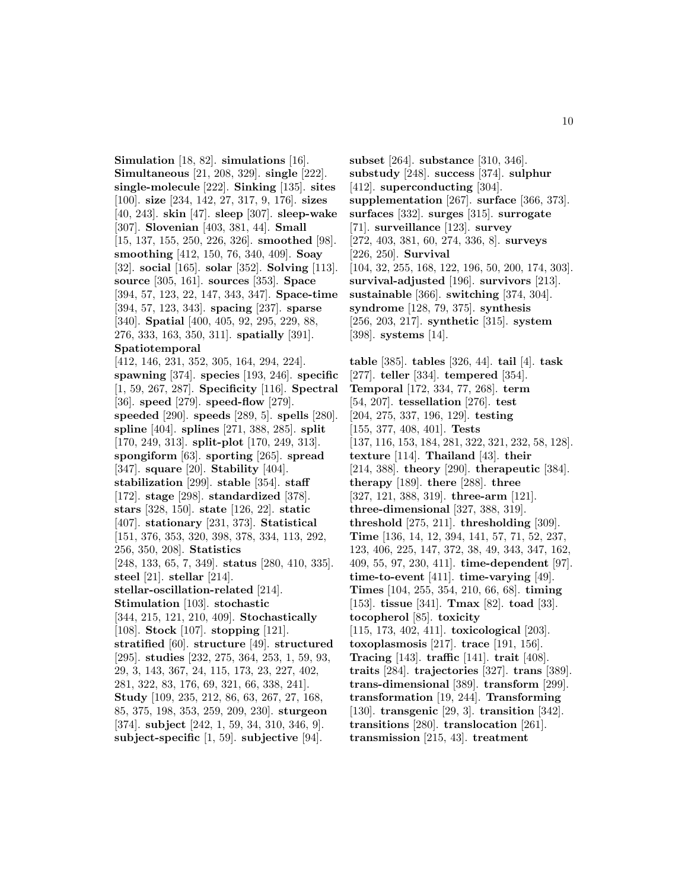**Simulation** [18, 82]. **simulations** [16]. **Simultaneous** [21, 208, 329]. **single** [222]. **single-molecule** [222]. **Sinking** [135]. **sites** [100]. **size** [234, 142, 27, 317, 9, 176]. **sizes** [40, 243]. **skin** [47]. **sleep** [307]. **sleep-wake** [307]. **Slovenian** [403, 381, 44]. **Small** [15, 137, 155, 250, 226, 326]. **smoothed** [98]. **smoothing** [412, 150, 76, 340, 409]. **Soay** [32]. **social** [165]. **solar** [352]. **Solving** [113]. **source** [305, 161]. **sources** [353]. **Space** [394, 57, 123, 22, 147, 343, 347]. **Space-time** [394, 57, 123, 343]. **spacing** [237]. **sparse** [340]. **Spatial** [400, 405, 92, 295, 229, 88, 276, 333, 163, 350, 311]. **spatially** [391]. **Spatiotemporal** [412, 146, 231, 352, 305, 164, 294, 224]. **spawning** [374]. **species** [193, 246]. **specific** [1, 59, 267, 287]. **Specificity** [116]. **Spectral** [36]. **speed** [279]. **speed-flow** [279]. **speeded** [290]. **speeds** [289, 5]. **spells** [280]. **spline** [404]. **splines** [271, 388, 285]. **split** [170, 249, 313]. **split-plot** [170, 249, 313]. **spongiform** [63]. **sporting** [265]. **spread** [347]. **square** [20]. **Stability** [404]. **stabilization** [299]. **stable** [354]. **staff** [172]. **stage** [298]. **standardized** [378]. **stars** [328, 150]. **state** [126, 22]. **static** [407]. **stationary** [231, 373]. **Statistical** [151, 376, 353, 320, 398, 378, 334, 113, 292, 256, 350, 208]. **Statistics** [248, 133, 65, 7, 349]. **status** [280, 410, 335]. **steel** [21]. **stellar** [214]. **stellar-oscillation-related** [214]. **Stimulation** [103]. **stochastic** [344, 215, 121, 210, 409]. **Stochastically** [108]. **Stock** [107]. **stopping** [121]. **stratified** [60]. **structure** [49]. **structured** [295]. **studies** [232, 275, 364, 253, 1, 59, 93, 29, 3, 143, 367, 24, 115, 173, 23, 227, 402, 281, 322, 83, 176, 69, 321, 66, 338, 241]. **Study** [109, 235, 212, 86, 63, 267, 27, 168, 85, 375, 198, 353, 259, 209, 230]. **sturgeon** [374]. **subject** [242, 1, 59, 34, 310, 346, 9]. **subject-specific** [1, 59]. **subjective** [94]. **subset** [264]. **substance** [310, 346]. **substudy** [248]. **success** [374]. **sulphur** [412]. **superconducting** [304]. **supplementation** [267]. **surface** [366, 373]. **surfaces** [332]. **surges** [315]. **surrogate** [71]. **surveillance** [123]. **survey** [272, 403, 381, 60, 274, 336, 8]. **surveys** [226, 250]. **Survival** [104, 32, 255, 168, 122, 196, 50, 200, 174, 303]. **survival-adjusted** [196]. **survivors** [213]. **sustainable** [366]. **switching** [374, 304]. **syndrome** [128, 79, 375]. **synthesis** [256, 203, 217]. **synthetic** [315]. **system** [398]. **systems** [14].

**table** [385]. **tables** [326, 44]. **tail** [4]. **task** [277]. **teller** [334]. **tempered** [354]. **Temporal** [172, 334, 77, 268]. **term** [54, 207]. **tessellation** [276]. **test** [204, 275, 337, 196, 129]. **testing** [155, 377, 408, 401]. **Tests** [137, 116, 153, 184, 281, 322, 321, 232, 58, 128]. **texture** [114]. **Thailand** [43]. **their** [214, 388]. **theory** [290]. **therapeutic** [384]. **therapy** [189]. **there** [288]. **three** [327, 121, 388, 319]. **three-arm** [121]. **three-dimensional** [327, 388, 319]. **threshold** [275, 211]. **thresholding** [309]. **Time** [136, 14, 12, 394, 141, 57, 71, 52, 237, 123, 406, 225, 147, 372, 38, 49, 343, 347, 162, 409, 55, 97, 230, 411]. **time-dependent** [97]. **time-to-event** [411]. **time-varying** [49]. **Times** [104, 255, 354, 210, 66, 68]. **timing** [153]. **tissue** [341]. **Tmax** [82]. **toad** [33]. **tocopherol** [85]. **toxicity** [115, 173, 402, 411]. **toxicological** [203]. **toxoplasmosis** [217]. **trace** [191, 156]. **Tracing** [143]. **traffic** [141]. **trait** [408]. **traits** [284]. **trajectories** [327]. **trans** [389]. **trans-dimensional** [389]. **transform** [299]. **transformation** [19, 244]. **Transforming** [130]. **transgenic** [29, 3]. **transition** [342]. **transitions** [280]. **translocation** [261]. **transmission** [215, 43]. **treatment**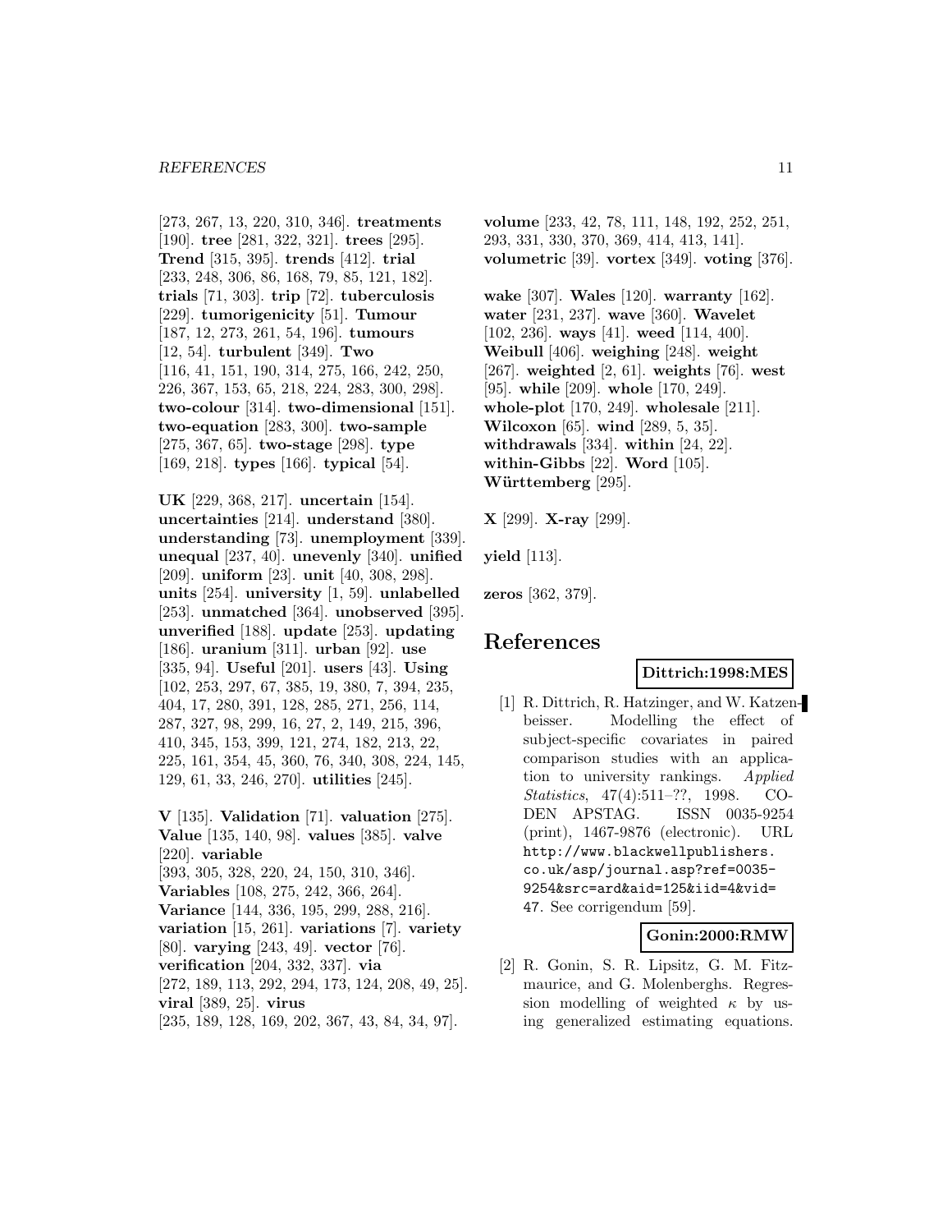[273, 267, 13, 220, 310, 346]. **treatments** [190]. **tree** [281, 322, 321]. **trees** [295]. **Trend** [315, 395]. **trends** [412]. **trial** [233, 248, 306, 86, 168, 79, 85, 121, 182]. **trials** [71, 303]. **trip** [72]. **tuberculosis** [229]. **tumorigenicity** [51]. **Tumour** [187, 12, 273, 261, 54, 196]. **tumours** [12, 54]. **turbulent** [349]. **Two** [116, 41, 151, 190, 314, 275, 166, 242, 250, 226, 367, 153, 65, 218, 224, 283, 300, 298]. **two-colour** [314]. **two-dimensional** [151]. **two-equation** [283, 300]. **two-sample** [275, 367, 65]. **two-stage** [298]. **type** [169, 218]. **types** [166]. **typical** [54].

**UK** [229, 368, 217]. **uncertain** [154]. **uncertainties** [214]. **understand** [380]. **understanding** [73]. **unemployment** [339]. **unequal** [237, 40]. **unevenly** [340]. **unified** [209]. **uniform** [23]. **unit** [40, 308, 298]. **units** [254]. **university** [1, 59]. **unlabelled** [253]. **unmatched** [364]. **unobserved** [395]. **unverified** [188]. **update** [253]. **updating** [186]. **uranium** [311]. **urban** [92]. **use** [335, 94]. **Useful** [201]. **users** [43]. **Using** [102, 253, 297, 67, 385, 19, 380, 7, 394, 235, 404, 17, 280, 391, 128, 285, 271, 256, 114, 287, 327, 98, 299, 16, 27, 2, 149, 215, 396, 410, 345, 153, 399, 121, 274, 182, 213, 22, 225, 161, 354, 45, 360, 76, 340, 308, 224, 145, 129, 61, 33, 246, 270]. **utilities** [245].

**V** [135]. **Validation** [71]. **valuation** [275]. **Value** [135, 140, 98]. **values** [385]. **valve** [220]. **variable** [393, 305, 328, 220, 24, 150, 310, 346]. **Variables** [108, 275, 242, 366, 264]. **Variance** [144, 336, 195, 299, 288, 216]. **variation** [15, 261]. **variations** [7]. **variety** [80]. **varying** [243, 49]. **vector** [76]. **verification** [204, 332, 337]. **via** [272, 189, 113, 292, 294, 173, 124, 208, 49, 25]. **viral** [389, 25]. **virus** [235, 189, 128, 169, 202, 367, 43, 84, 34, 97]. **volume** [233, 42, 78, 111, 148, 192, 252, 251, 293, 331, 330, 370, 369, 414, 413, 141]. **volumetric** [39]. **vortex** [349]. **voting** [376].

**wake** [307]. **Wales** [120]. **warranty** [162]. **water** [231, 237]. **wave** [360]. **Wavelet** [102, 236]. **ways** [41]. **weed** [114, 400]. **Weibull** [406]. **weighing** [248]. **weight** [267]. **weighted** [2, 61]. **weights** [76]. **west** [95]. **while** [209]. **whole** [170, 249]. **whole-plot** [170, 249]. **wholesale** [211]. **Wilcoxon** [65]. **wind** [289, 5, 35]. **withdrawals** [334]. **within** [24, 22]. **within-Gibbs** [22]. **Word** [105]. **Württemberg** [295].

**X** [299]. **X-ray** [299].

**yield** [113].

**zeros** [362, 379].

# References

**Dittrich:1998:MES**

[1] R. Dittrich, R. Hatzinger, and W. Katzenbeisser. Modelling the effect of subject-specific covariates in paired comparison studies with an application to university rankings. *Applied Statistics*, 47(4):511–??, 1998. CODEN APSTAG. ISSN 0035-9254 (print), 1467-9876 (electronic). URL http://www.blackwellpublishers.co.uk/asp/journal.asp?ref=0035-9254&src=ard&aid=125&iid=4&vid=47. See corrigendum [59].

**Gonin:2000:RMW**

[2] R. Gonin, S. R. Lipsitz, G. M. Fitzmaurice, and G. Molenberghs. Regression modelling of weighted $\kappa$ by using generalized estimating equations.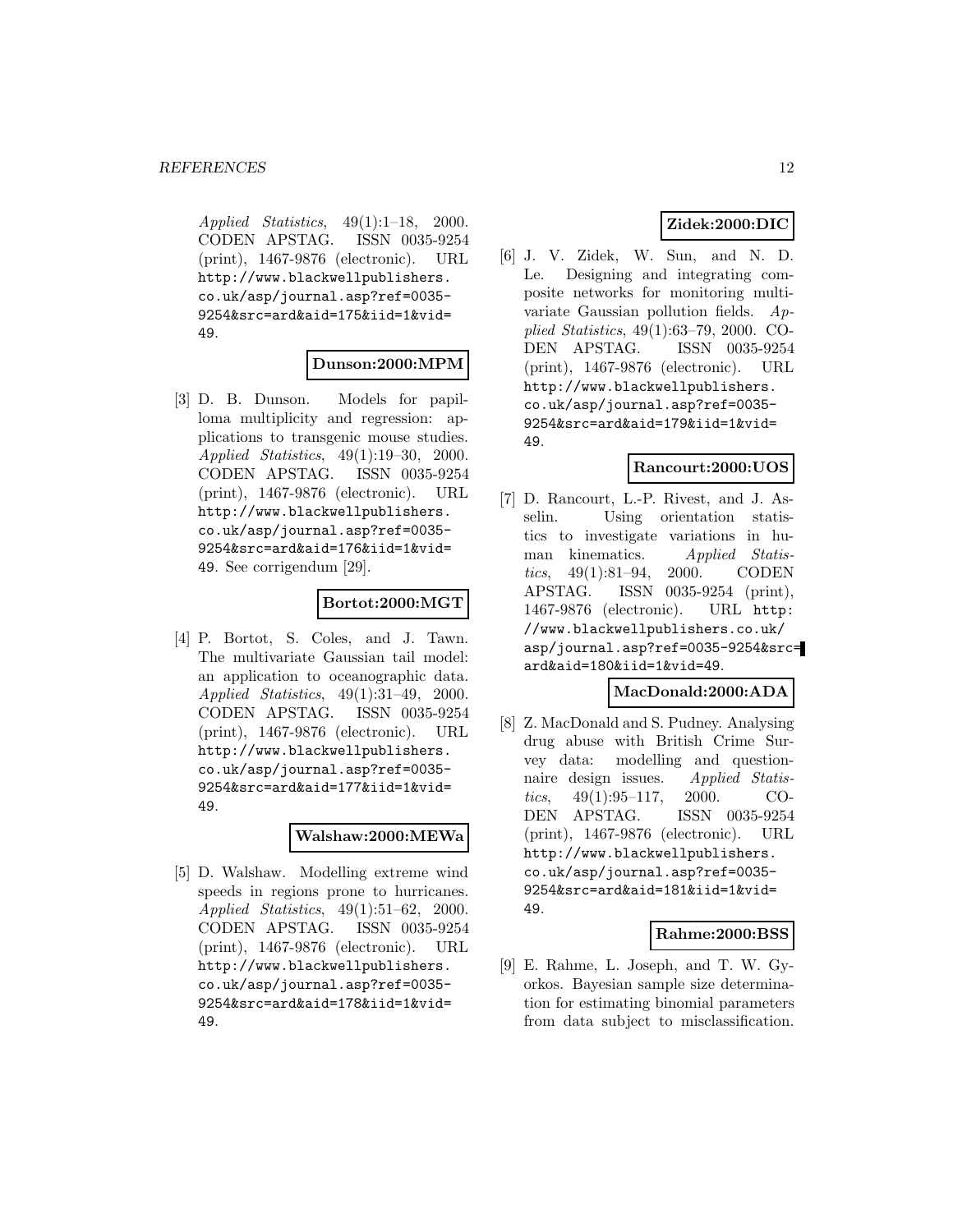*Applied Statistics*, 49(1):1–18, 2000. CODEN APSTAG. ISSN 0035-9254 (print), 1467-9876 (electronic). URL http://www.blackwellpublishers.co.uk/asp/journal.asp?ref=0035-9254&src=ard&aid=175&iid=1&vid=49.

**Dunson:2000:MPM**

[3] D. B. Dunson. Models for papilloma multiplicity and regression: applications to transgenic mouse studies. *Applied Statistics*, 49(1):19–30, 2000. CODEN APSTAG. ISSN 0035-9254 (print), 1467-9876 (electronic). URL http://www.blackwellpublishers.co.uk/asp/journal.asp?ref=0035-9254&src=ard&aid=176&iid=1&vid=49. See corrigendum [29].

**Bortot:2000:MGT**

[4] P. Bortot, S. Coles, and J. Tawn. The multivariate Gaussian tail model: an application to oceanographic data. *Applied Statistics*, 49(1):31–49, 2000. CODEN APSTAG. ISSN 0035-9254 (print), 1467-9876 (electronic). URL http://www.blackwellpublishers.co.uk/asp/journal.asp?ref=0035-9254&src=ard&aid=177&iid=1&vid=49.

**Walshaw:2000:MEWa**

[5] D. Walshaw. Modelling extreme wind speeds in regions prone to hurricanes. *Applied Statistics*, 49(1):51–62, 2000. CODEN APSTAG. ISSN 0035-9254 (print), 1467-9876 (electronic). URL http://www.blackwellpublishers.co.uk/asp/journal.asp?ref=0035-9254&src=ard&aid=178&iid=1&vid=49.

**Zidek:2000:DIC**

[6] J. V. Zidek, W. Sun, and N. D. Le. Designing and integrating composite networks for monitoring multivariate Gaussian pollution fields. *Applied Statistics*, 49(1):63–79, 2000. CODEN APSTAG. ISSN 0035-9254 (print), 1467-9876 (electronic). URL http://www.blackwellpublishers.co.uk/asp/journal.asp?ref=0035-9254&src=ard&aid=179&iid=1&vid=49.

**Rancourt:2000:UOS**

[7] D. Rancourt, L.-P. Rivest, and J. Asselin. Using orientation statistics to investigate variations in human kinematics. *Applied Statistics*, 49(1):81–94, 2000. CODEN APSTAG. ISSN 0035-9254 (print), 1467-9876 (electronic). URL http://www.blackwellpublishers.co.uk/asp/journal.asp?ref=0035-9254&src=ard&aid=180&iid=1&vid=49.

**MacDonald:2000:ADA**

[8] Z. MacDonald and S. Pudney. Analysing drug abuse with British Crime Survey data: modelling and questionnaire design issues. *Applied Statistics*, 49(1):95–117, 2000. CODEN APSTAG. ISSN 0035-9254 (print), 1467-9876 (electronic). URL http://www.blackwellpublishers.co.uk/asp/journal.asp?ref=0035-9254&src=ard&aid=181&iid=1&vid=49.

**Rahme:2000:BSS**

[9] E. Rahme, L. Joseph, and T. W. Gyorkos. Bayesian sample size determination for estimating binomial parameters from data subject to misclassification.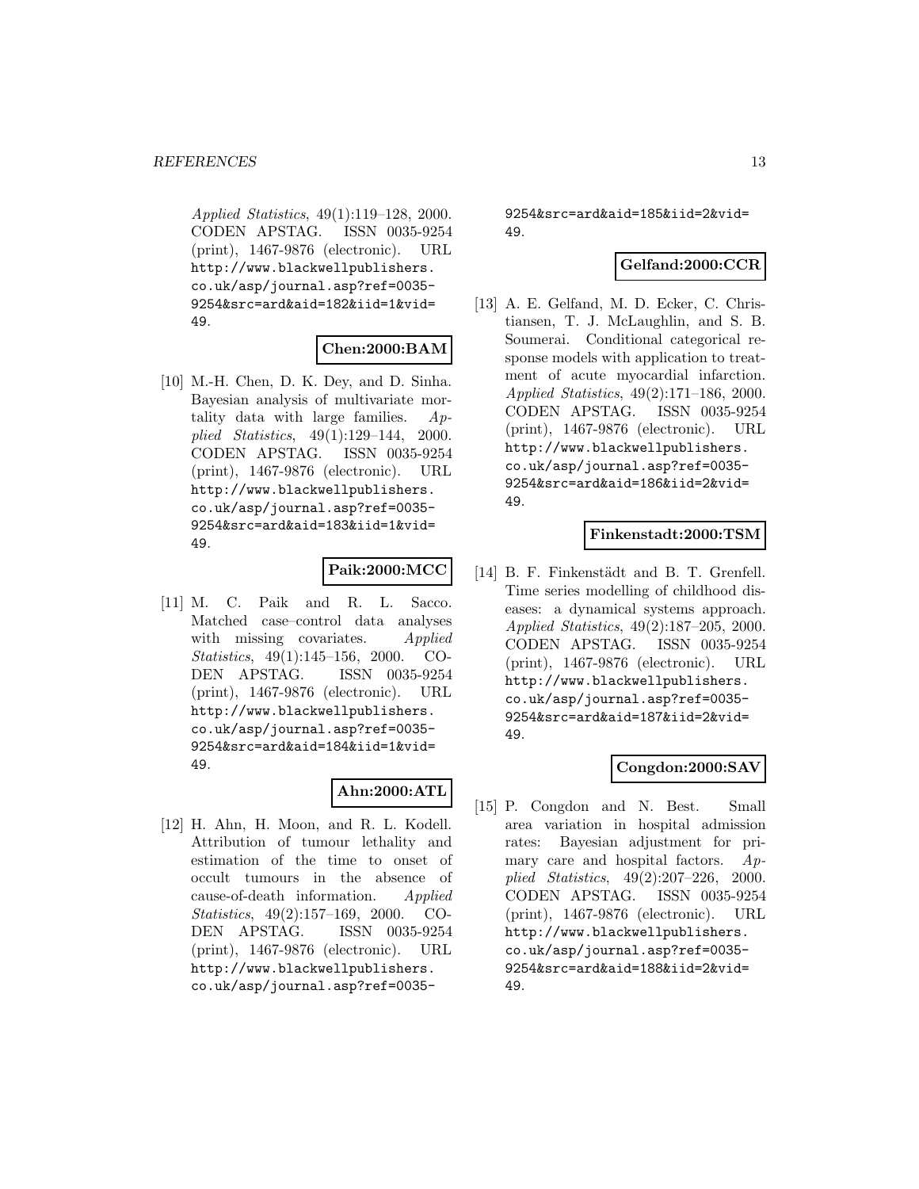*Applied Statistics*, 49(1):119–128, 2000. CODEN APSTAG. ISSN 0035-9254 (print), 1467-9876 (electronic). URL http://www.blackwellpublishers.co.uk/asp/journal.asp?ref=0035-9254&src=ard&aid=182&iid=1&vid=49.

**Chen:2000:BAM**

[10] M.-H. Chen, D. K. Dey, and D. Sinha. Bayesian analysis of multivariate mortality data with large families. *Applied Statistics*, 49(1):129–144, 2000. CODEN APSTAG. ISSN 0035-9254 (print), 1467-9876 (electronic). URL http://www.blackwellpublishers.co.uk/asp/journal.asp?ref=0035-9254&src=ard&aid=183&iid=1&vid=49.

**Paik:2000:MCC**

[11] M. C. Paik and R. L. Sacco. Matched case–control data analyses with missing covariates. *Applied Statistics*, 49(1):145–156, 2000. CODEN APSTAG. ISSN 0035-9254 (print), 1467-9876 (electronic). URL http://www.blackwellpublishers.co.uk/asp/journal.asp?ref=0035-9254&src=ard&aid=184&iid=1&vid=49.

**Ahn:2000:ATL**

[12] H. Ahn, H. Moon, and R. L. Kodell. Attribution of tumour lethality and estimation of the time to onset of occult tumours in the absence of cause-of-death information. *Applied Statistics*, 49(2):157–169, 2000. CODEN APSTAG. ISSN 0035-9254 (print), 1467-9876 (electronic). URL http://www.blackwellpublishers.co.uk/asp/journal.asp?ref=0035-9254&src=ard&aid=185&iid=2&vid=49.

**Gelfand:2000:CCR**

[13] A. E. Gelfand, M. D. Ecker, C. Christiansen, T. J. McLaughlin, and S. B. Soumerai. Conditional categorical response models with application to treatment of acute myocardial infarction. *Applied Statistics*, 49(2):171–186, 2000. CODEN APSTAG. ISSN 0035-9254 (print), 1467-9876 (electronic). URL http://www.blackwellpublishers.co.uk/asp/journal.asp?ref=0035-9254&src=ard&aid=186&iid=2&vid=49.

**Finkenstadt:2000:TSM**

[14] B. F. Finkenstädt and B. T. Grenfell. Time series modelling of childhood diseases: a dynamical systems approach. *Applied Statistics*, 49(2):187–205, 2000. CODEN APSTAG. ISSN 0035-9254 (print), 1467-9876 (electronic). URL http://www.blackwellpublishers.co.uk/asp/journal.asp?ref=0035-9254&src=ard&aid=187&iid=2&vid=49.

**Congdon:2000:SAV**

[15] P. Congdon and N. Best. Small area variation in hospital admission rates: Bayesian adjustment for primary care and hospital factors. *Applied Statistics*, 49(2):207–226, 2000. CODEN APSTAG. ISSN 0035-9254 (print), 1467-9876 (electronic). URL http://www.blackwellpublishers.co.uk/asp/journal.asp?ref=0035-9254&src=ard&aid=188&iid=2&vid=49.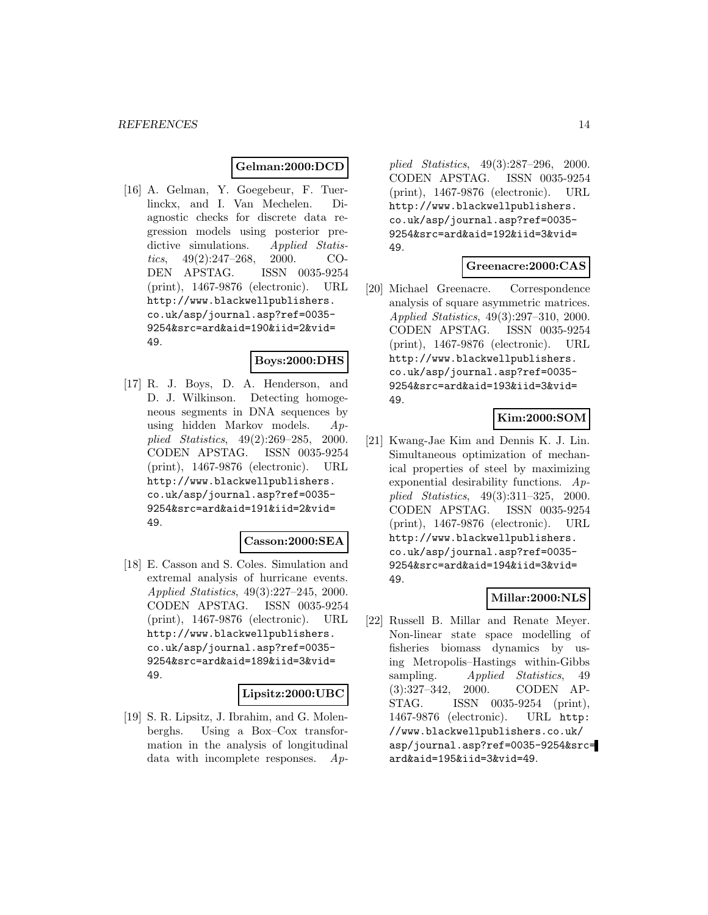**Gelman:2000:DCD**

[16] A. Gelman, Y. Goegebeur, F. Tuerlinckx, and I. Van Mechelen. Diagnostic checks for discrete data regression models using posterior predictive simulations. *Applied Statistics*, 49(2):247–268, 2000. CODEN APSTAG. ISSN 0035-9254 (print), 1467-9876 (electronic). URL http://www.blackwellpublishers.co.uk/asp/journal.asp?ref=0035-9254&src=ard&aid=190&iid=2&vid=49.

**Boys:2000:DHS**

[17] R. J. Boys, D. A. Henderson, and D. J. Wilkinson. Detecting homogeneous segments in DNA sequences by using hidden Markov models. *Applied Statistics*, 49(2):269–285, 2000. CODEN APSTAG. ISSN 0035-9254 (print), 1467-9876 (electronic). URL http://www.blackwellpublishers.co.uk/asp/journal.asp?ref=0035-9254&src=ard&aid=191&iid=2&vid=49.

**Casson:2000:SEA**

[18] E. Casson and S. Coles. Simulation and extremal analysis of hurricane events. *Applied Statistics*, 49(3):227–245, 2000. CODEN APSTAG. ISSN 0035-9254 (print), 1467-9876 (electronic). URL http://www.blackwellpublishers.co.uk/asp/journal.asp?ref=0035-9254&src=ard&aid=189&iid=3&vid=49.

**Lipsitz:2000:UBC**

[19] S. R. Lipsitz, J. Ibrahim, and G. Molenberghs. Using a Box–Cox transformation in the analysis of longitudinal data with incomplete responses. *Applied Statistics*, 49(3):287–296, 2000. CODEN APSTAG. ISSN 0035-9254 (print), 1467-9876 (electronic). URL http://www.blackwellpublishers.co.uk/asp/journal.asp?ref=0035-9254&src=ard&aid=192&iid=3&vid=49.

**Greenacre:2000:CAS**

[20] Michael Greenacre. Correspondence analysis of square asymmetric matrices. *Applied Statistics*, 49(3):297–310, 2000. CODEN APSTAG. ISSN 0035-9254 (print), 1467-9876 (electronic). URL http://www.blackwellpublishers.co.uk/asp/journal.asp?ref=0035-9254&src=ard&aid=193&iid=3&vid=49.

**Kim:2000:SOM**

[21] Kwang-Jae Kim and Dennis K. J. Lin. Simultaneous optimization of mechanical properties of steel by maximizing exponential desirability functions. *Applied Statistics*, 49(3):311–325, 2000. CODEN APSTAG. ISSN 0035-9254 (print), 1467-9876 (electronic). URL http://www.blackwellpublishers.co.uk/asp/journal.asp?ref=0035-9254&src=ard&aid=194&iid=3&vid=49.

**Millar:2000:NLS**

[22] Russell B. Millar and Renate Meyer. Non-linear state space modelling of fisheries biomass dynamics by using Metropolis–Hastings within-Gibbs sampling. *Applied Statistics*, 49(3):327–342, 2000. CODEN APSTAG. ISSN 0035-9254 (print), 1467-9876 (electronic). URL http://www.blackwellpublishers.co.uk/asp/journal.asp?ref=0035-9254&src=ard&aid=195&iid=3&vid=49.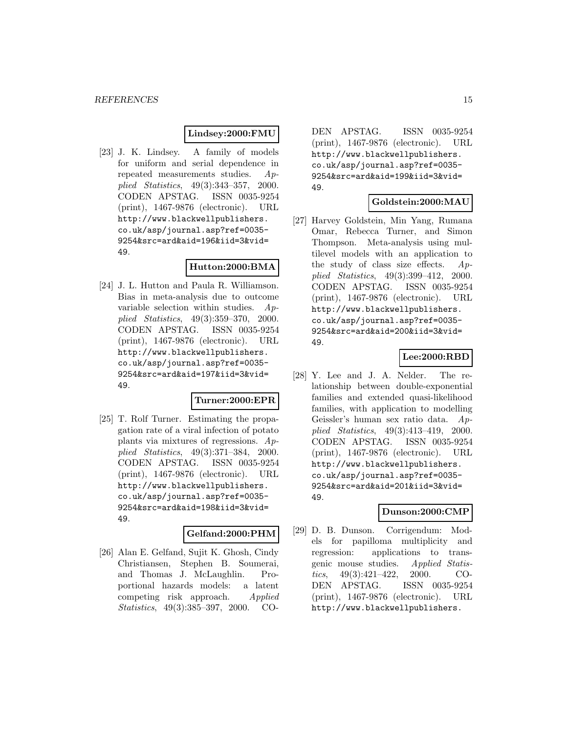**Lindsey:2000:FMU**

[23] J. K. Lindsey. A family of models for uniform and serial dependence in repeated measurements studies. *Applied Statistics*, 49(3):343–357, 2000. CODEN APSTAG. ISSN 0035-9254 (print), 1467-9876 (electronic). URL http://www.blackwellpublishers.co.uk/asp/journal.asp?ref=0035-9254&src=ard&aid=196&iid=3&vid=49.

**Hutton:2000:BMA**

[24] J. L. Hutton and Paula R. Williamson. Bias in meta-analysis due to outcome variable selection within studies. *Applied Statistics*, 49(3):359–370, 2000. CODEN APSTAG. ISSN 0035-9254 (print), 1467-9876 (electronic). URL http://www.blackwellpublishers.co.uk/asp/journal.asp?ref=0035-9254&src=ard&aid=197&iid=3&vid=49.

**Turner:2000:EPR**

[25] T. Rolf Turner. Estimating the propagation rate of a viral infection of potato plants via mixtures of regressions. *Applied Statistics*, 49(3):371–384, 2000. CODEN APSTAG. ISSN 0035-9254 (print), 1467-9876 (electronic). URL http://www.blackwellpublishers.co.uk/asp/journal.asp?ref=0035-9254&src=ard&aid=198&iid=3&vid=49.

**Gelfand:2000:PHM**

[26] Alan E. Gelfand, Sujit K. Ghosh, Cindy Christiansen, Stephen B. Soumerai, and Thomas J. McLaughlin. Proportional hazards models: a latent competing risk approach. *Applied Statistics*, 49(3):385–397, 2000. CODEN APSTAG. ISSN 0035-9254 (print), 1467-9876 (electronic). URL http://www.blackwellpublishers.co.uk/asp/journal.asp?ref=0035-9254&src=ard&aid=199&iid=3&vid=49.

**Goldstein:2000:MAU**

[27] Harvey Goldstein, Min Yang, Rumana Omar, Rebecca Turner, and Simon Thompson. Meta-analysis using multilevel models with an application to the study of class size effects. *Applied Statistics*, 49(3):399–412, 2000. CODEN APSTAG. ISSN 0035-9254 (print), 1467-9876 (electronic). URL http://www.blackwellpublishers.co.uk/asp/journal.asp?ref=0035-9254&src=ard&aid=200&iid=3&vid=49.

**Lee:2000:RBD**

[28] Y. Lee and J. A. Nelder. The relationship between double-exponential families and extended quasi-likelihood families, with application to modelling Geissler's human sex ratio data. *Applied Statistics*, 49(3):413–419, 2000. CODEN APSTAG. ISSN 0035-9254 (print), 1467-9876 (electronic). URL http://www.blackwellpublishers.co.uk/asp/journal.asp?ref=0035-9254&src=ard&aid=201&iid=3&vid=49.

**Dunson:2000:CMP**

[29] D. B. Dunson. Corrigendum: Models for papilloma multiplicity and regression: applications to transgenic mouse studies. *Applied Statistics*, 49(3):421–422, 2000. CODEN APSTAG. ISSN 0035-9254 (print), 1467-9876 (electronic). URL http://www.blackwellpublishers.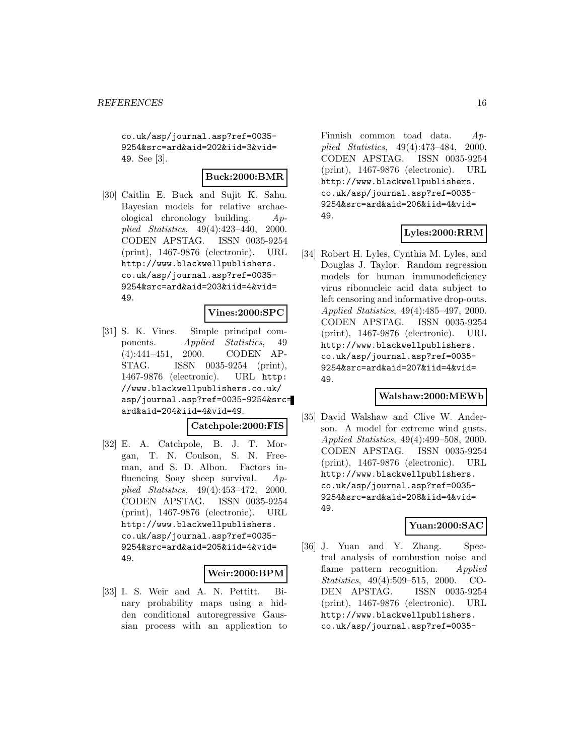co.uk/asp/journal.asp?ref=0035-9254&src=ard&aid=202&iid=3&vid=49. See [3].

**Buck:2000:BMR**

[30] Caitlin E. Buck and Sujit K. Sahu. Bayesian models for relative archaeological chronology building. *Applied Statistics*, 49(4):423–440, 2000. CODEN APSTAG. ISSN 0035-9254 (print), 1467-9876 (electronic). URL http://www.blackwellpublishers.co.uk/asp/journal.asp?ref=0035-9254&src=ard&aid=203&iid=4&vid=49.

**Vines:2000:SPC**

[31] S. K. Vines. Simple principal components. *Applied Statistics*, 49(4):441–451, 2000. CODEN APSTAG. ISSN 0035-9254 (print), 1467-9876 (electronic). URL http://www.blackwellpublishers.co.uk/asp/journal.asp?ref=0035-9254&src=ard&aid=204&iid=4&vid=49.

**Catchpole:2000:FIS**

[32] E. A. Catchpole, B. J. T. Morgan, T. N. Coulson, S. N. Freeman, and S. D. Albon. Factors influencing Soay sheep survival. *Applied Statistics*, 49(4):453–472, 2000. CODEN APSTAG. ISSN 0035-9254 (print), 1467-9876 (electronic). URL http://www.blackwellpublishers.co.uk/asp/journal.asp?ref=0035-9254&src=ard&aid=205&iid=4&vid=49.

**Weir:2000:BPM**

[33] I. S. Weir and A. N. Pettitt. Binary probability maps using a hidden conditional autoregressive Gaussian process with an application to Finnish common toad data. *Applied Statistics*, 49(4):473–484, 2000. CODEN APSTAG. ISSN 0035-9254 (print), 1467-9876 (electronic). URL http://www.blackwellpublishers.co.uk/asp/journal.asp?ref=0035-9254&src=ard&aid=206&iid=4&vid=49.

**Lyles:2000:RRM**

[34] Robert H. Lyles, Cynthia M. Lyles, and Douglas J. Taylor. Random regression models for human immunodeficiency virus ribonucleic acid data subject to left censoring and informative drop-outs. *Applied Statistics*, 49(4):485–497, 2000. CODEN APSTAG. ISSN 0035-9254 (print), 1467-9876 (electronic). URL http://www.blackwellpublishers.co.uk/asp/journal.asp?ref=0035-9254&src=ard&aid=207&iid=4&vid=49.

**Walshaw:2000:MEWb**

[35] David Walshaw and Clive W. Anderson. A model for extreme wind gusts. *Applied Statistics*, 49(4):499–508, 2000. CODEN APSTAG. ISSN 0035-9254 (print), 1467-9876 (electronic). URL http://www.blackwellpublishers.co.uk/asp/journal.asp?ref=0035-9254&src=ard&aid=208&iid=4&vid=49.

**Yuan:2000:SAC**

[36] J. Yuan and Y. Zhang. Spectral analysis of combustion noise and flame pattern recognition. *Applied Statistics*, 49(4):509–515, 2000. CODEN APSTAG. ISSN 0035-9254 (print), 1467-9876 (electronic). URL http://www.blackwellpublishers.co.uk/asp/journal.asp?ref=0035-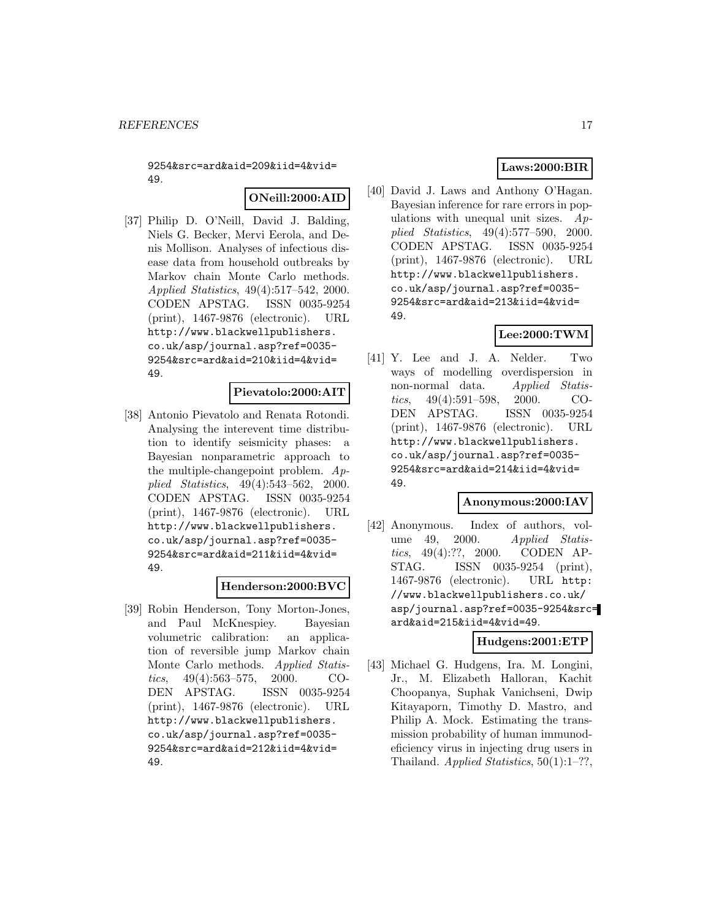9254&src=ard&aid=209&iid=4&vid=49.

**ONeill:2000:AID**

[37] Philip D. O'Neill, David J. Balding, Niels G. Becker, Mervi Eerola, and Denis Mollison. Analyses of infectious disease data from household outbreaks by Markov chain Monte Carlo methods. *Applied Statistics*, 49(4):517–542, 2000. CODEN APSTAG. ISSN 0035-9254 (print), 1467-9876 (electronic). URL http://www.blackwellpublishers.co.uk/asp/journal.asp?ref=0035-9254&src=ard&aid=210&iid=4&vid=49.

**Pievatolo:2000:AIT**

[38] Antonio Pievatolo and Renata Rotondi. Analysing the interevent time distribution to identify seismicity phases: a Bayesian nonparametric approach to the multiple-changepoint problem. *Applied Statistics*, 49(4):543–562, 2000. CODEN APSTAG. ISSN 0035-9254 (print), 1467-9876 (electronic). URL http://www.blackwellpublishers.co.uk/asp/journal.asp?ref=0035-9254&src=ard&aid=211&iid=4&vid=49.

**Henderson:2000:BVC**

[39] Robin Henderson, Tony Morton-Jones, and Paul McKnespiey. Bayesian volumetric calibration: an application of reversible jump Markov chain Monte Carlo methods. *Applied Statistics*, 49(4):563–575, 2000. CODEN APSTAG. ISSN 0035-9254 (print), 1467-9876 (electronic). URL http://www.blackwellpublishers.co.uk/asp/journal.asp?ref=0035-9254&src=ard&aid=212&iid=4&vid=49.

**Laws:2000:BIR**

[40] David J. Laws and Anthony O'Hagan. Bayesian inference for rare errors in populations with unequal unit sizes. *Applied Statistics*, 49(4):577–590, 2000. CODEN APSTAG. ISSN 0035-9254 (print), 1467-9876 (electronic). URL http://www.blackwellpublishers.co.uk/asp/journal.asp?ref=0035-9254&src=ard&aid=213&iid=4&vid=49.

**Lee:2000:TWM**

[41] Y. Lee and J. A. Nelder. Two ways of modelling overdispersion in non-normal data. *Applied Statistics*, 49(4):591–598, 2000. CODEN APSTAG. ISSN 0035-9254 (print), 1467-9876 (electronic). URL http://www.blackwellpublishers.co.uk/asp/journal.asp?ref=0035-9254&src=ard&aid=214&iid=4&vid=49.

**Anonymous:2000:IAV**

[42] Anonymous. Index of authors, volume 49, 2000. *Applied Statistics*, 49(4):??, 2000. CODEN APSTAG. ISSN 0035-9254 (print), 1467-9876 (electronic). URL http://www.blackwellpublishers.co.uk/asp/journal.asp?ref=0035-9254&src=ard&aid=215&iid=4&vid=49.

**Hudgens:2001:ETP**

[43] Michael G. Hudgens, Ira. M. Longini, Jr., M. Elizabeth Halloran, Kachit Choopanya, Suphak Vanichseni, Dwip Kitayaporn, Timothy D. Mastro, and Philip A. Mock. Estimating the transmission probability of human immunodeficiency virus in injecting drug users in Thailand. *Applied Statistics*, 50(1):1–??,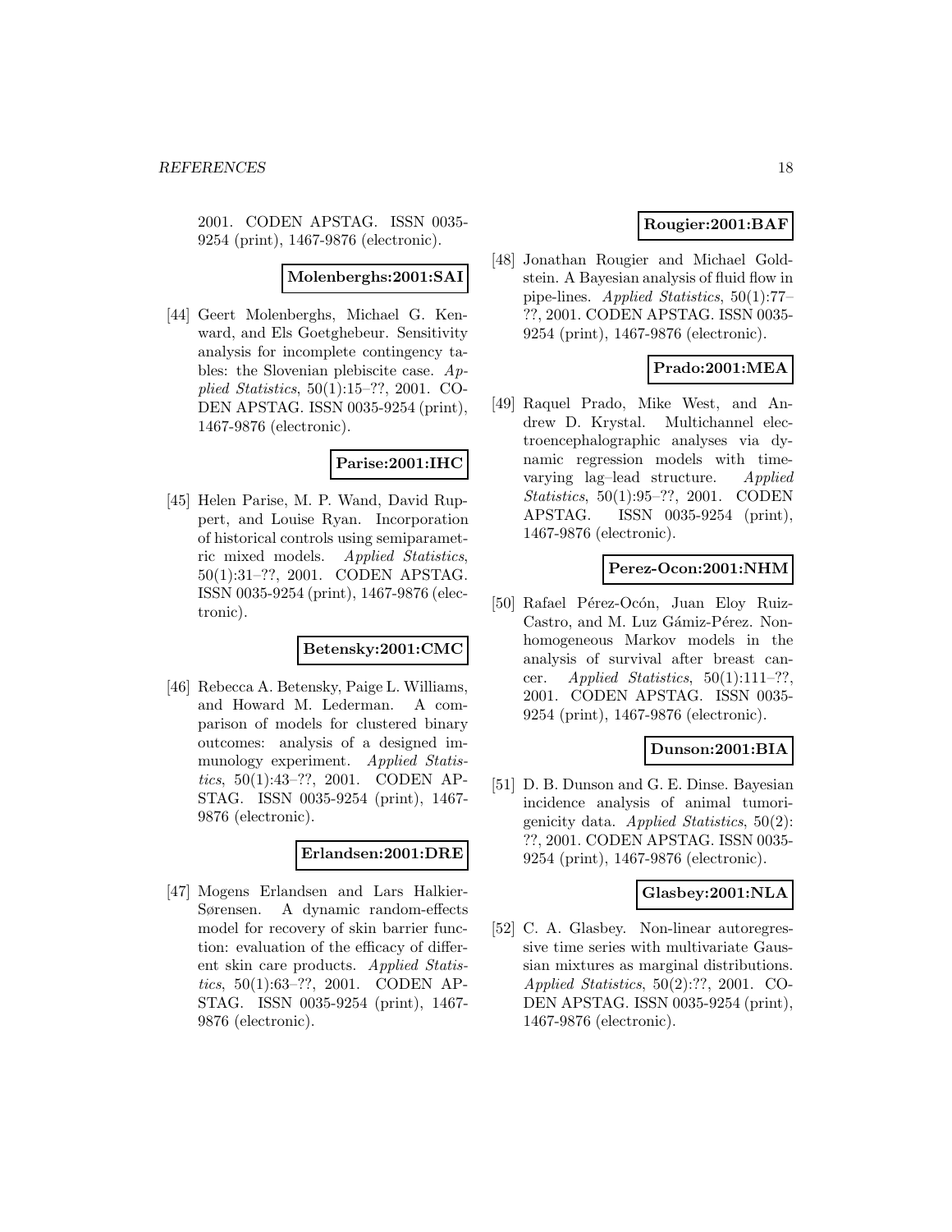2001. CODEN APSTAG. ISSN 0035-9254 (print), 1467-9876 (electronic).

**Molenberghs:2001:SAI**

[44] Geert Molenberghs, Michael G. Kenward, and Els Goetghebeur. Sensitivity analysis for incomplete contingency tables: the Slovenian plebiscite case. *Applied Statistics*, 50(1):15–??, 2001. CODEN APSTAG. ISSN 0035-9254 (print), 1467-9876 (electronic).

**Parise:2001:IHC**

[45] Helen Parise, M. P. Wand, David Ruppert, and Louise Ryan. Incorporation of historical controls using semiparametric mixed models. *Applied Statistics*, 50(1):31–??, 2001. CODEN APSTAG. ISSN 0035-9254 (print), 1467-9876 (electronic).

**Betensky:2001:CMC**

[46] Rebecca A. Betensky, Paige L. Williams, and Howard M. Lederman. A comparison of models for clustered binary outcomes: analysis of a designed immunology experiment. *Applied Statistics*, 50(1):43–??, 2001. CODEN APSTAG. ISSN 0035-9254 (print), 1467-9876 (electronic).

**Erlandsen:2001:DRE**

[47] Mogens Erlandsen and Lars Halkier-Sørensen. A dynamic random-effects model for recovery of skin barrier function: evaluation of the efficacy of different skin care products. *Applied Statistics*, 50(1):63–??, 2001. CODEN APSTAG. ISSN 0035-9254 (print), 1467-9876 (electronic).

**Rougier:2001:BAF**

[48] Jonathan Rougier and Michael Goldstein. A Bayesian analysis of fluid flow in pipe-lines. *Applied Statistics*, 50(1):77–??, 2001. CODEN APSTAG. ISSN 0035-9254 (print), 1467-9876 (electronic).

**Prado:2001:MEA**

[49] Raquel Prado, Mike West, and Andrew D. Krystal. Multichannel electroencephalographic analyses via dynamic regression models with time-varying lag–lead structure. *Applied Statistics*, 50(1):95–??, 2001. CODEN APSTAG. ISSN 0035-9254 (print), 1467-9876 (electronic).

**Perez-Ocon:2001:NHM**

[50] Rafael Pérez-Ocón, Juan Eloy Ruiz-Castro, and M. Luz Gámiz-Pérez. Non-homogeneous Markov models in the analysis of survival after breast cancer. *Applied Statistics*, 50(1):111–??, 2001. CODEN APSTAG. ISSN 0035-9254 (print), 1467-9876 (electronic).

**Dunson:2001:BIA**

[51] D. B. Dunson and G. E. Dinse. Bayesian incidence analysis of animal tumorigenicity data. *Applied Statistics*, 50(2):??, 2001. CODEN APSTAG. ISSN 0035-9254 (print), 1467-9876 (electronic).

**Glasbey:2001:NLA**

[52] C. A. Glasbey. Non-linear autoregressive time series with multivariate Gaussian mixtures as marginal distributions. *Applied Statistics*, 50(2):??, 2001. CODEN APSTAG. ISSN 0035-9254 (print), 1467-9876 (electronic).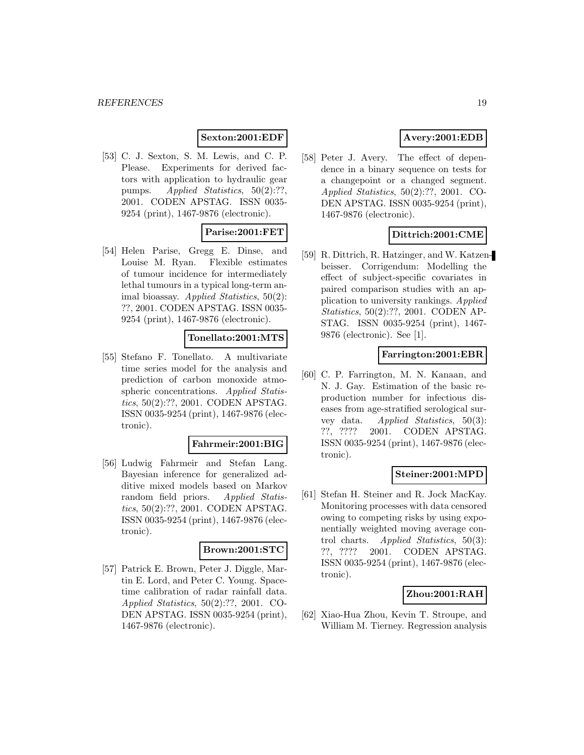**Sexton:2001:EDF**

[53] C. J. Sexton, S. M. Lewis, and C. P. Please. Experiments for derived factors with application to hydraulic gear pumps. *Applied Statistics*, 50(2):??, 2001. CODEN APSTAG. ISSN 0035-9254 (print), 1467-9876 (electronic).

**Parise:2001:FET**

[54] Helen Parise, Gregg E. Dinse, and Louise M. Ryan. Flexible estimates of tumour incidence for intermediately lethal tumours in a typical long-term animal bioassay. *Applied Statistics*, 50(2): ??, 2001. CODEN APSTAG. ISSN 0035-9254 (print), 1467-9876 (electronic).

**Tonellato:2001:MTS**

[55] Stefano F. Tonellato. A multivariate time series model for the analysis and prediction of carbon monoxide atmospheric concentrations. *Applied Statistics*, 50(2):??, 2001. CODEN APSTAG. ISSN 0035-9254 (print), 1467-9876 (electronic).

**Fahrmeir:2001:BIG**

[56] Ludwig Fahrmeir and Stefan Lang. Bayesian inference for generalized additive mixed models based on Markov random field priors. *Applied Statistics*, 50(2):??, 2001. CODEN APSTAG. ISSN 0035-9254 (print), 1467-9876 (electronic).

**Brown:2001:STC**

[57] Patrick E. Brown, Peter J. Diggle, Martin E. Lord, and Peter C. Young. Space-time calibration of radar rainfall data. *Applied Statistics*, 50(2):??, 2001. CODEN APSTAG. ISSN 0035-9254 (print), 1467-9876 (electronic).

**Avery:2001:EDB**

[58] Peter J. Avery. The effect of dependence in a binary sequence on tests for a changepoint or a changed segment. *Applied Statistics*, 50(2):??, 2001. CODEN APSTAG. ISSN 0035-9254 (print), 1467-9876 (electronic).

**Dittrich:2001:CME**

[59] R. Dittrich, R. Hatzinger, and W. Katzenbeisser. Corrigendum: Modelling the effect of subject-specific covariates in paired comparison studies with an application to university rankings. *Applied Statistics*, 50(2):??, 2001. CODEN APSTAG. ISSN 0035-9254 (print), 1467-9876 (electronic). See [1].

**Farrington:2001:EBR**

[60] C. P. Farrington, M. N. Kanaan, and N. J. Gay. Estimation of the basic reproduction number for infectious diseases from age-stratified serological survey data. *Applied Statistics*, 50(3): ??, ???? 2001. CODEN APSTAG. ISSN 0035-9254 (print), 1467-9876 (electronic).

**Steiner:2001:MPD**

[61] Stefan H. Steiner and R. Jock MacKay. Monitoring processes with data censored owing to competing risks by using exponentially weighted moving average control charts. *Applied Statistics*, 50(3): ??, ???? 2001. CODEN APSTAG. ISSN 0035-9254 (print), 1467-9876 (electronic).

**Zhou:2001:RAH**

[62] Xiao-Hua Zhou, Kevin T. Stroupe, and William M. Tierney. Regression analysis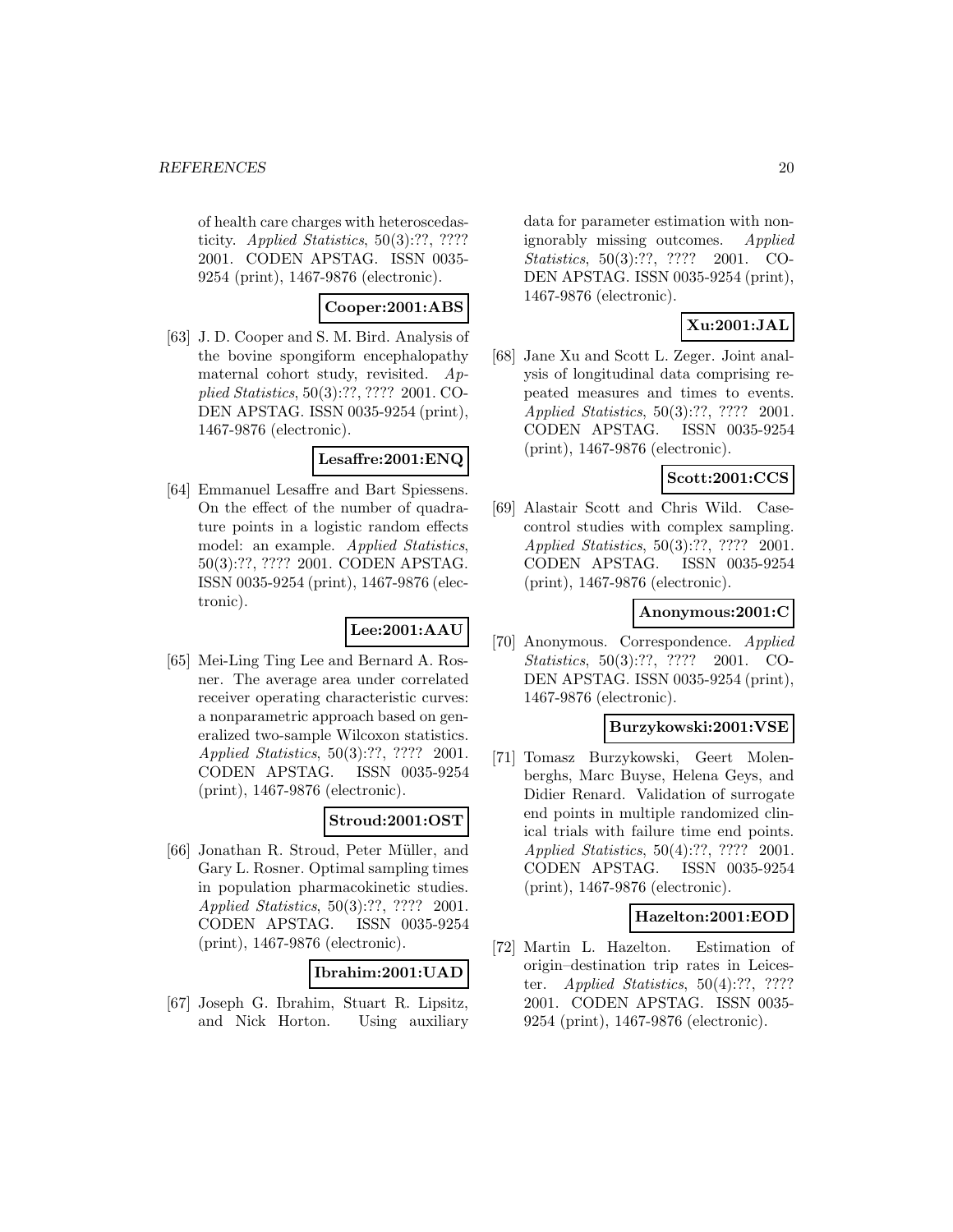of health care charges with heteroscedasticity. *Applied Statistics*, 50(3):??, ???? 2001. CODEN APSTAG. ISSN 0035-9254 (print), 1467-9876 (electronic).

**Cooper:2001:ABS**

[63] J. D. Cooper and S. M. Bird. Analysis of the bovine spongiform encephalopathy maternal cohort study, revisited. *Applied Statistics*, 50(3):??, ???? 2001. CODEN APSTAG. ISSN 0035-9254 (print), 1467-9876 (electronic).

**Lesaffre:2001:ENQ**

[64] Emmanuel Lesaffre and Bart Spiessens. On the effect of the number of quadrature points in a logistic random effects model: an example. *Applied Statistics*, 50(3):??, ???? 2001. CODEN APSTAG. ISSN 0035-9254 (print), 1467-9876 (electronic).

**Lee:2001:AAU**

[65] Mei-Ling Ting Lee and Bernard A. Rosner. The average area under correlated receiver operating characteristic curves: a nonparametric approach based on generalized two-sample Wilcoxon statistics. *Applied Statistics*, 50(3):??, ???? 2001. CODEN APSTAG. ISSN 0035-9254 (print), 1467-9876 (electronic).

**Stroud:2001:OST**

[66] Jonathan R. Stroud, Peter Müller, and Gary L. Rosner. Optimal sampling times in population pharmacokinetic studies. *Applied Statistics*, 50(3):??, ???? 2001. CODEN APSTAG. ISSN 0035-9254 (print), 1467-9876 (electronic).

**Ibrahim:2001:UAD**

[67] Joseph G. Ibrahim, Stuart R. Lipsitz, and Nick Horton. Using auxiliary data for parameter estimation with nonignorably missing outcomes. *Applied Statistics*, 50(3):??, ???? 2001. CODEN APSTAG. ISSN 0035-9254 (print), 1467-9876 (electronic).

**Xu:2001:JAL**

[68] Jane Xu and Scott L. Zeger. Joint analysis of longitudinal data comprising repeated measures and times to events. *Applied Statistics*, 50(3):??, ???? 2001. CODEN APSTAG. ISSN 0035-9254 (print), 1467-9876 (electronic).

**Scott:2001:CCS**

[69] Alastair Scott and Chris Wild. Case-control studies with complex sampling. *Applied Statistics*, 50(3):??, ???? 2001. CODEN APSTAG. ISSN 0035-9254 (print), 1467-9876 (electronic).

**Anonymous:2001:C**

[70] Anonymous. Correspondence. *Applied Statistics*, 50(3):??, ???? 2001. CODEN APSTAG. ISSN 0035-9254 (print), 1467-9876 (electronic).

**Burzykowski:2001:VSE**

[71] Tomasz Burzykowski, Geert Molenberghs, Marc Buyse, Helena Geys, and Didier Renard. Validation of surrogate end points in multiple randomized clinical trials with failure time end points. *Applied Statistics*, 50(4):??, ???? 2001. CODEN APSTAG. ISSN 0035-9254 (print), 1467-9876 (electronic).

**Hazelton:2001:EOD**

[72] Martin L. Hazelton. Estimation of origin–destination trip rates in Leicester. *Applied Statistics*, 50(4):??, ???? 2001. CODEN APSTAG. ISSN 0035-9254 (print), 1467-9876 (electronic).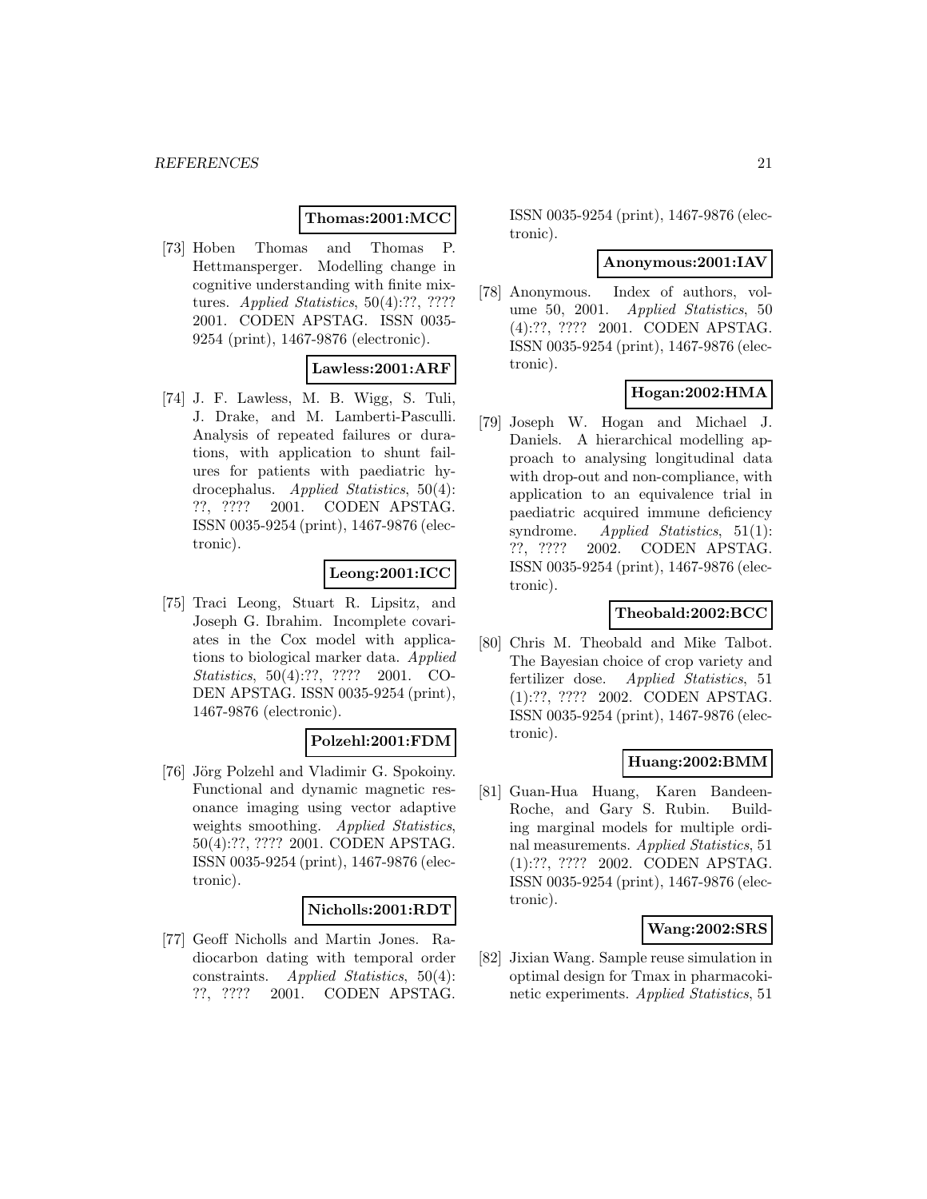**Thomas:2001:MCC**

[73] Hoben Thomas and Thomas P. Hettmansperger. Modelling change in cognitive understanding with finite mixtures. *Applied Statistics*, 50(4):??, ???? 2001. CODEN APSTAG. ISSN 0035-9254 (print), 1467-9876 (electronic).

**Lawless:2001:ARF**

[74] J. F. Lawless, M. B. Wigg, S. Tuli, J. Drake, and M. Lamberti-Pasculli. Analysis of repeated failures or durations, with application to shunt failures for patients with paediatric hydrocephalus. *Applied Statistics*, 50(4): ??, ???? 2001. CODEN APSTAG. ISSN 0035-9254 (print), 1467-9876 (electronic).

**Leong:2001:ICC**

[75] Traci Leong, Stuart R. Lipsitz, and Joseph G. Ibrahim. Incomplete covariates in the Cox model with applications to biological marker data. *Applied Statistics*, 50(4):??, ???? 2001. CODEN APSTAG. ISSN 0035-9254 (print), 1467-9876 (electronic).

**Polzehl:2001:FDM**

[76] Jörg Polzehl and Vladimir G. Spokoiny. Functional and dynamic magnetic resonance imaging using vector adaptive weights smoothing. *Applied Statistics*, 50(4):??, ???? 2001. CODEN APSTAG. ISSN 0035-9254 (print), 1467-9876 (electronic).

**Nicholls:2001:RDT**

[77] Geoff Nicholls and Martin Jones. Radiocarbon dating with temporal order constraints. *Applied Statistics*, 50(4): ??, ???? 2001. CODEN APSTAG. ISSN 0035-9254 (print), 1467-9876 (electronic).

**Anonymous:2001:IAV**

[78] Anonymous. Index of authors, volume 50, 2001. *Applied Statistics*, 50 (4):??, ???? 2001. CODEN APSTAG. ISSN 0035-9254 (print), 1467-9876 (electronic).

**Hogan:2002:HMA**

[79] Joseph W. Hogan and Michael J. Daniels. A hierarchical modelling approach to analysing longitudinal data with drop-out and non-compliance, with application to an equivalence trial in paediatric acquired immune deficiency syndrome. *Applied Statistics*, 51(1): ??, ???? 2002. CODEN APSTAG. ISSN 0035-9254 (print), 1467-9876 (electronic).

**Theobald:2002:BCC**

[80] Chris M. Theobald and Mike Talbot. The Bayesian choice of crop variety and fertilizer dose. *Applied Statistics*, 51 (1):??, ???? 2002. CODEN APSTAG. ISSN 0035-9254 (print), 1467-9876 (electronic).

**Huang:2002:BMM**

[81] Guan-Hua Huang, Karen Bandeen-Roche, and Gary S. Rubin. Building marginal models for multiple ordinal measurements. *Applied Statistics*, 51 (1):??, ???? 2002. CODEN APSTAG. ISSN 0035-9254 (print), 1467-9876 (electronic).

**Wang:2002:SRS**

[82] Jixian Wang. Sample reuse simulation in optimal design for Tmax in pharmacokinetic experiments. *Applied Statistics*, 51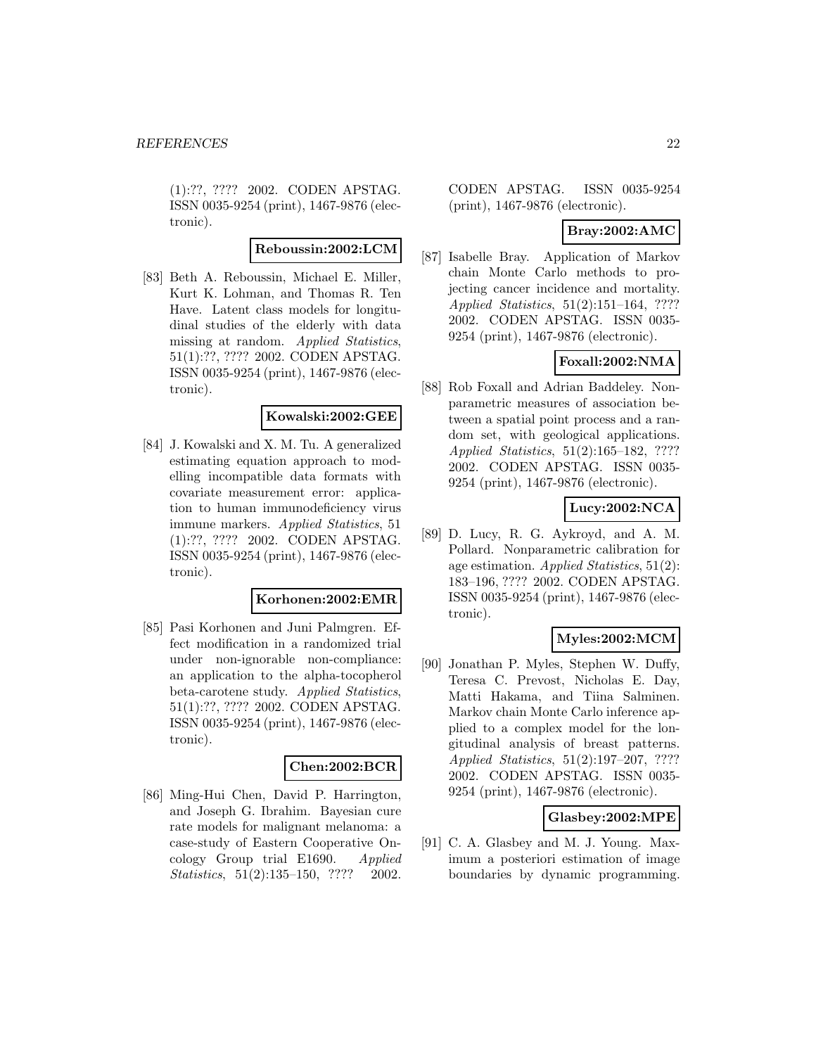(1):??, ???? 2002. CODEN APSTAG. ISSN 0035-9254 (print), 1467-9876 (electronic).

**Reboussin:2002:LCM**

[83] Beth A. Reboussin, Michael E. Miller, Kurt K. Lohman, and Thomas R. Ten Have. Latent class models for longitudinal studies of the elderly with data missing at random. *Applied Statistics*, 51(1):??, ???? 2002. CODEN APSTAG. ISSN 0035-9254 (print), 1467-9876 (electronic).

**Kowalski:2002:GEE**

[84] J. Kowalski and X. M. Tu. A generalized estimating equation approach to modelling incompatible data formats with covariate measurement error: application to human immunodeficiency virus immune markers. *Applied Statistics*, 51 (1):??, ???? 2002. CODEN APSTAG. ISSN 0035-9254 (print), 1467-9876 (electronic).

**Korhonen:2002:EMR**

[85] Pasi Korhonen and Juni Palmgren. Effect modification in a randomized trial under non-ignorable non-compliance: an application to the alpha-tocopherol beta-carotene study. *Applied Statistics*, 51(1):??, ???? 2002. CODEN APSTAG. ISSN 0035-9254 (print), 1467-9876 (electronic).

**Chen:2002:BCR**

[86] Ming-Hui Chen, David P. Harrington, and Joseph G. Ibrahim. Bayesian cure rate models for malignant melanoma: a case-study of Eastern Cooperative Oncology Group trial E1690. *Applied Statistics*, 51(2):135–150, ???? 2002. CODEN APSTAG. ISSN 0035-9254 (print), 1467-9876 (electronic).

**Bray:2002:AMC**

[87] Isabelle Bray. Application of Markov chain Monte Carlo methods to projecting cancer incidence and mortality. *Applied Statistics*, 51(2):151–164, ???? 2002. CODEN APSTAG. ISSN 0035-9254 (print), 1467-9876 (electronic).

**Foxall:2002:NMA**

[88] Rob Foxall and Adrian Baddeley. Nonparametric measures of association between a spatial point process and a random set, with geological applications. *Applied Statistics*, 51(2):165–182, ???? 2002. CODEN APSTAG. ISSN 0035-9254 (print), 1467-9876 (electronic).

**Lucy:2002:NCA**

[89] D. Lucy, R. G. Aykroyd, and A. M. Pollard. Nonparametric calibration for age estimation. *Applied Statistics*, 51(2): 183–196, ???? 2002. CODEN APSTAG. ISSN 0035-9254 (print), 1467-9876 (electronic).

**Myles:2002:MCM**

[90] Jonathan P. Myles, Stephen W. Duffy, Teresa C. Prevost, Nicholas E. Day, Matti Hakama, and Tiina Salminen. Markov chain Monte Carlo inference applied to a complex model for the longitudinal analysis of breast patterns. *Applied Statistics*, 51(2):197–207, ???? 2002. CODEN APSTAG. ISSN 0035-9254 (print), 1467-9876 (electronic).

**Glasbey:2002:MPE**

[91] C. A. Glasbey and M. J. Young. Maximum a posteriori estimation of image boundaries by dynamic programming.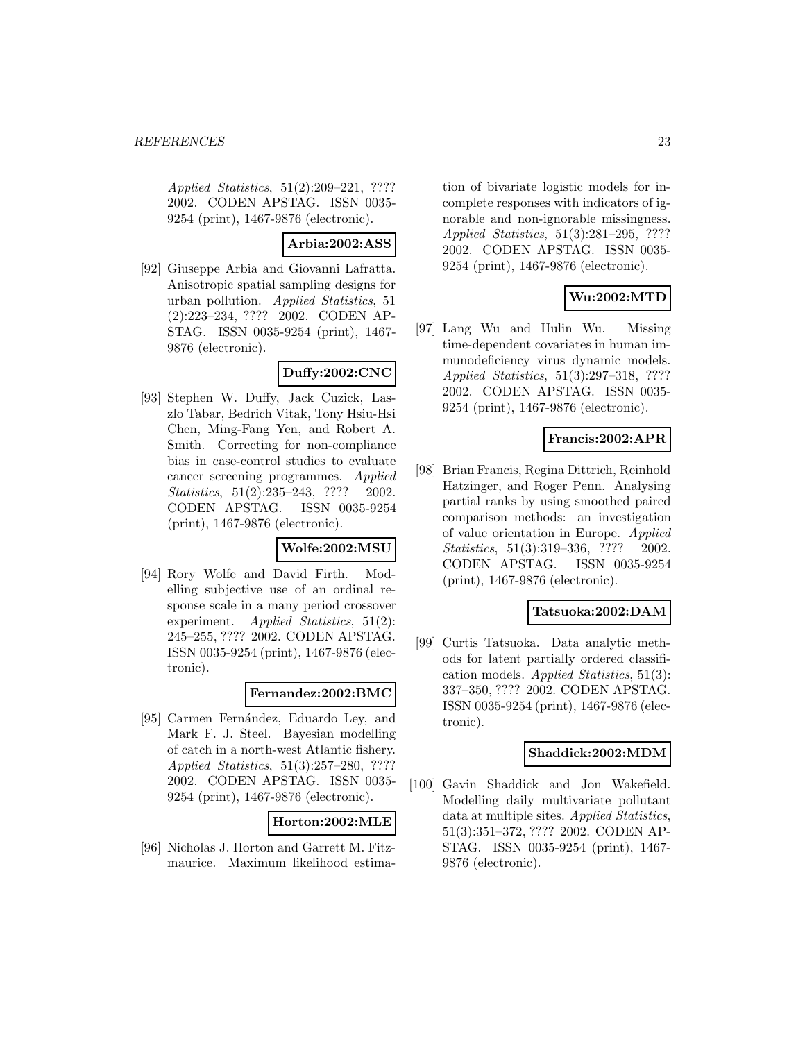*Applied Statistics*, 51(2):209–221, ???? 2002. CODEN APSTAG. ISSN 0035-9254 (print), 1467-9876 (electronic).

**Arbia:2002:ASS**

[92] Giuseppe Arbia and Giovanni Lafratta. Anisotropic spatial sampling designs for urban pollution. *Applied Statistics*, 51 (2):223–234, ???? 2002. CODEN APSTAG. ISSN 0035-9254 (print), 1467-9876 (electronic).

**Duffy:2002:CNC**

[93] Stephen W. Duffy, Jack Cuzick, Laszlo Tabar, Bedrich Vitak, Tony Hsiu-Hsi Chen, Ming-Fang Yen, and Robert A. Smith. Correcting for non-compliance bias in case-control studies to evaluate cancer screening programmes. *Applied Statistics*, 51(2):235–243, ???? 2002. CODEN APSTAG. ISSN 0035-9254 (print), 1467-9876 (electronic).

**Wolfe:2002:MSU**

[94] Rory Wolfe and David Firth. Modelling subjective use of an ordinal response scale in a many period crossover experiment. *Applied Statistics*, 51(2): 245–255, ???? 2002. CODEN APSTAG. ISSN 0035-9254 (print), 1467-9876 (electronic).

**Fernandez:2002:BMC**

[95] Carmen Fernández, Eduardo Ley, and Mark F. J. Steel. Bayesian modelling of catch in a north-west Atlantic fishery. *Applied Statistics*, 51(3):257–280, ???? 2002. CODEN APSTAG. ISSN 0035-9254 (print), 1467-9876 (electronic).

**Horton:2002:MLE**

[96] Nicholas J. Horton and Garrett M. Fitzmaurice. Maximum likelihood estimation of bivariate logistic models for incomplete responses with indicators of ignorable and non-ignorable missingness. *Applied Statistics*, 51(3):281–295, ???? 2002. CODEN APSTAG. ISSN 0035-9254 (print), 1467-9876 (electronic).

**Wu:2002:MTD**

[97] Lang Wu and Hulin Wu. Missing time-dependent covariates in human immunodeficiency virus dynamic models. *Applied Statistics*, 51(3):297–318, ???? 2002. CODEN APSTAG. ISSN 0035-9254 (print), 1467-9876 (electronic).

**Francis:2002:APR**

[98] Brian Francis, Regina Dittrich, Reinhold Hatzinger, and Roger Penn. Analysing partial ranks by using smoothed paired comparison methods: an investigation of value orientation in Europe. *Applied Statistics*, 51(3):319–336, ???? 2002. CODEN APSTAG. ISSN 0035-9254 (print), 1467-9876 (electronic).

**Tatsuoka:2002:DAM**

[99] Curtis Tatsuoka. Data analytic methods for latent partially ordered classification models. *Applied Statistics*, 51(3): 337–350, ???? 2002. CODEN APSTAG. ISSN 0035-9254 (print), 1467-9876 (electronic).

**Shaddick:2002:MDM**

[100] Gavin Shaddick and Jon Wakefield. Modelling daily multivariate pollutant data at multiple sites. *Applied Statistics*, 51(3):351–372, ???? 2002. CODEN APSTAG. ISSN 0035-9254 (print), 1467-9876 (electronic).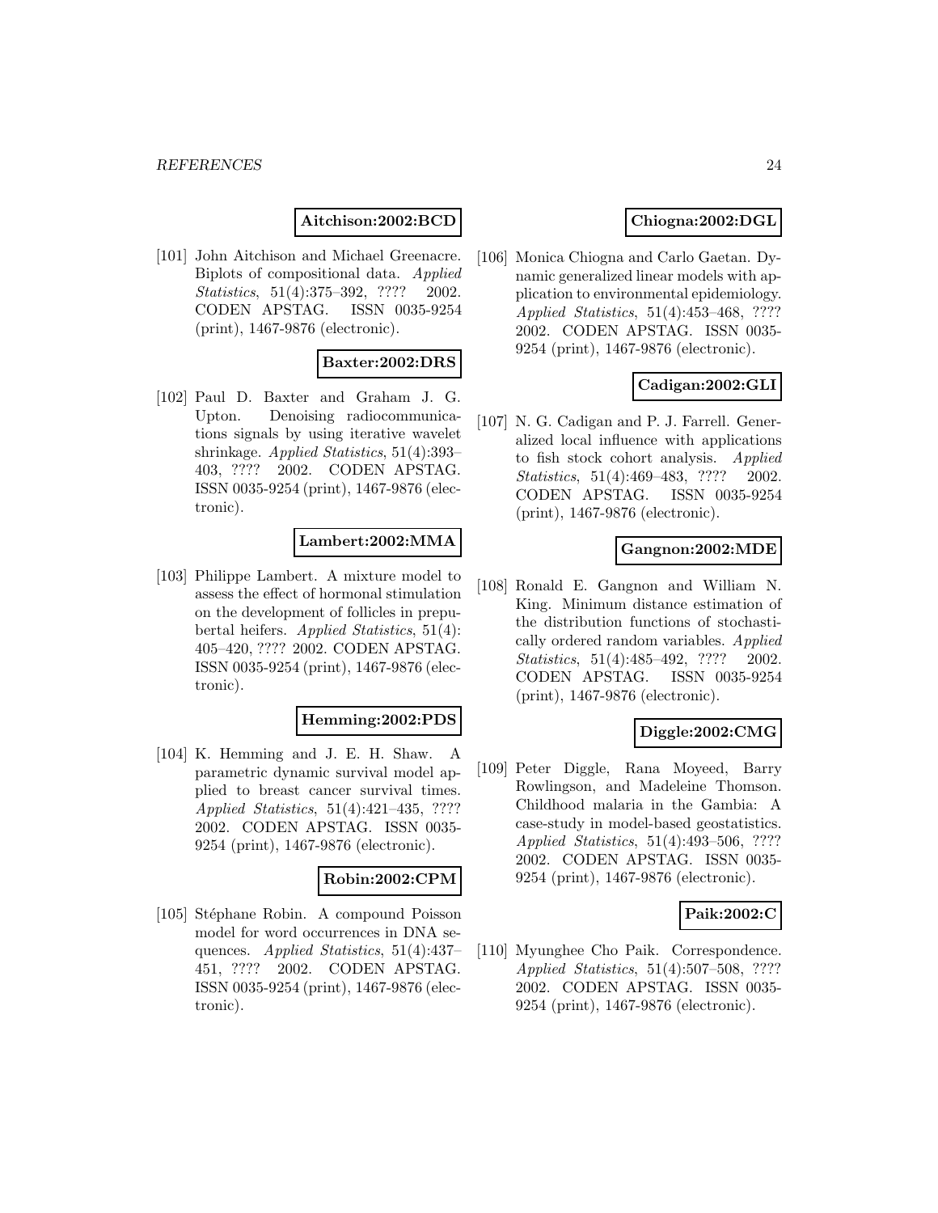**Aitchison:2002:BCD**

[101] John Aitchison and Michael Greenacre. Biplots of compositional data. *Applied Statistics*, 51(4):375–392, ???? 2002. CODEN APSTAG. ISSN 0035-9254 (print), 1467-9876 (electronic).

**Baxter:2002:DRS**

[102] Paul D. Baxter and Graham J. G. Upton. Denoising radiocommunications signals by using iterative wavelet shrinkage. *Applied Statistics*, 51(4):393–403, ???? 2002. CODEN APSTAG. ISSN 0035-9254 (print), 1467-9876 (electronic).

**Lambert:2002:MMA**

[103] Philippe Lambert. A mixture model to assess the effect of hormonal stimulation on the development of follicles in prepubertal heifers. *Applied Statistics*, 51(4): 405–420, ???? 2002. CODEN APSTAG. ISSN 0035-9254 (print), 1467-9876 (electronic).

**Hemming:2002:PDS**

[104] K. Hemming and J. E. H. Shaw. A parametric dynamic survival model applied to breast cancer survival times. *Applied Statistics*, 51(4):421–435, ???? 2002. CODEN APSTAG. ISSN 0035-9254 (print), 1467-9876 (electronic).

**Robin:2002:CPM**

[105] Stéphane Robin. A compound Poisson model for word occurrences in DNA sequences. *Applied Statistics*, 51(4):437–451, ???? 2002. CODEN APSTAG. ISSN 0035-9254 (print), 1467-9876 (electronic).

**Chiogna:2002:DGL**

[106] Monica Chiogna and Carlo Gaetan. Dynamic generalized linear models with application to environmental epidemiology. *Applied Statistics*, 51(4):453–468, ???? 2002. CODEN APSTAG. ISSN 0035-9254 (print), 1467-9876 (electronic).

**Cadigan:2002:GLI**

[107] N. G. Cadigan and P. J. Farrell. Generalized local influence with applications to fish stock cohort analysis. *Applied Statistics*, 51(4):469–483, ???? 2002. CODEN APSTAG. ISSN 0035-9254 (print), 1467-9876 (electronic).

**Gangnon:2002:MDE**

[108] Ronald E. Gangnon and William N. King. Minimum distance estimation of the distribution functions of stochastically ordered random variables. *Applied Statistics*, 51(4):485–492, ???? 2002. CODEN APSTAG. ISSN 0035-9254 (print), 1467-9876 (electronic).

**Diggle:2002:CMG**

[109] Peter Diggle, Rana Moyeed, Barry Rowlingson, and Madeleine Thomson. Childhood malaria in the Gambia: A case-study in model-based geostatistics. *Applied Statistics*, 51(4):493–506, ???? 2002. CODEN APSTAG. ISSN 0035-9254 (print), 1467-9876 (electronic).

**Paik:2002:C**

[110] Myunghee Cho Paik. Correspondence. *Applied Statistics*, 51(4):507–508, ???? 2002. CODEN APSTAG. ISSN 0035-9254 (print), 1467-9876 (electronic).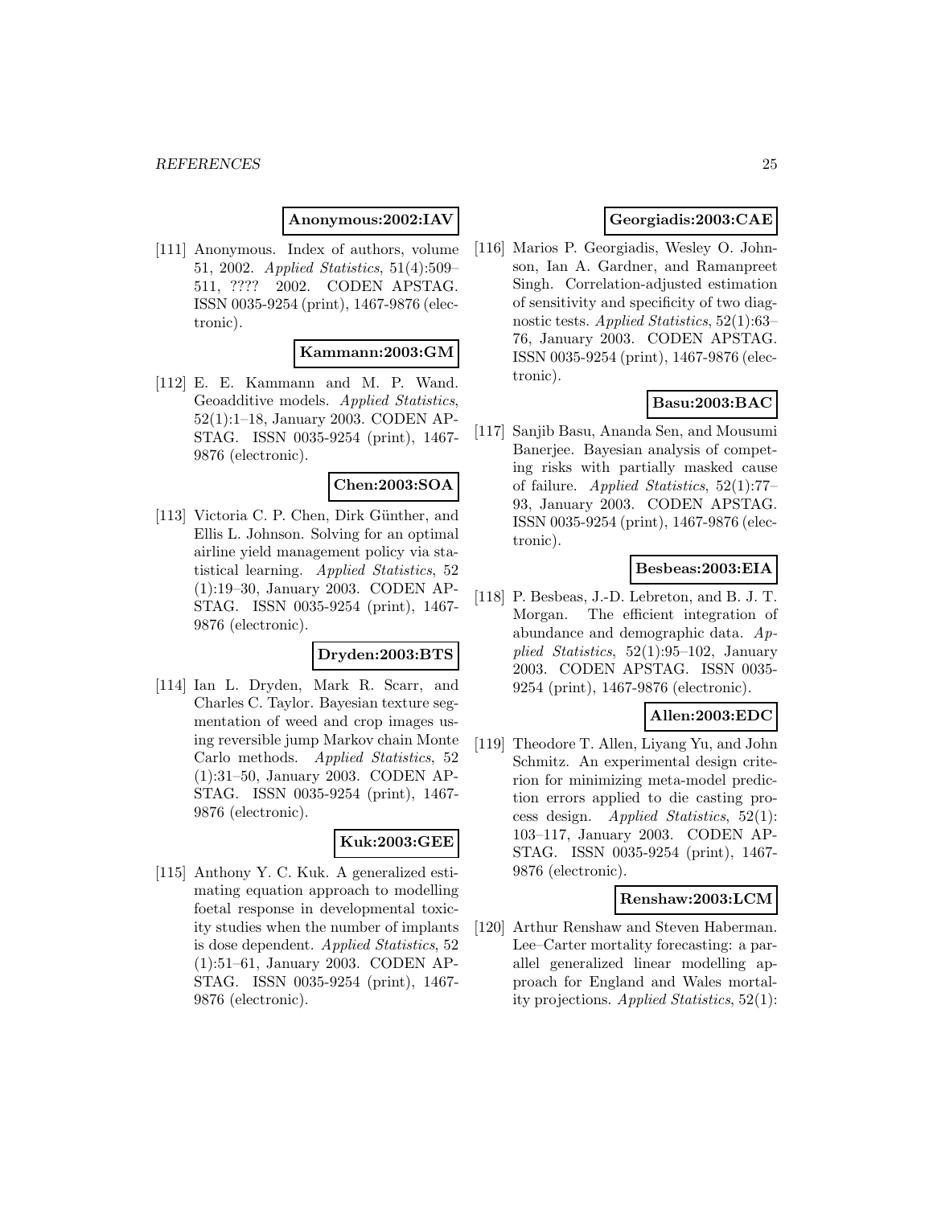**Anonymous:2002:IAV**

[111] Anonymous. Index of authors, volume 51, 2002. *Applied Statistics*, 51(4):509–511, ???? 2002. CODEN APSTAG. ISSN 0035-9254 (print), 1467-9876 (electronic).

**Kammann:2003:GM**

[112] E. E. Kammann and M. P. Wand. Geoadditive models. *Applied Statistics*, 52(1):1–18, January 2003. CODEN APSTAG. ISSN 0035-9254 (print), 1467-9876 (electronic).

**Chen:2003:SOA**

[113] Victoria C. P. Chen, Dirk Günther, and Ellis L. Johnson. Solving for an optimal airline yield management policy via statistical learning. *Applied Statistics*, 52 (1):19–30, January 2003. CODEN APSTAG. ISSN 0035-9254 (print), 1467-9876 (electronic).

**Dryden:2003:BTS**

[114] Ian L. Dryden, Mark R. Scarr, and Charles C. Taylor. Bayesian texture segmentation of weed and crop images using reversible jump Markov chain Monte Carlo methods. *Applied Statistics*, 52 (1):31–50, January 2003. CODEN APSTAG. ISSN 0035-9254 (print), 1467-9876 (electronic).

**Kuk:2003:GEE**

[115] Anthony Y. C. Kuk. A generalized estimating equation approach to modelling foetal response in developmental toxicity studies when the number of implants is dose dependent. *Applied Statistics*, 52 (1):51–61, January 2003. CODEN APSTAG. ISSN 0035-9254 (print), 1467-9876 (electronic).

**Georgiadis:2003:CAE**

[116] Marios P. Georgiadis, Wesley O. Johnson, Ian A. Gardner, and Ramanpreet Singh. Correlation-adjusted estimation of sensitivity and specificity of two diagnostic tests. *Applied Statistics*, 52(1):63–76, January 2003. CODEN APSTAG. ISSN 0035-9254 (print), 1467-9876 (electronic).

**Basu:2003:BAC**

[117] Sanjib Basu, Ananda Sen, and Mousumi Banerjee. Bayesian analysis of competing risks with partially masked cause of failure. *Applied Statistics*, 52(1):77–93, January 2003. CODEN APSTAG. ISSN 0035-9254 (print), 1467-9876 (electronic).

**Besbeas:2003:EIA**

[118] P. Besbeas, J.-D. Lebreton, and B. J. T. Morgan. The efficient integration of abundance and demographic data. *Applied Statistics*, 52(1):95–102, January 2003. CODEN APSTAG. ISSN 0035-9254 (print), 1467-9876 (electronic).

**Allen:2003:EDC**

[119] Theodore T. Allen, Liyang Yu, and John Schmitz. An experimental design criterion for minimizing meta-model prediction errors applied to die casting process design. *Applied Statistics*, 52(1): 103–117, January 2003. CODEN APSTAG. ISSN 0035-9254 (print), 1467-9876 (electronic).

**Renshaw:2003:LCM**

[120] Arthur Renshaw and Steven Haberman. Lee–Carter mortality forecasting: a parallel generalized linear modelling approach for England and Wales mortality projections. *Applied Statistics*, 52(1):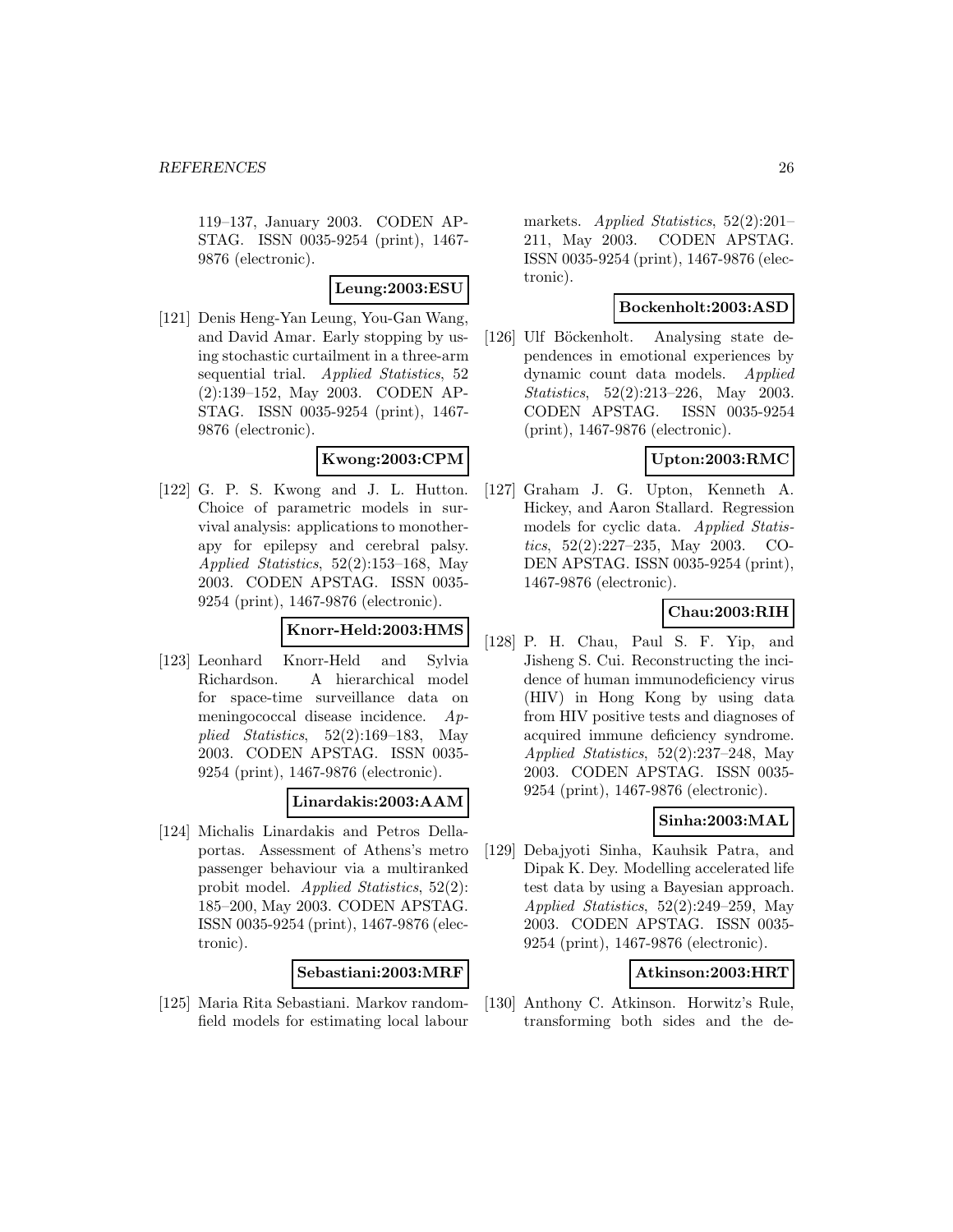119–137, January 2003. CODEN APSTAG. ISSN 0035-9254 (print), 1467-9876 (electronic).

**Leung:2003:ESU**

[121] Denis Heng-Yan Leung, You-Gan Wang, and David Amar. Early stopping by using stochastic curtailment in a three-arm sequential trial. *Applied Statistics*, 52 (2):139–152, May 2003. CODEN APSTAG. ISSN 0035-9254 (print), 1467-9876 (electronic).

**Kwong:2003:CPM**

[122] G. P. S. Kwong and J. L. Hutton. Choice of parametric models in survival analysis: applications to monotherapy for epilepsy and cerebral palsy. *Applied Statistics*, 52(2):153–168, May 2003. CODEN APSTAG. ISSN 0035-9254 (print), 1467-9876 (electronic).

**Knorr-Held:2003:HMS**

[123] Leonhard Knorr-Held and Sylvia Richardson. A hierarchical model for space-time surveillance data on meningococcal disease incidence. *Applied Statistics*, 52(2):169–183, May 2003. CODEN APSTAG. ISSN 0035-9254 (print), 1467-9876 (electronic).

**Linardakis:2003:AAM**

[124] Michalis Linardakis and Petros Dellaportas. Assessment of Athens's metro passenger behaviour via a multiranked probit model. *Applied Statistics*, 52(2): 185–200, May 2003. CODEN APSTAG. ISSN 0035-9254 (print), 1467-9876 (electronic).

**Sebastiani:2003:MRF**

[125] Maria Rita Sebastiani. Markov random-field models for estimating local labour markets. *Applied Statistics*, 52(2):201–211, May 2003. CODEN APSTAG. ISSN 0035-9254 (print), 1467-9876 (electronic).

**Bockenholt:2003:ASD**

[126] Ulf Böckenholt. Analysing state dependences in emotional experiences by dynamic count data models. *Applied Statistics*, 52(2):213–226, May 2003. CODEN APSTAG. ISSN 0035-9254 (print), 1467-9876 (electronic).

**Upton:2003:RMC**

[127] Graham J. G. Upton, Kenneth A. Hickey, and Aaron Stallard. Regression models for cyclic data. *Applied Statistics*, 52(2):227–235, May 2003. CODEN APSTAG. ISSN 0035-9254 (print), 1467-9876 (electronic).

**Chau:2003:RIH**

[128] P. H. Chau, Paul S. F. Yip, and Jisheng S. Cui. Reconstructing the incidence of human immunodeficiency virus (HIV) in Hong Kong by using data from HIV positive tests and diagnoses of acquired immune deficiency syndrome. *Applied Statistics*, 52(2):237–248, May 2003. CODEN APSTAG. ISSN 0035-9254 (print), 1467-9876 (electronic).

**Sinha:2003:MAL**

[129] Debajyoti Sinha, Kauhsik Patra, and Dipak K. Dey. Modelling accelerated life test data by using a Bayesian approach. *Applied Statistics*, 52(2):249–259, May 2003. CODEN APSTAG. ISSN 0035-9254 (print), 1467-9876 (electronic).

**Atkinson:2003:HRT**

[130] Anthony C. Atkinson. Horwitz's Rule, transforming both sides and the de-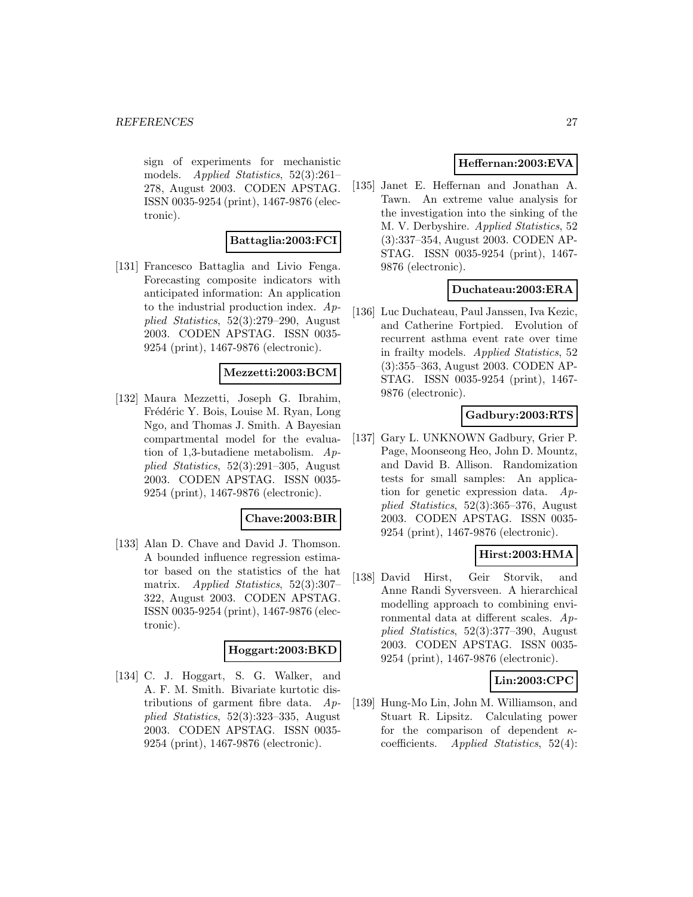sign of experiments for mechanistic models. *Applied Statistics*, 52(3):261–278, August 2003. CODEN APSTAG. ISSN 0035-9254 (print), 1467-9876 (electronic).

**Battaglia:2003:FCI**

[131] Francesco Battaglia and Livio Fenga. Forecasting composite indicators with anticipated information: An application to the industrial production index. *Applied Statistics*, 52(3):279–290, August 2003. CODEN APSTAG. ISSN 0035-9254 (print), 1467-9876 (electronic).

**Mezzetti:2003:BCM**

[132] Maura Mezzetti, Joseph G. Ibrahim, Frédéric Y. Bois, Louise M. Ryan, Long Ngo, and Thomas J. Smith. A Bayesian compartmental model for the evaluation of 1,3-butadiene metabolism. *Applied Statistics*, 52(3):291–305, August 2003. CODEN APSTAG. ISSN 0035-9254 (print), 1467-9876 (electronic).

**Chave:2003:BIR**

[133] Alan D. Chave and David J. Thomson. A bounded influence regression estimator based on the statistics of the hat matrix. *Applied Statistics*, 52(3):307–322, August 2003. CODEN APSTAG. ISSN 0035-9254 (print), 1467-9876 (electronic).

**Hoggart:2003:BKD**

[134] C. J. Hoggart, S. G. Walker, and A. F. M. Smith. Bivariate kurtotic distributions of garment fibre data. *Applied Statistics*, 52(3):323–335, August 2003. CODEN APSTAG. ISSN 0035-9254 (print), 1467-9876 (electronic).

**Heffernan:2003:EVA**

[135] Janet E. Heffernan and Jonathan A. Tawn. An extreme value analysis for the investigation into the sinking of the M. V. Derbyshire. *Applied Statistics*, 52 (3):337–354, August 2003. CODEN APSTAG. ISSN 0035-9254 (print), 1467-9876 (electronic).

**Duchateau:2003:ERA**

[136] Luc Duchateau, Paul Janssen, Iva Kezic, and Catherine Fortpied. Evolution of recurrent asthma event rate over time in frailty models. *Applied Statistics*, 52 (3):355–363, August 2003. CODEN APSTAG. ISSN 0035-9254 (print), 1467-9876 (electronic).

**Gadbury:2003:RTS**

[137] Gary L. UNKNOWN Gadbury, Grier P. Page, Moonseong Heo, John D. Mountz, and David B. Allison. Randomization tests for small samples: An application for genetic expression data. *Applied Statistics*, 52(3):365–376, August 2003. CODEN APSTAG. ISSN 0035-9254 (print), 1467-9876 (electronic).

**Hirst:2003:HMA**

[138] David Hirst, Geir Storvik, and Anne Randi Syversveen. A hierarchical modelling approach to combining environmental data at different scales. *Applied Statistics*, 52(3):377–390, August 2003. CODEN APSTAG. ISSN 0035-9254 (print), 1467-9876 (electronic).

**Lin:2003:CPC**

[139] Hung-Mo Lin, John M. Williamson, and Stuart R. Lipsitz. Calculating power for the comparison of dependent $\kappa$-coefficients. *Applied Statistics*, 52(4):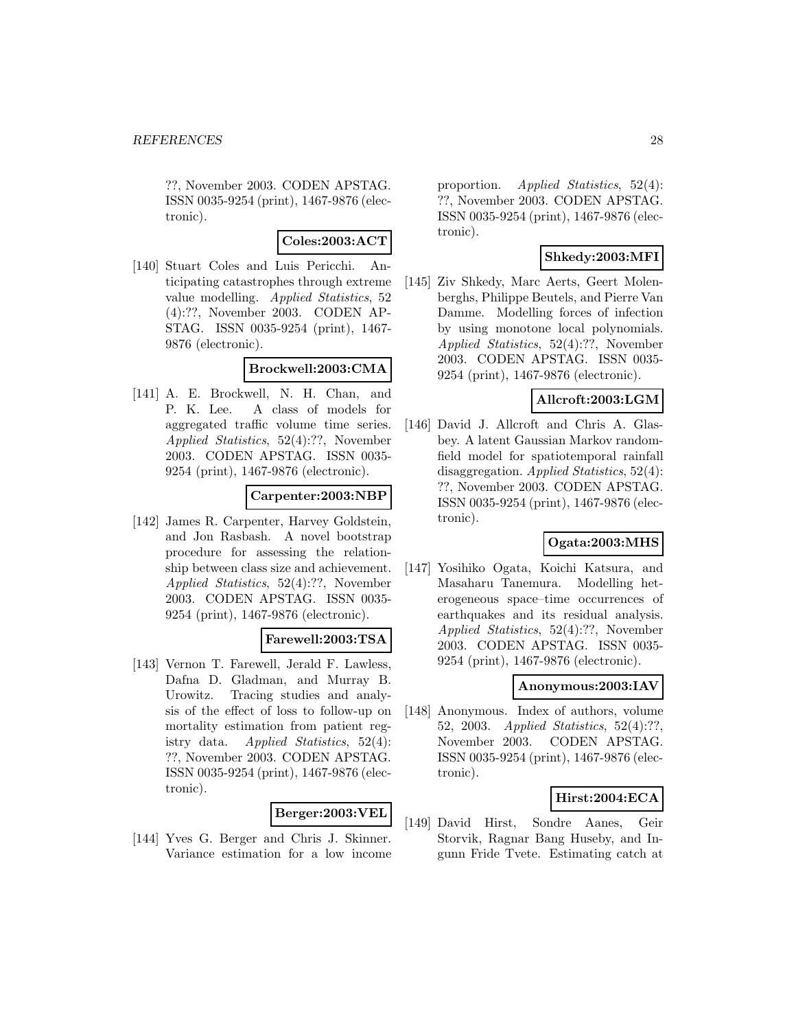??, November 2003. CODEN APSTAG. ISSN 0035-9254 (print), 1467-9876 (electronic).

**Coles:2003:ACT**

[140] Stuart Coles and Luis Pericchi. Anticipating catastrophes through extreme value modelling. *Applied Statistics*, 52 (4):??, November 2003. CODEN APSTAG. ISSN 0035-9254 (print), 1467-9876 (electronic).

**Brockwell:2003:CMA**

[141] A. E. Brockwell, N. H. Chan, and P. K. Lee. A class of models for aggregated traffic volume time series. *Applied Statistics*, 52(4):??, November 2003. CODEN APSTAG. ISSN 0035-9254 (print), 1467-9876 (electronic).

**Carpenter:2003:NBP**

[142] James R. Carpenter, Harvey Goldstein, and Jon Rasbash. A novel bootstrap procedure for assessing the relationship between class size and achievement. *Applied Statistics*, 52(4):??, November 2003. CODEN APSTAG. ISSN 0035-9254 (print), 1467-9876 (electronic).

**Farewell:2003:TSA**

[143] Vernon T. Farewell, Jerald F. Lawless, Dafna D. Gladman, and Murray B. Urowitz. Tracing studies and analysis of the effect of loss to follow-up on mortality estimation from patient registry data. *Applied Statistics*, 52(4): ??, November 2003. CODEN APSTAG. ISSN 0035-9254 (print), 1467-9876 (electronic).

**Berger:2003:VEL**

[144] Yves G. Berger and Chris J. Skinner. Variance estimation for a low income proportion. *Applied Statistics*, 52(4): ??, November 2003. CODEN APSTAG. ISSN 0035-9254 (print), 1467-9876 (electronic).

**Shkedy:2003:MFI**

[145] Ziv Shkedy, Marc Aerts, Geert Molenberghs, Philippe Beutels, and Pierre Van Damme. Modelling forces of infection by using monotone local polynomials. *Applied Statistics*, 52(4):??, November 2003. CODEN APSTAG. ISSN 0035-9254 (print), 1467-9876 (electronic).

**Allcroft:2003:LGM**

[146] David J. Allcroft and Chris A. Glasbey. A latent Gaussian Markov random-field model for spatiotemporal rainfall disaggregation. *Applied Statistics*, 52(4): ??, November 2003. CODEN APSTAG. ISSN 0035-9254 (print), 1467-9876 (electronic).

**Ogata:2003:MHS**

[147] Yosihiko Ogata, Koichi Katsura, and Masaharu Tanemura. Modelling heterogeneous space–time occurrences of earthquakes and its residual analysis. *Applied Statistics*, 52(4):??, November 2003. CODEN APSTAG. ISSN 0035-9254 (print), 1467-9876 (electronic).

**Anonymous:2003:IAV**

[148] Anonymous. Index of authors, volume 52, 2003. *Applied Statistics*, 52(4):??, November 2003. CODEN APSTAG. ISSN 0035-9254 (print), 1467-9876 (electronic).

**Hirst:2004:ECA**

[149] David Hirst, Sondre Aanes, Geir Storvik, Ragnar Bang Huseby, and Ingunn Fride Tvete. Estimating catch at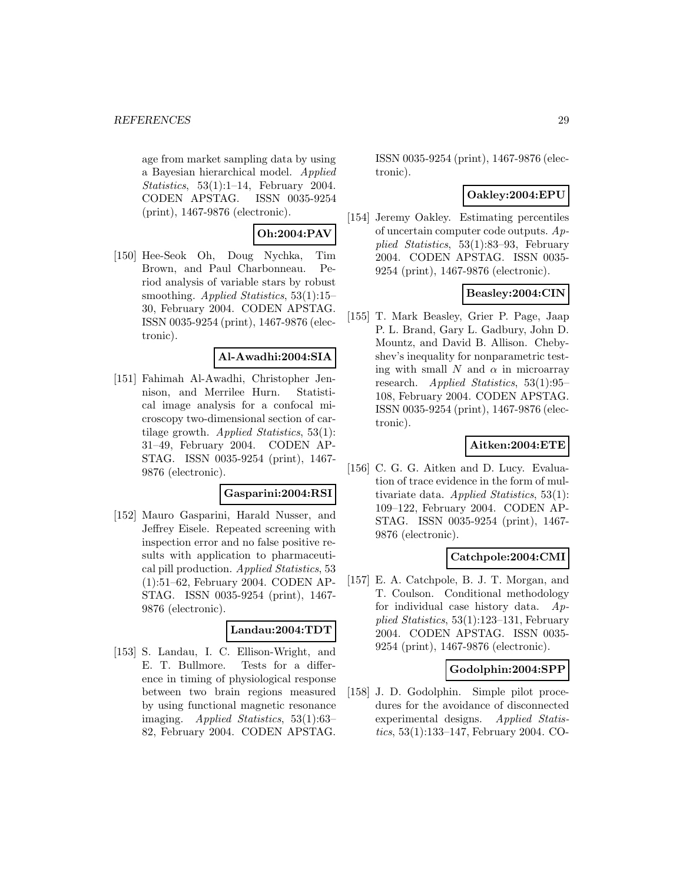age from market sampling data by using a Bayesian hierarchical model. *Applied Statistics*, 53(1):1–14, February 2004. CODEN APSTAG. ISSN 0035-9254 (print), 1467-9876 (electronic).

**Oh:2004:PAV**

[150] Hee-Seok Oh, Doug Nychka, Tim Brown, and Paul Charbonneau. Period analysis of variable stars by robust smoothing. *Applied Statistics*, 53(1):15–30, February 2004. CODEN APSTAG. ISSN 0035-9254 (print), 1467-9876 (electronic).

**Al-Awadhi:2004:SIA**

[151] Fahimah Al-Awadhi, Christopher Jennison, and Merrilee Hurn. Statistical image analysis for a confocal microscopy two-dimensional section of cartilage growth. *Applied Statistics*, 53(1): 31–49, February 2004. CODEN APSTAG. ISSN 0035-9254 (print), 1467-9876 (electronic).

**Gasparini:2004:RSI**

[152] Mauro Gasparini, Harald Nusser, and Jeffrey Eisele. Repeated screening with inspection error and no false positive results with application to pharmaceutical pill production. *Applied Statistics*, 53 (1):51–62, February 2004. CODEN APSTAG. ISSN 0035-9254 (print), 1467-9876 (electronic).

**Landau:2004:TDT**

[153] S. Landau, I. C. Ellison-Wright, and E. T. Bullmore. Tests for a difference in timing of physiological response between two brain regions measured by using functional magnetic resonance imaging. *Applied Statistics*, 53(1):63–82, February 2004. CODEN APSTAG. ISSN 0035-9254 (print), 1467-9876 (electronic).

**Oakley:2004:EPU**

[154] Jeremy Oakley. Estimating percentiles of uncertain computer code outputs. *Applied Statistics*, 53(1):83–93, February 2004. CODEN APSTAG. ISSN 0035-9254 (print), 1467-9876 (electronic).

**Beasley:2004:CIN**

[155] T. Mark Beasley, Grier P. Page, Jaap P. L. Brand, Gary L. Gadbury, John D. Mountz, and David B. Allison. Chebyshev's inequality for nonparametric testing with small $N$ and $\alpha$ in microarray research. *Applied Statistics*, 53(1):95–108, February 2004. CODEN APSTAG. ISSN 0035-9254 (print), 1467-9876 (electronic).

**Aitken:2004:ETE**

[156] C. G. G. Aitken and D. Lucy. Evaluation of trace evidence in the form of multivariate data. *Applied Statistics*, 53(1): 109–122, February 2004. CODEN APSTAG. ISSN 0035-9254 (print), 1467-9876 (electronic).

**Catchpole:2004:CMI**

[157] E. A. Catchpole, B. J. T. Morgan, and T. Coulson. Conditional methodology for individual case history data. *Applied Statistics*, 53(1):123–131, February 2004. CODEN APSTAG. ISSN 0035-9254 (print), 1467-9876 (electronic).

**Godolphin:2004:SPP**

[158] J. D. Godolphin. Simple pilot procedures for the avoidance of disconnected experimental designs. *Applied Statistics*, 53(1):133–147, February 2004. CO-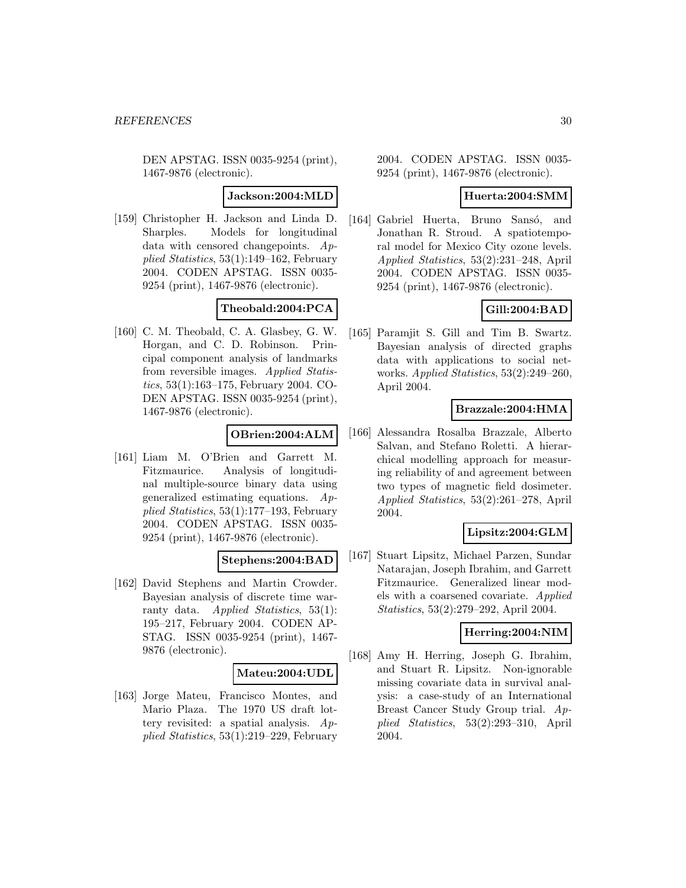DEN APSTAG. ISSN 0035-9254 (print), 1467-9876 (electronic).

**Jackson:2004:MLD**

[159] Christopher H. Jackson and Linda D. Sharples. Models for longitudinal data with censored changepoints. *Applied Statistics*, 53(1):149–162, February 2004. CODEN APSTAG. ISSN 0035-9254 (print), 1467-9876 (electronic).

**Theobald:2004:PCA**

[160] C. M. Theobald, C. A. Glasbey, G. W. Horgan, and C. D. Robinson. Principal component analysis of landmarks from reversible images. *Applied Statistics*, 53(1):163–175, February 2004. CODEN APSTAG. ISSN 0035-9254 (print), 1467-9876 (electronic).

**OBrien:2004:ALM**

[161] Liam M. O'Brien and Garrett M. Fitzmaurice. Analysis of longitudinal multiple-source binary data using generalized estimating equations. *Applied Statistics*, 53(1):177–193, February 2004. CODEN APSTAG. ISSN 0035-9254 (print), 1467-9876 (electronic).

**Stephens:2004:BAD**

[162] David Stephens and Martin Crowder. Bayesian analysis of discrete time warranty data. *Applied Statistics*, 53(1): 195–217, February 2004. CODEN APSTAG. ISSN 0035-9254 (print), 1467-9876 (electronic).

**Mateu:2004:UDL**

[163] Jorge Mateu, Francisco Montes, and Mario Plaza. The 1970 US draft lottery revisited: a spatial analysis. *Applied Statistics*, 53(1):219–229, February 2004. CODEN APSTAG. ISSN 0035-9254 (print), 1467-9876 (electronic).

**Huerta:2004:SMM**

[164] Gabriel Huerta, Bruno Sansó, and Jonathan R. Stroud. A spatiotemporal model for Mexico City ozone levels. *Applied Statistics*, 53(2):231–248, April 2004. CODEN APSTAG. ISSN 0035-9254 (print), 1467-9876 (electronic).

**Gill:2004:BAD**

[165] Paramjit S. Gill and Tim B. Swartz. Bayesian analysis of directed graphs data with applications to social networks. *Applied Statistics*, 53(2):249–260, April 2004.

**Brazzale:2004:HMA**

[166] Alessandra Rosalba Brazzale, Alberto Salvan, and Stefano Roletti. A hierarchical modelling approach for measuring reliability of and agreement between two types of magnetic field dosimeter. *Applied Statistics*, 53(2):261–278, April 2004.

**Lipsitz:2004:GLM**

[167] Stuart Lipsitz, Michael Parzen, Sundar Natarajan, Joseph Ibrahim, and Garrett Fitzmaurice. Generalized linear models with a coarsened covariate. *Applied Statistics*, 53(2):279–292, April 2004.

**Herring:2004:NIM**

[168] Amy H. Herring, Joseph G. Ibrahim, and Stuart R. Lipsitz. Non-ignorable missing covariate data in survival analysis: a case-study of an International Breast Cancer Study Group trial. *Applied Statistics*, 53(2):293–310, April 2004.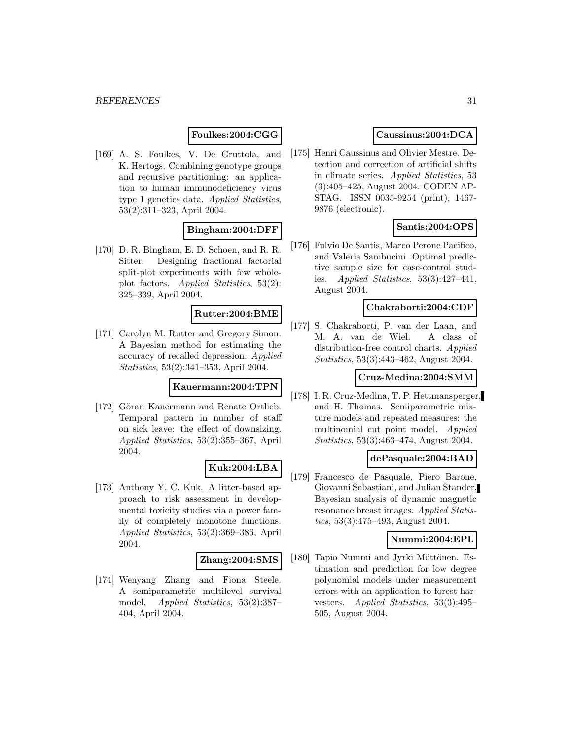**Foulkes:2004:CGG**

[169] A. S. Foulkes, V. De Gruttola, and K. Hertogs. Combining genotype groups and recursive partitioning: an application to human immunodeficiency virus type 1 genetics data. *Applied Statistics*, 53(2):311–323, April 2004.

**Bingham:2004:DFF**

[170] D. R. Bingham, E. D. Schoen, and R. R. Sitter. Designing fractional factorial split-plot experiments with few whole-plot factors. *Applied Statistics*, 53(2): 325–339, April 2004.

**Rutter:2004:BME**

[171] Carolyn M. Rutter and Gregory Simon. A Bayesian method for estimating the accuracy of recalled depression. *Applied Statistics*, 53(2):341–353, April 2004.

**Kauermann:2004:TPN**

[172] Göran Kauermann and Renate Ortlieb. Temporal pattern in number of staff on sick leave: the effect of downsizing. *Applied Statistics*, 53(2):355–367, April 2004.

**Kuk:2004:LBA**

[173] Anthony Y. C. Kuk. A litter-based approach to risk assessment in developmental toxicity studies via a power family of completely monotone functions. *Applied Statistics*, 53(2):369–386, April 2004.

**Zhang:2004:SMS**

[174] Wenyang Zhang and Fiona Steele. A semiparametric multilevel survival model. *Applied Statistics*, 53(2):387–404, April 2004.

**Caussinus:2004:DCA**

[175] Henri Caussinus and Olivier Mestre. Detection and correction of artificial shifts in climate series. *Applied Statistics*, 53 (3):405–425, August 2004. CODEN APSTAG. ISSN 0035-9254 (print), 1467-9876 (electronic).

**Santis:2004:OPS**

[176] Fulvio De Santis, Marco Perone Pacifico, and Valeria Sambucini. Optimal predictive sample size for case-control studies. *Applied Statistics*, 53(3):427–441, August 2004.

**Chakraborti:2004:CDF**

[177] S. Chakraborti, P. van der Laan, and M. A. van de Wiel. A class of distribution-free control charts. *Applied Statistics*, 53(3):443–462, August 2004.

**Cruz-Medina:2004:SMM**

[178] I. R. Cruz-Medina, T. P. Hettmansperger, and H. Thomas. Semiparametric mixture models and repeated measures: the multinomial cut point model. *Applied Statistics*, 53(3):463–474, August 2004.

**dePasquale:2004:BAD**

[179] Francesco de Pasquale, Piero Barone, Giovanni Sebastiani, and Julian Stander. Bayesian analysis of dynamic magnetic resonance breast images. *Applied Statistics*, 53(3):475–493, August 2004.

**Nummi:2004:EPL**

[180] Tapio Nummi and Jyrki Möttönen. Estimation and prediction for low degree polynomial models under measurement errors with an application to forest harvesters. *Applied Statistics*, 53(3):495–505, August 2004.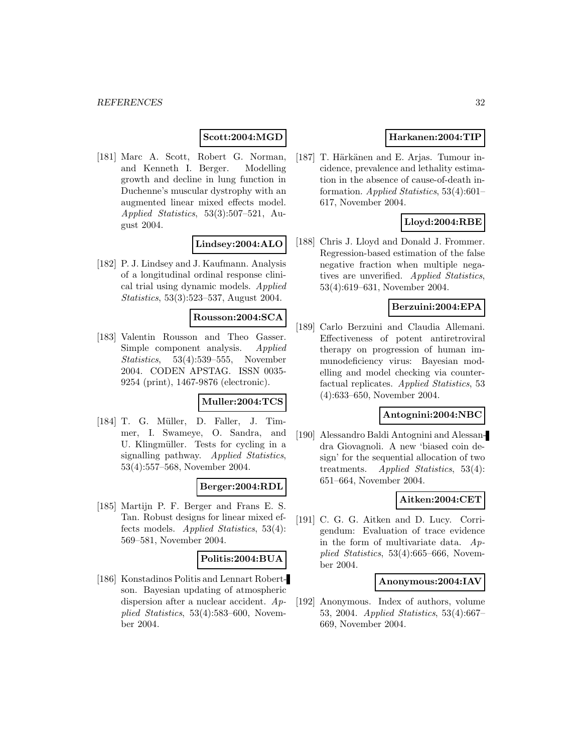**Scott:2004:MGD**

[181] Marc A. Scott, Robert G. Norman, and Kenneth I. Berger. Modelling growth and decline in lung function in Duchenne's muscular dystrophy with an augmented linear mixed effects model. *Applied Statistics*, 53(3):507–521, August 2004.

**Lindsey:2004:ALO**

[182] P. J. Lindsey and J. Kaufmann. Analysis of a longitudinal ordinal response clinical trial using dynamic models. *Applied Statistics*, 53(3):523–537, August 2004.

**Rousson:2004:SCA**

[183] Valentin Rousson and Theo Gasser. Simple component analysis. *Applied Statistics*, 53(4):539–555, November 2004. CODEN APSTAG. ISSN 0035-9254 (print), 1467-9876 (electronic).

**Muller:2004:TCS**

[184] T. G. Müller, D. Faller, J. Timmer, I. Swameye, O. Sandra, and U. Klingmüller. Tests for cycling in a signalling pathway. *Applied Statistics*, 53(4):557–568, November 2004.

**Berger:2004:RDL**

[185] Martijn P. F. Berger and Frans E. S. Tan. Robust designs for linear mixed effects models. *Applied Statistics*, 53(4): 569–581, November 2004.

**Politis:2004:BUA**

[186] Konstadinos Politis and Lennart Robertson. Bayesian updating of atmospheric dispersion after a nuclear accident. *Applied Statistics*, 53(4):583–600, November 2004.

**Harkanen:2004:TIP**

[187] T. Härkänen and E. Arjas. Tumour incidence, prevalence and lethality estimation in the absence of cause-of-death information. *Applied Statistics*, 53(4):601–617, November 2004.

**Lloyd:2004:RBE**

[188] Chris J. Lloyd and Donald J. Frommer. Regression-based estimation of the false negative fraction when multiple negatives are unverified. *Applied Statistics*, 53(4):619–631, November 2004.

**Berzuini:2004:EPA**

[189] Carlo Berzuini and Claudia Allemani. Effectiveness of potent antiretroviral therapy on progression of human immunodeficiency virus: Bayesian modelling and model checking via counterfactual replicates. *Applied Statistics*, 53 (4):633–650, November 2004.

**Antognini:2004:NBC**

[190] Alessandro Baldi Antognini and Alessandra Giovagnoli. A new 'biased coin design' for the sequential allocation of two treatments. *Applied Statistics*, 53(4): 651–664, November 2004.

**Aitken:2004:CET**

[191] C. G. G. Aitken and D. Lucy. Corrigendum: Evaluation of trace evidence in the form of multivariate data. *Applied Statistics*, 53(4):665–666, November 2004.

**Anonymous:2004:IAV**

[192] Anonymous. Index of authors, volume 53, 2004. *Applied Statistics*, 53(4):667–669, November 2004.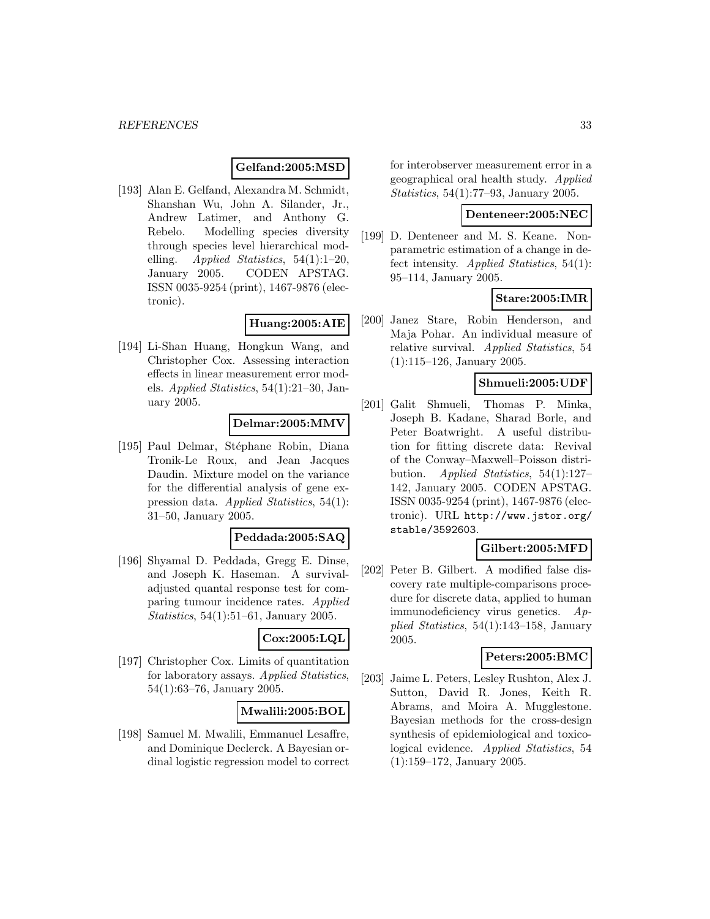**Gelfand:2005:MSD**

[193] Alan E. Gelfand, Alexandra M. Schmidt, Shanshan Wu, John A. Silander, Jr., Andrew Latimer, and Anthony G. Rebelo. Modelling species diversity through species level hierarchical modelling. *Applied Statistics*, 54(1):1–20, January 2005. CODEN APSTAG. ISSN 0035-9254 (print), 1467-9876 (electronic).

**Huang:2005:AIE**

[194] Li-Shan Huang, Hongkun Wang, and Christopher Cox. Assessing interaction effects in linear measurement error models. *Applied Statistics*, 54(1):21–30, January 2005.

**Delmar:2005:MMV**

[195] Paul Delmar, Stéphane Robin, Diana Tronik-Le Roux, and Jean Jacques Daudin. Mixture model on the variance for the differential analysis of gene expression data. *Applied Statistics*, 54(1): 31–50, January 2005.

**Peddada:2005:SAQ**

[196] Shyamal D. Peddada, Gregg E. Dinse, and Joseph K. Haseman. A survival-adjusted quantal response test for comparing tumour incidence rates. *Applied Statistics*, 54(1):51–61, January 2005.

**Cox:2005:LQL**

[197] Christopher Cox. Limits of quantitation for laboratory assays. *Applied Statistics*, 54(1):63–76, January 2005.

**Mwalili:2005:BOL**

[198] Samuel M. Mwalili, Emmanuel Lesaffre, and Dominique Declerck. A Bayesian ordinal logistic regression model to correct for interobserver measurement error in a geographical oral health study. *Applied Statistics*, 54(1):77–93, January 2005.

**Denteneer:2005:NEC**

[199] D. Denteneer and M. S. Keane. Nonparametric estimation of a change in defect intensity. *Applied Statistics*, 54(1): 95–114, January 2005.

**Stare:2005:IMR**

[200] Janez Stare, Robin Henderson, and Maja Pohar. An individual measure of relative survival. *Applied Statistics*, 54 (1):115–126, January 2005.

**Shmueli:2005:UDF**

[201] Galit Shmueli, Thomas P. Minka, Joseph B. Kadane, Sharad Borle, and Peter Boatwright. A useful distribution for fitting discrete data: Revival of the Conway–Maxwell–Poisson distribution. *Applied Statistics*, 54(1):127–142, January 2005. CODEN APSTAG. ISSN 0035-9254 (print), 1467-9876 (electronic). URL http://www.jstor.org/stable/3592603.

**Gilbert:2005:MFD**

[202] Peter B. Gilbert. A modified false discovery rate multiple-comparisons procedure for discrete data, applied to human immunodeficiency virus genetics. *Applied Statistics*, 54(1):143–158, January 2005.

**Peters:2005:BMC**

[203] Jaime L. Peters, Lesley Rushton, Alex J. Sutton, David R. Jones, Keith R. Abrams, and Moira A. Mugglestone. Bayesian methods for the cross-design synthesis of epidemiological and toxicological evidence. *Applied Statistics*, 54 (1):159–172, January 2005.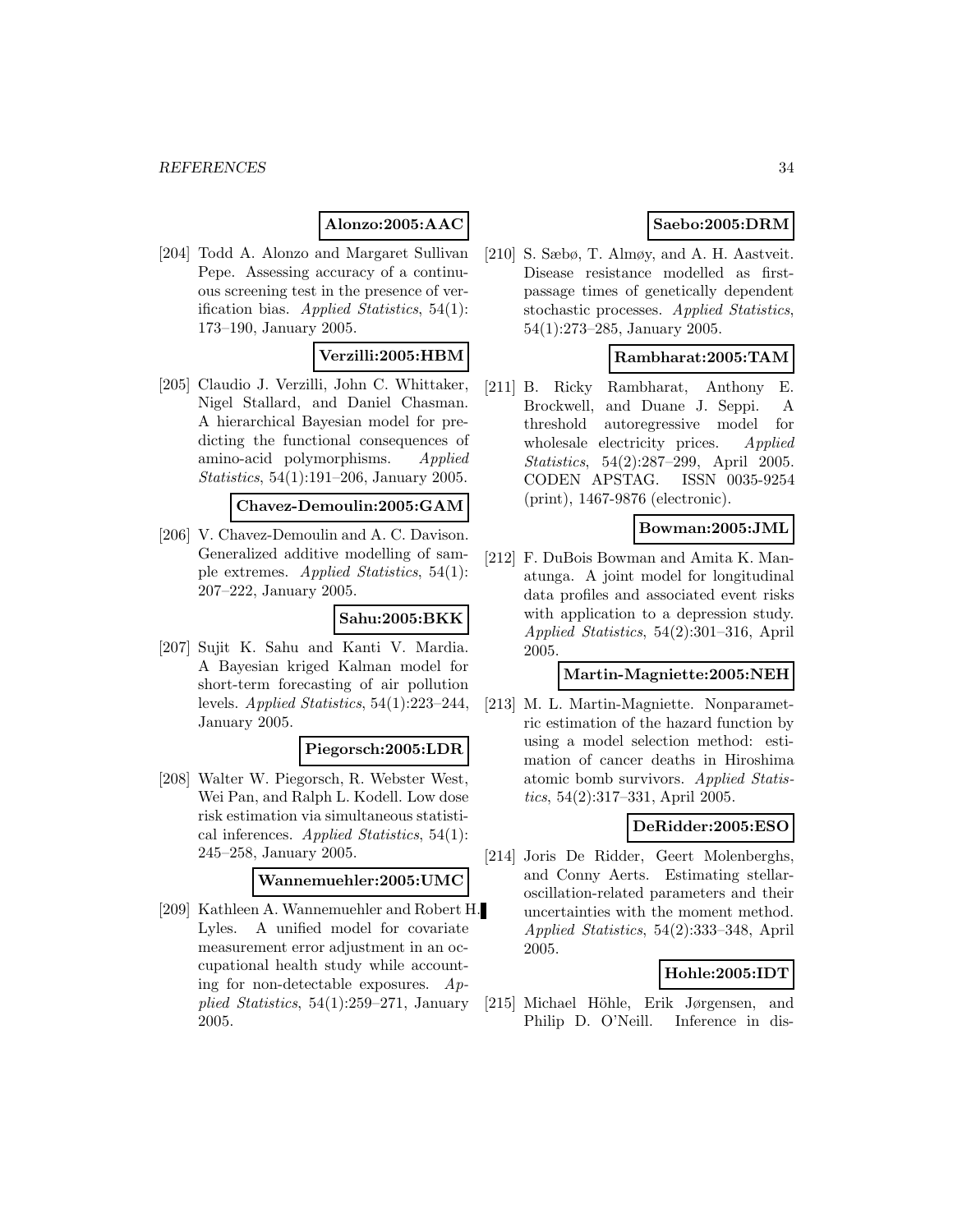**Alonzo:2005:AAC**

[204] Todd A. Alonzo and Margaret Sullivan Pepe. Assessing accuracy of a continuous screening test in the presence of verification bias. *Applied Statistics*, 54(1): 173–190, January 2005.

**Verzilli:2005:HBM**

[205] Claudio J. Verzilli, John C. Whittaker, Nigel Stallard, and Daniel Chasman. A hierarchical Bayesian model for predicting the functional consequences of amino-acid polymorphisms. *Applied Statistics*, 54(1):191–206, January 2005.

**Chavez-Demoulin:2005:GAM**

[206] V. Chavez-Demoulin and A. C. Davison. Generalized additive modelling of sample extremes. *Applied Statistics*, 54(1): 207–222, January 2005.

**Sahu:2005:BKK**

[207] Sujit K. Sahu and Kanti V. Mardia. A Bayesian kriged Kalman model for short-term forecasting of air pollution levels. *Applied Statistics*, 54(1):223–244, January 2005.

**Piegorsch:2005:LDR**

[208] Walter W. Piegorsch, R. Webster West, Wei Pan, and Ralph L. Kodell. Low dose risk estimation via simultaneous statistical inferences. *Applied Statistics*, 54(1): 245–258, January 2005.

**Wannemuehler:2005:UMC**

[209] Kathleen A. Wannemuehler and Robert H. Lyles. A unified model for covariate measurement error adjustment in an occupational health study while accounting for non-detectable exposures. *Applied Statistics*, 54(1):259–271, January 2005.

**Saebo:2005:DRM**

[210] S. Sæbø, T. Almøy, and A. H. Aastveit. Disease resistance modelled as first-passage times of genetically dependent stochastic processes. *Applied Statistics*, 54(1):273–285, January 2005.

**Rambharat:2005:TAM**

[211] B. Ricky Rambharat, Anthony E. Brockwell, and Duane J. Seppi. A threshold autoregressive model for wholesale electricity prices. *Applied Statistics*, 54(2):287–299, April 2005. CODEN APSTAG. ISSN 0035-9254 (print), 1467-9876 (electronic).

**Bowman:2005:JML**

[212] F. DuBois Bowman and Amita K. Manatunga. A joint model for longitudinal data profiles and associated event risks with application to a depression study. *Applied Statistics*, 54(2):301–316, April 2005.

**Martin-Magniette:2005:NEH**

[213] M. L. Martin-Magniette. Nonparametric estimation of the hazard function by using a model selection method: estimation of cancer deaths in Hiroshima atomic bomb survivors. *Applied Statistics*, 54(2):317–331, April 2005.

**DeRidder:2005:ESO**

[214] Joris De Ridder, Geert Molenberghs, and Conny Aerts. Estimating stellar-oscillation-related parameters and their uncertainties with the moment method. *Applied Statistics*, 54(2):333–348, April 2005.

**Hohle:2005:IDT**

[215] Michael Höhle, Erik Jørgensen, and Philip D. O'Neill. Inference in dis-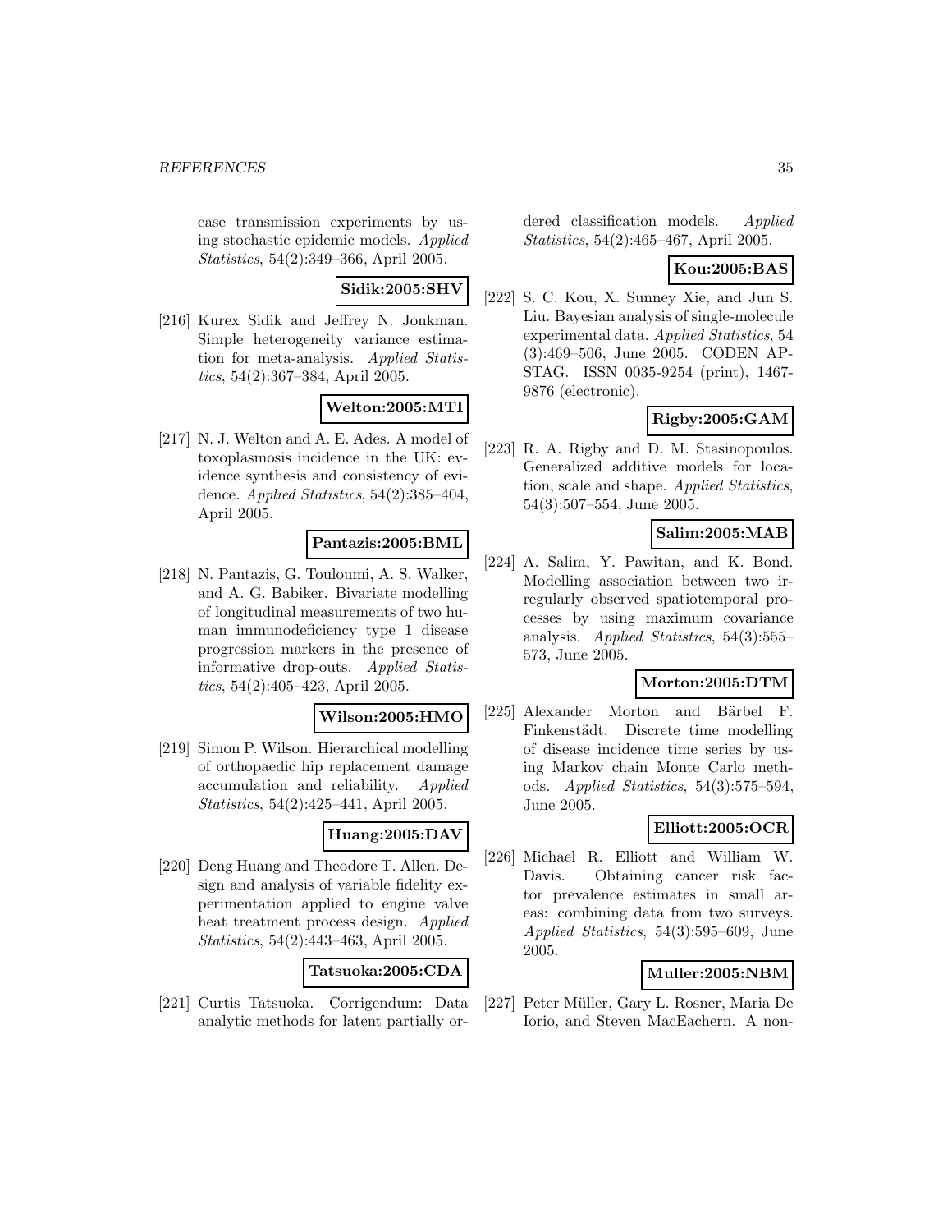ease transmission experiments by using stochastic epidemic models. *Applied Statistics*, 54(2):349–366, April 2005.

**Sidik:2005:SHV**

[216] Kurex Sidik and Jeffrey N. Jonkman. Simple heterogeneity variance estimation for meta-analysis. *Applied Statistics*, 54(2):367–384, April 2005.

**Welton:2005:MTI**

[217] N. J. Welton and A. E. Ades. A model of toxoplasmosis incidence in the UK: evidence synthesis and consistency of evidence. *Applied Statistics*, 54(2):385–404, April 2005.

**Pantazis:2005:BML**

[218] N. Pantazis, G. Touloumi, A. S. Walker, and A. G. Babiker. Bivariate modelling of longitudinal measurements of two human immunodeficiency type 1 disease progression markers in the presence of informative drop-outs. *Applied Statistics*, 54(2):405–423, April 2005.

**Wilson:2005:HMO**

[219] Simon P. Wilson. Hierarchical modelling of orthopaedic hip replacement damage accumulation and reliability. *Applied Statistics*, 54(2):425–441, April 2005.

**Huang:2005:DAV**

[220] Deng Huang and Theodore T. Allen. Design and analysis of variable fidelity experimentation applied to engine valve heat treatment process design. *Applied Statistics*, 54(2):443–463, April 2005.

**Tatsuoka:2005:CDA**

[221] Curtis Tatsuoka. Corrigendum: Data analytic methods for latent partially ordered classification models. *Applied Statistics*, 54(2):465–467, April 2005.

**Kou:2005:BAS**

[222] S. C. Kou, X. Sunney Xie, and Jun S. Liu. Bayesian analysis of single-molecule experimental data. *Applied Statistics*, 54 (3):469–506, June 2005. CODEN APSTAG. ISSN 0035-9254 (print), 1467-9876 (electronic).

**Rigby:2005:GAM**

[223] R. A. Rigby and D. M. Stasinopoulos. Generalized additive models for location, scale and shape. *Applied Statistics*, 54(3):507–554, June 2005.

**Salim:2005:MAB**

[224] A. Salim, Y. Pawitan, and K. Bond. Modelling association between two irregularly observed spatiotemporal processes by using maximum covariance analysis. *Applied Statistics*, 54(3):555–573, June 2005.

**Morton:2005:DTM**

[225] Alexander Morton and Bärbel F. Finkenstädt. Discrete time modelling of disease incidence time series by using Markov chain Monte Carlo methods. *Applied Statistics*, 54(3):575–594, June 2005.

**Elliott:2005:OCR**

[226] Michael R. Elliott and William W. Davis. Obtaining cancer risk factor prevalence estimates in small areas: combining data from two surveys. *Applied Statistics*, 54(3):595–609, June 2005.

**Muller:2005:NBM**

[227] Peter Müller, Gary L. Rosner, Maria De Iorio, and Steven MacEachern. A non-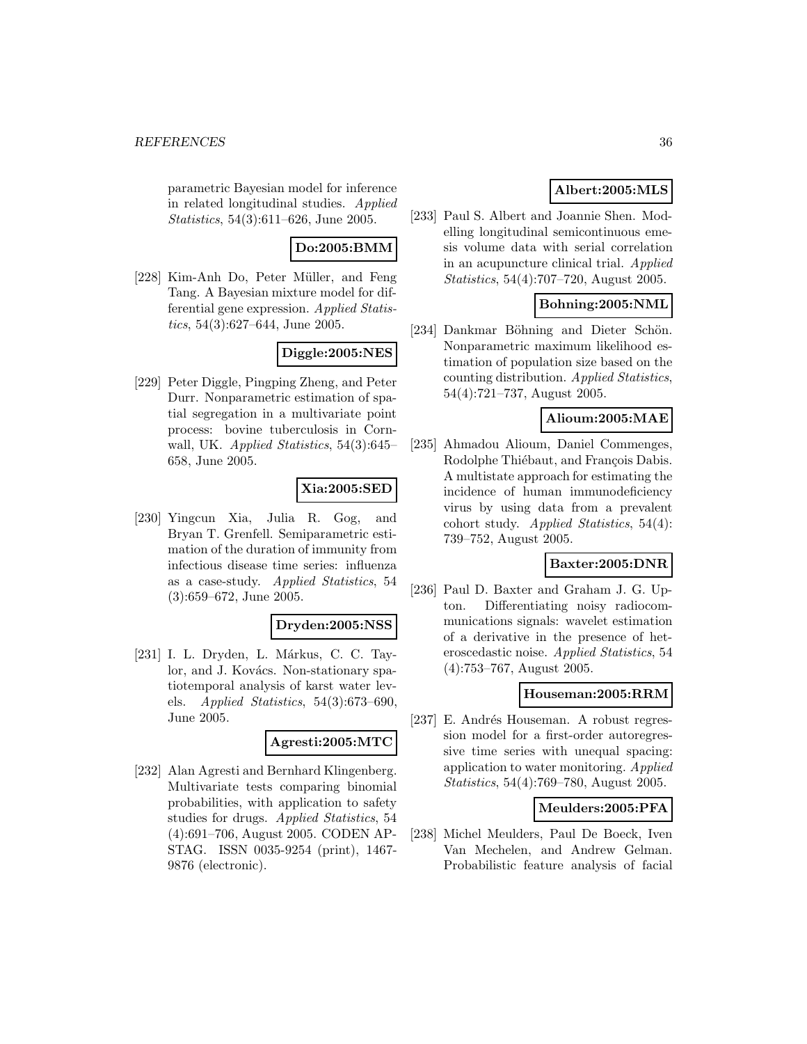parametric Bayesian model for inference in related longitudinal studies. *Applied Statistics*, 54(3):611–626, June 2005.

**Do:2005:BMM**

[228] Kim-Anh Do, Peter Müller, and Feng Tang. A Bayesian mixture model for differential gene expression. *Applied Statistics*, 54(3):627–644, June 2005.

**Diggle:2005:NES**

[229] Peter Diggle, Pingping Zheng, and Peter Durr. Nonparametric estimation of spatial segregation in a multivariate point process: bovine tuberculosis in Cornwall, UK. *Applied Statistics*, 54(3):645–658, June 2005.

**Xia:2005:SED**

[230] Yingcun Xia, Julia R. Gog, and Bryan T. Grenfell. Semiparametric estimation of the duration of immunity from infectious disease time series: influenza as a case-study. *Applied Statistics*, 54 (3):659–672, June 2005.

**Dryden:2005:NSS**

[231] I. L. Dryden, L. Márkus, C. C. Taylor, and J. Kovács. Non-stationary spatiotemporal analysis of karst water levels. *Applied Statistics*, 54(3):673–690, June 2005.

**Agresti:2005:MTC**

[232] Alan Agresti and Bernhard Klingenberg. Multivariate tests comparing binomial probabilities, with application to safety studies for drugs. *Applied Statistics*, 54 (4):691–706, August 2005. CODEN APSTAG. ISSN 0035-9254 (print), 1467-9876 (electronic).

**Albert:2005:MLS**

[233] Paul S. Albert and Joannie Shen. Modelling longitudinal semicontinuous emesis volume data with serial correlation in an acupuncture clinical trial. *Applied Statistics*, 54(4):707–720, August 2005.

**Bohning:2005:NML**

[234] Dankmar Böhning and Dieter Schön. Nonparametric maximum likelihood estimation of population size based on the counting distribution. *Applied Statistics*, 54(4):721–737, August 2005.

**Alioum:2005:MAE**

[235] Ahmadou Alioum, Daniel Commenges, Rodolphe Thiébaut, and François Dabis. A multistate approach for estimating the incidence of human immunodeficiency virus by using data from a prevalent cohort study. *Applied Statistics*, 54(4): 739–752, August 2005.

**Baxter:2005:DNR**

[236] Paul D. Baxter and Graham J. G. Upton. Differentiating noisy radiocommunications signals: wavelet estimation of a derivative in the presence of heteroscedastic noise. *Applied Statistics*, 54 (4):753–767, August 2005.

**Houseman:2005:RRM**

[237] E. Andrés Houseman. A robust regression model for a first-order autoregressive time series with unequal spacing: application to water monitoring. *Applied Statistics*, 54(4):769–780, August 2005.

**Meulders:2005:PFA**

[238] Michel Meulders, Paul De Boeck, Iven Van Mechelen, and Andrew Gelman. Probabilistic feature analysis of facial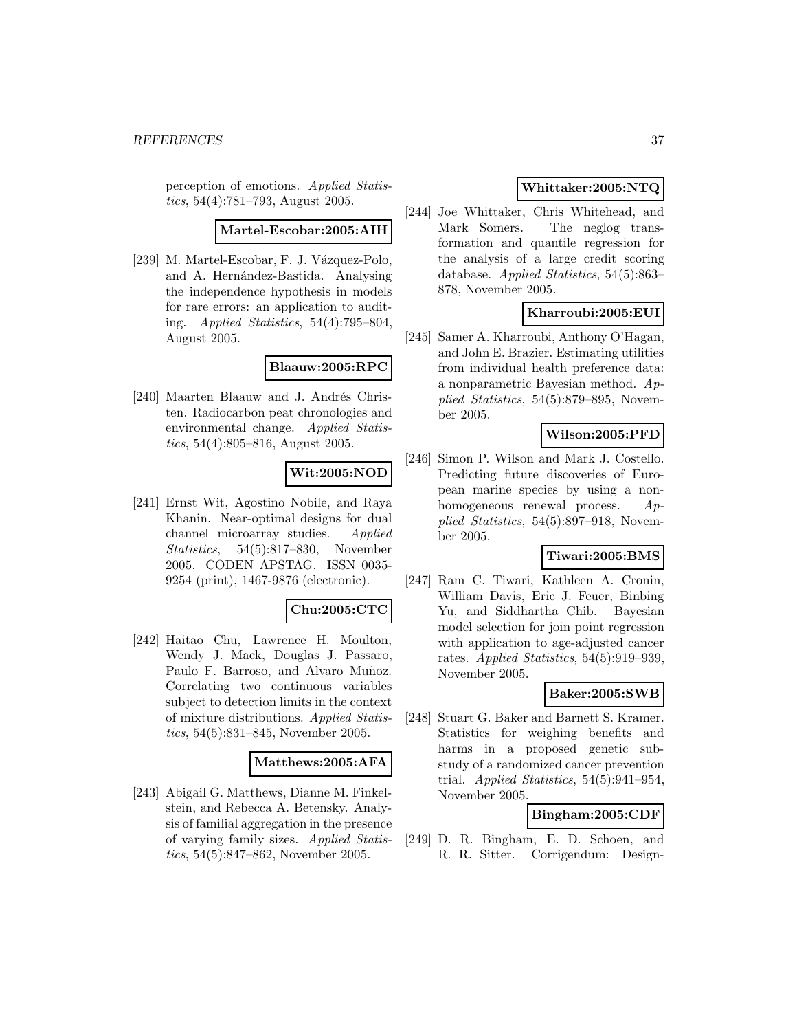perception of emotions. *Applied Statistics*, 54(4):781–793, August 2005.

**Martel-Escobar:2005:AIH**

[239] M. Martel-Escobar, F. J. Vázquez-Polo, and A. Hernández-Bastida. Analysing the independence hypothesis in models for rare errors: an application to auditing. *Applied Statistics*, 54(4):795–804, August 2005.

**Blaauw:2005:RPC**

[240] Maarten Blaauw and J. Andrés Christen. Radiocarbon peat chronologies and environmental change. *Applied Statistics*, 54(4):805–816, August 2005.

**Wit:2005:NOD**

[241] Ernst Wit, Agostino Nobile, and Raya Khanin. Near-optimal designs for dual channel microarray studies. *Applied Statistics*, 54(5):817–830, November 2005. CODEN APSTAG. ISSN 0035-9254 (print), 1467-9876 (electronic).

**Chu:2005:CTC**

[242] Haitao Chu, Lawrence H. Moulton, Wendy J. Mack, Douglas J. Passaro, Paulo F. Barroso, and Alvaro Muñoz. Correlating two continuous variables subject to detection limits in the context of mixture distributions. *Applied Statistics*, 54(5):831–845, November 2005.

**Matthews:2005:AFA**

[243] Abigail G. Matthews, Dianne M. Finkelstein, and Rebecca A. Betensky. Analysis of familial aggregation in the presence of varying family sizes. *Applied Statistics*, 54(5):847–862, November 2005.

**Whittaker:2005:NTQ**

[244] Joe Whittaker, Chris Whitehead, and Mark Somers. The neglog transformation and quantile regression for the analysis of a large credit scoring database. *Applied Statistics*, 54(5):863–878, November 2005.

**Kharroubi:2005:EUI**

[245] Samer A. Kharroubi, Anthony O'Hagan, and John E. Brazier. Estimating utilities from individual health preference data: a nonparametric Bayesian method. *Applied Statistics*, 54(5):879–895, November 2005.

**Wilson:2005:PFD**

[246] Simon P. Wilson and Mark J. Costello. Predicting future discoveries of European marine species by using a non-homogeneous renewal process. *Applied Statistics*, 54(5):897–918, November 2005.

**Tiwari:2005:BMS**

[247] Ram C. Tiwari, Kathleen A. Cronin, William Davis, Eric J. Feuer, Binbing Yu, and Siddhartha Chib. Bayesian model selection for join point regression with application to age-adjusted cancer rates. *Applied Statistics*, 54(5):919–939, November 2005.

**Baker:2005:SWB**

[248] Stuart G. Baker and Barnett S. Kramer. Statistics for weighing benefits and harms in a proposed genetic substudy of a randomized cancer prevention trial. *Applied Statistics*, 54(5):941–954, November 2005.

**Bingham:2005:CDF**

[249] D. R. Bingham, E. D. Schoen, and R. R. Sitter. Corrigendum: Design-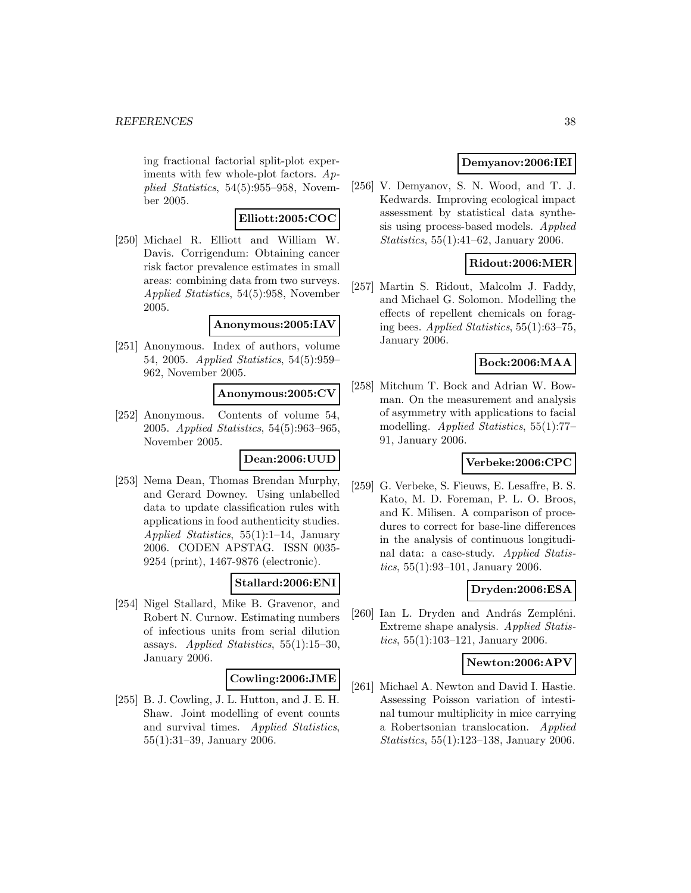ing fractional factorial split-plot experiments with few whole-plot factors. *Applied Statistics*, 54(5):955–958, November 2005.

**Elliott:2005:COC**

[250] Michael R. Elliott and William W. Davis. Corrigendum: Obtaining cancer risk factor prevalence estimates in small areas: combining data from two surveys. *Applied Statistics*, 54(5):958, November 2005.

**Anonymous:2005:IAV**

[251] Anonymous. Index of authors, volume 54, 2005. *Applied Statistics*, 54(5):959–962, November 2005.

**Anonymous:2005:CV**

[252] Anonymous. Contents of volume 54, 2005. *Applied Statistics*, 54(5):963–965, November 2005.

**Dean:2006:UUD**

[253] Nema Dean, Thomas Brendan Murphy, and Gerard Downey. Using unlabelled data to update classification rules with applications in food authenticity studies. *Applied Statistics*, 55(1):1–14, January 2006. CODEN APSTAG. ISSN 0035-9254 (print), 1467-9876 (electronic).

**Stallard:2006:ENI**

[254] Nigel Stallard, Mike B. Gravenor, and Robert N. Curnow. Estimating numbers of infectious units from serial dilution assays. *Applied Statistics*, 55(1):15–30, January 2006.

**Cowling:2006:JME**

[255] B. J. Cowling, J. L. Hutton, and J. E. H. Shaw. Joint modelling of event counts and survival times. *Applied Statistics*, 55(1):31–39, January 2006.

**Demyanov:2006:IEI**

[256] V. Demyanov, S. N. Wood, and T. J. Kedwards. Improving ecological impact assessment by statistical data synthesis using process-based models. *Applied Statistics*, 55(1):41–62, January 2006.

**Ridout:2006:MER**

[257] Martin S. Ridout, Malcolm J. Faddy, and Michael G. Solomon. Modelling the effects of repellent chemicals on foraging bees. *Applied Statistics*, 55(1):63–75, January 2006.

**Bock:2006:MAA**

[258] Mitchum T. Bock and Adrian W. Bowman. On the measurement and analysis of asymmetry with applications to facial modelling. *Applied Statistics*, 55(1):77–91, January 2006.

**Verbeke:2006:CPC**

[259] G. Verbeke, S. Fieuws, E. Lesaffre, B. S. Kato, M. D. Foreman, P. L. O. Broos, and K. Milisen. A comparison of procedures to correct for base-line differences in the analysis of continuous longitudinal data: a case-study. *Applied Statistics*, 55(1):93–101, January 2006.

**Dryden:2006:ESA**

[260] Ian L. Dryden and András Zempléni. Extreme shape analysis. *Applied Statistics*, 55(1):103–121, January 2006.

**Newton:2006:APV**

[261] Michael A. Newton and David I. Hastie. Assessing Poisson variation of intestinal tumour multiplicity in mice carrying a Robertsonian translocation. *Applied Statistics*, 55(1):123–138, January 2006.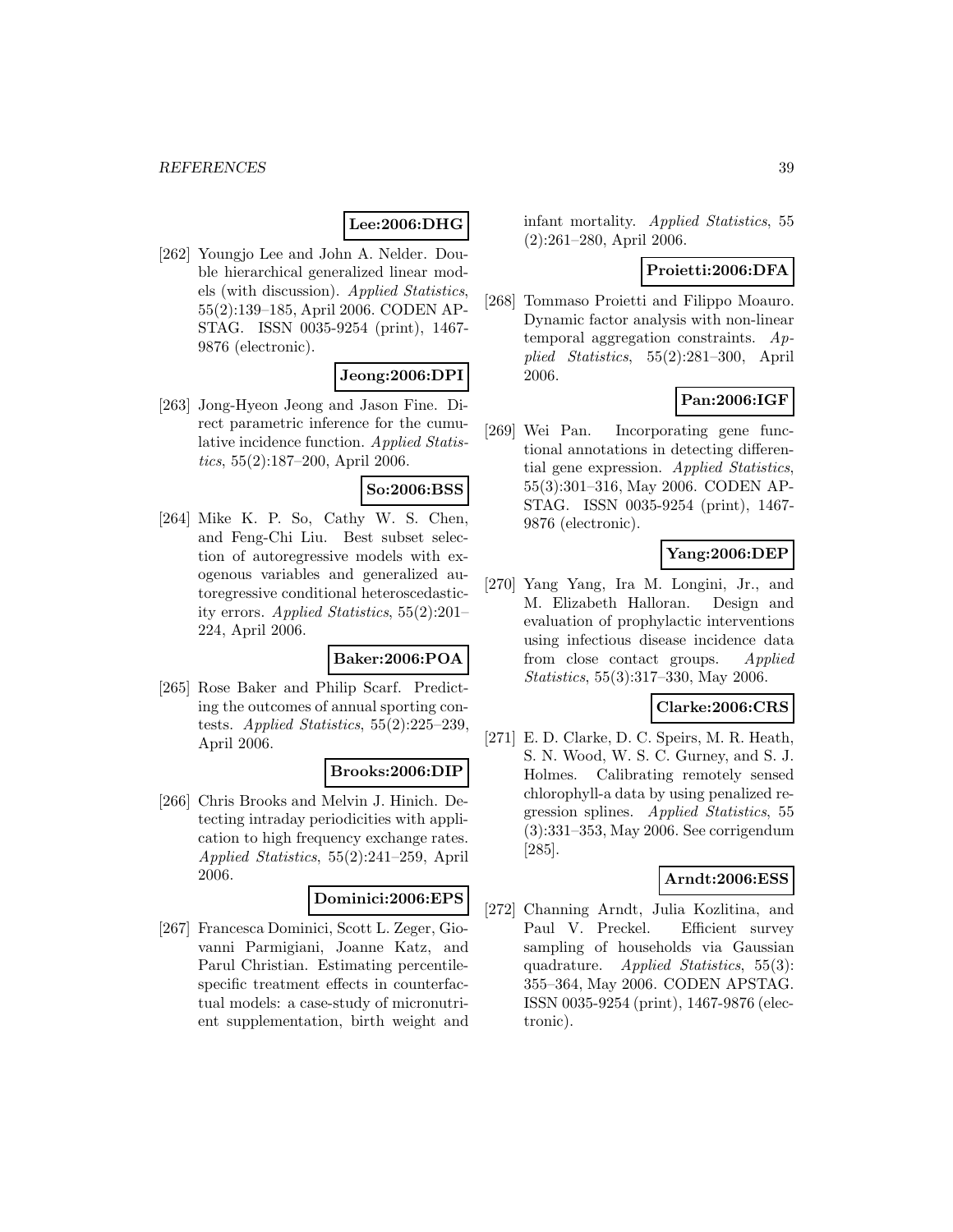**Lee:2006:DHG**

[262] Youngjo Lee and John A. Nelder. Double hierarchical generalized linear models (with discussion). *Applied Statistics*, 55(2):139–185, April 2006. CODEN APSTAG. ISSN 0035-9254 (print), 1467-9876 (electronic).

**Jeong:2006:DPI**

[263] Jong-Hyeon Jeong and Jason Fine. Direct parametric inference for the cumulative incidence function. *Applied Statistics*, 55(2):187–200, April 2006.

**So:2006:BSS**

[264] Mike K. P. So, Cathy W. S. Chen, and Feng-Chi Liu. Best subset selection of autoregressive models with exogenous variables and generalized autoregressive conditional heteroscedasticity errors. *Applied Statistics*, 55(2):201–224, April 2006.

**Baker:2006:POA**

[265] Rose Baker and Philip Scarf. Predicting the outcomes of annual sporting contests. *Applied Statistics*, 55(2):225–239, April 2006.

**Brooks:2006:DIP**

[266] Chris Brooks and Melvin J. Hinich. Detecting intraday periodicities with application to high frequency exchange rates. *Applied Statistics*, 55(2):241–259, April 2006.

**Dominici:2006:EPS**

[267] Francesca Dominici, Scott L. Zeger, Giovanni Parmigiani, Joanne Katz, and Parul Christian. Estimating percentile-specific treatment effects in counterfactual models: a case-study of micronutrient supplementation, birth weight and infant mortality. *Applied Statistics*, 55 (2):261–280, April 2006.

**Proietti:2006:DFA**

[268] Tommaso Proietti and Filippo Moauro. Dynamic factor analysis with non-linear temporal aggregation constraints. *Applied Statistics*, 55(2):281–300, April 2006.

**Pan:2006:IGF**

[269] Wei Pan. Incorporating gene functional annotations in detecting differential gene expression. *Applied Statistics*, 55(3):301–316, May 2006. CODEN APSTAG. ISSN 0035-9254 (print), 1467-9876 (electronic).

**Yang:2006:DEP**

[270] Yang Yang, Ira M. Longini, Jr., and M. Elizabeth Halloran. Design and evaluation of prophylactic interventions using infectious disease incidence data from close contact groups. *Applied Statistics*, 55(3):317–330, May 2006.

**Clarke:2006:CRS**

[271] E. D. Clarke, D. C. Speirs, M. R. Heath, S. N. Wood, W. S. C. Gurney, and S. J. Holmes. Calibrating remotely sensed chlorophyll-a data by using penalized regression splines. *Applied Statistics*, 55 (3):331–353, May 2006. See corrigendum [285].

**Arndt:2006:ESS**

[272] Channing Arndt, Julia Kozlitina, and Paul V. Preckel. Efficient survey sampling of households via Gaussian quadrature. *Applied Statistics*, 55(3): 355–364, May 2006. CODEN APSTAG. ISSN 0035-9254 (print), 1467-9876 (electronic).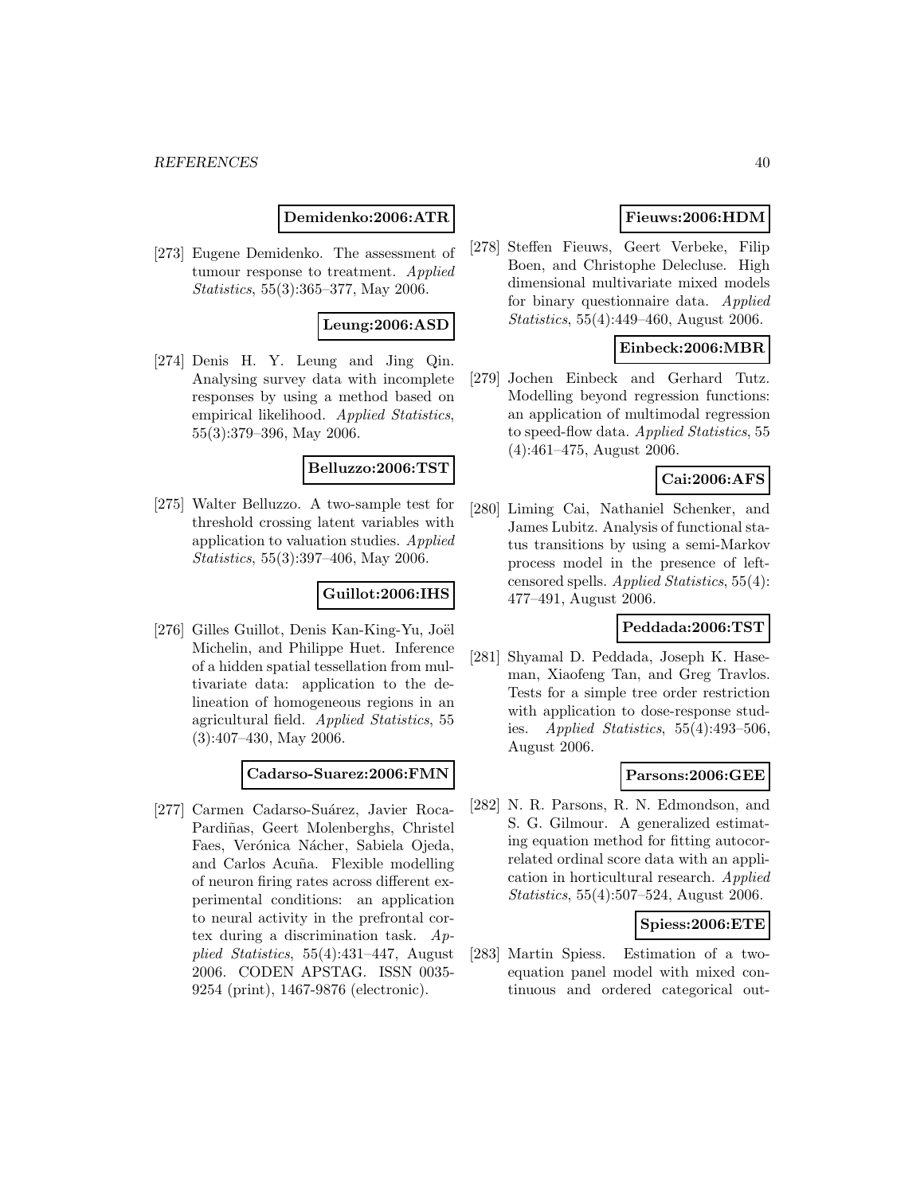**Demidenko:2006:ATR**

[273] Eugene Demidenko. The assessment of tumour response to treatment. *Applied Statistics*, 55(3):365–377, May 2006.

**Leung:2006:ASD**

[274] Denis H. Y. Leung and Jing Qin. Analysing survey data with incomplete responses by using a method based on empirical likelihood. *Applied Statistics*, 55(3):379–396, May 2006.

**Belluzzo:2006:TST**

[275] Walter Belluzzo. A two-sample test for threshold crossing latent variables with application to valuation studies. *Applied Statistics*, 55(3):397–406, May 2006.

**Guillot:2006:IHS**

[276] Gilles Guillot, Denis Kan-King-Yu, Joël Michelin, and Philippe Huet. Inference of a hidden spatial tessellation from multivariate data: application to the delineation of homogeneous regions in an agricultural field. *Applied Statistics*, 55 (3):407–430, May 2006.

**Cadarso-Suarez:2006:FMN**

[277] Carmen Cadarso-Suárez, Javier Roca-Pardiñas, Geert Molenberghs, Christel Faes, Verónica Nácher, Sabiela Ojeda, and Carlos Acuña. Flexible modelling of neuron firing rates across different experimental conditions: an application to neural activity in the prefrontal cortex during a discrimination task. *Applied Statistics*, 55(4):431–447, August 2006. CODEN APSTAG. ISSN 0035-9254 (print), 1467-9876 (electronic).

**Fieuws:2006:HDM**

[278] Steffen Fieuws, Geert Verbeke, Filip Boen, and Christophe Delecluse. High dimensional multivariate mixed models for binary questionnaire data. *Applied Statistics*, 55(4):449–460, August 2006.

**Einbeck:2006:MBR**

[279] Jochen Einbeck and Gerhard Tutz. Modelling beyond regression functions: an application of multimodal regression to speed-flow data. *Applied Statistics*, 55 (4):461–475, August 2006.

**Cai:2006:AFS**

[280] Liming Cai, Nathaniel Schenker, and James Lubitz. Analysis of functional status transitions by using a semi-Markov process model in the presence of left-censored spells. *Applied Statistics*, 55(4): 477–491, August 2006.

**Peddada:2006:TST**

[281] Shyamal D. Peddada, Joseph K. Haseman, Xiaofeng Tan, and Greg Travlos. Tests for a simple tree order restriction with application to dose-response studies. *Applied Statistics*, 55(4):493–506, August 2006.

**Parsons:2006:GEE**

[282] N. R. Parsons, R. N. Edmondson, and S. G. Gilmour. A generalized estimating equation method for fitting autocorrelated ordinal score data with an application in horticultural research. *Applied Statistics*, 55(4):507–524, August 2006.

**Spiess:2006:ETE**

[283] Martin Spiess. Estimation of a two-equation panel model with mixed continuous and ordered categorical out-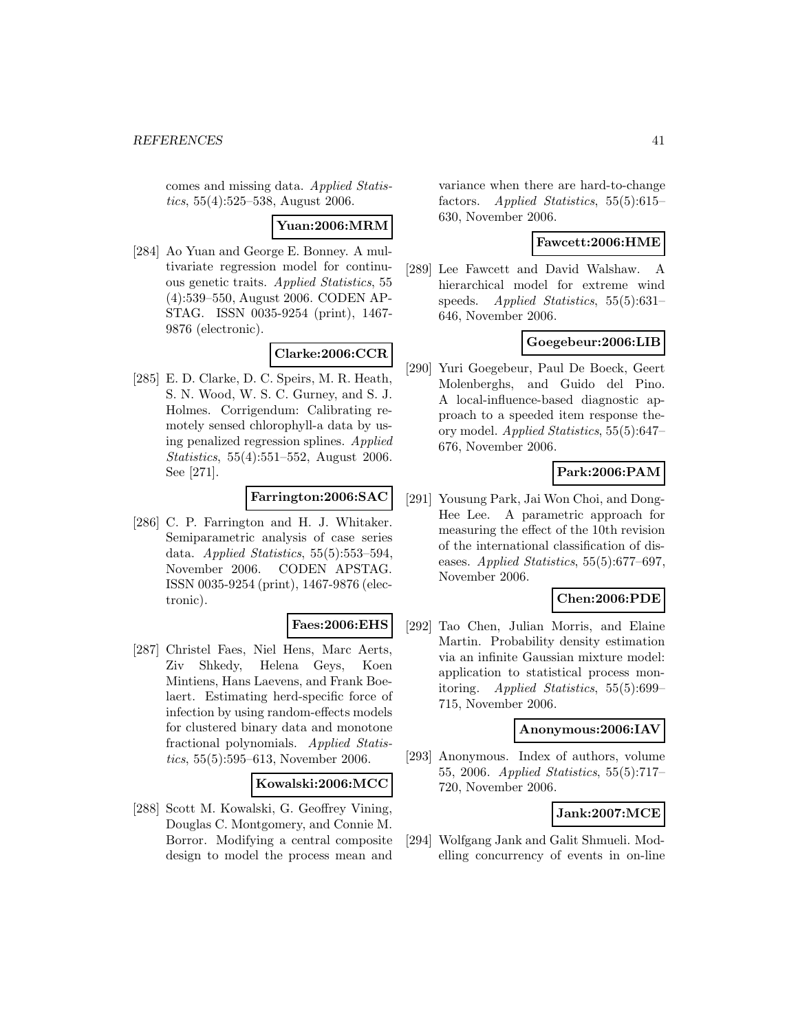comes and missing data. *Applied Statistics*, 55(4):525–538, August 2006.

**Yuan:2006:MRM**

[284] Ao Yuan and George E. Bonney. A multivariate regression model for continuous genetic traits. *Applied Statistics*, 55 (4):539–550, August 2006. CODEN APSTAG. ISSN 0035-9254 (print), 1467-9876 (electronic).

**Clarke:2006:CCR**

[285] E. D. Clarke, D. C. Speirs, M. R. Heath, S. N. Wood, W. S. C. Gurney, and S. J. Holmes. Corrigendum: Calibrating remotely sensed chlorophyll-a data by using penalized regression splines. *Applied Statistics*, 55(4):551–552, August 2006. See [271].

**Farrington:2006:SAC**

[286] C. P. Farrington and H. J. Whitaker. Semiparametric analysis of case series data. *Applied Statistics*, 55(5):553–594, November 2006. CODEN APSTAG. ISSN 0035-9254 (print), 1467-9876 (electronic).

**Faes:2006:EHS**

[287] Christel Faes, Niel Hens, Marc Aerts, Ziv Shkedy, Helena Geys, Koen Mintiens, Hans Laevens, and Frank Boelaert. Estimating herd-specific force of infection by using random-effects models for clustered binary data and monotone fractional polynomials. *Applied Statistics*, 55(5):595–613, November 2006.

**Kowalski:2006:MCC**

[288] Scott M. Kowalski, G. Geoffrey Vining, Douglas C. Montgomery, and Connie M. Borror. Modifying a central composite design to model the process mean and variance when there are hard-to-change factors. *Applied Statistics*, 55(5):615–630, November 2006.

**Fawcett:2006:HME**

[289] Lee Fawcett and David Walshaw. A hierarchical model for extreme wind speeds. *Applied Statistics*, 55(5):631–646, November 2006.

**Goegebeur:2006:LIB**

[290] Yuri Goegebeur, Paul De Boeck, Geert Molenberghs, and Guido del Pino. A local-influence-based diagnostic approach to a speeded item response theory model. *Applied Statistics*, 55(5):647–676, November 2006.

**Park:2006:PAM**

[291] Yousung Park, Jai Won Choi, and Dong-Hee Lee. A parametric approach for measuring the effect of the 10th revision of the international classification of diseases. *Applied Statistics*, 55(5):677–697, November 2006.

**Chen:2006:PDE**

[292] Tao Chen, Julian Morris, and Elaine Martin. Probability density estimation via an infinite Gaussian mixture model: application to statistical process monitoring. *Applied Statistics*, 55(5):699–715, November 2006.

**Anonymous:2006:IAV**

[293] Anonymous. Index of authors, volume 55, 2006. *Applied Statistics*, 55(5):717–720, November 2006.

**Jank:2007:MCE**

[294] Wolfgang Jank and Galit Shmueli. Modelling concurrency of events in on-line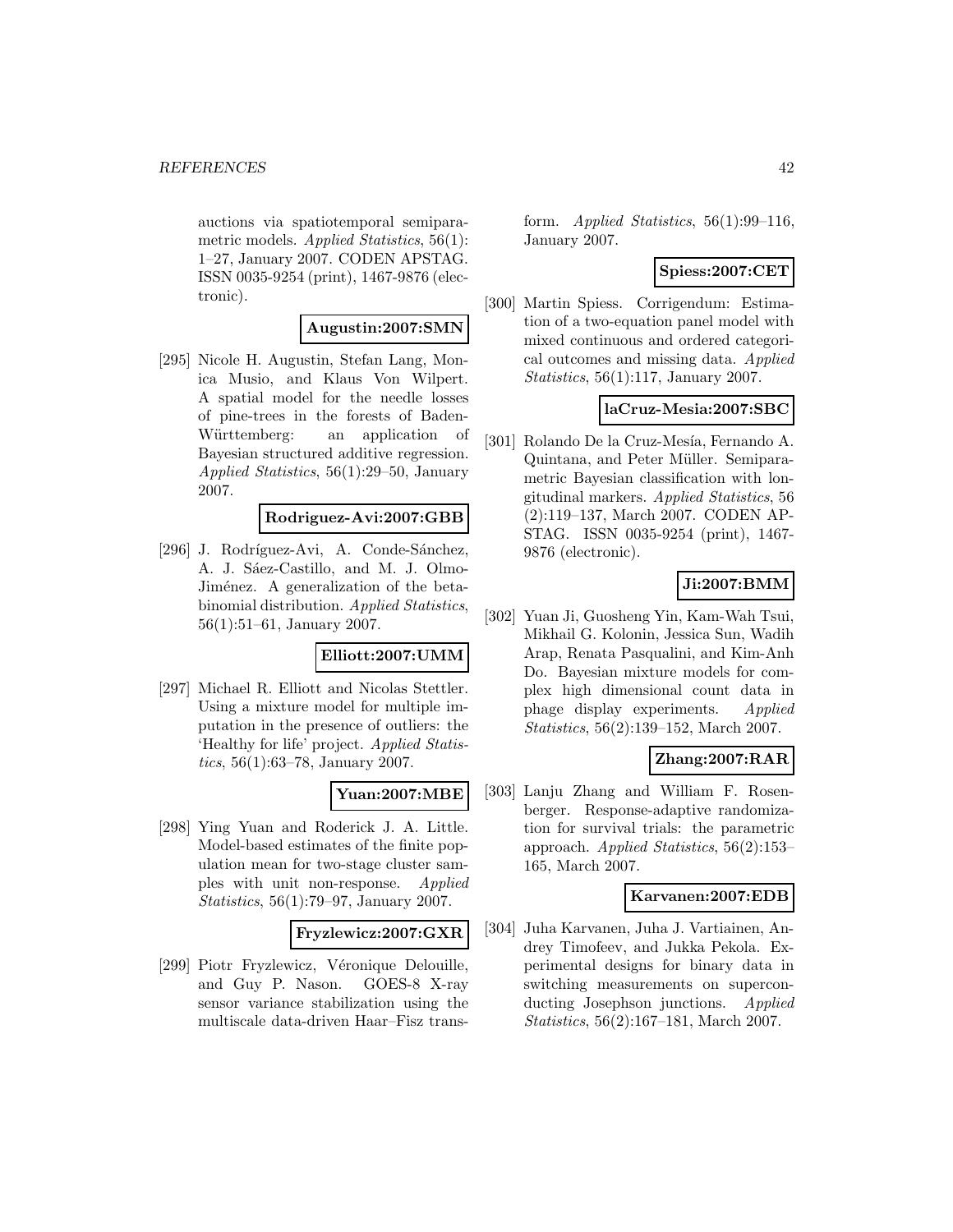auctions via spatiotemporal semiparametric models. *Applied Statistics*, 56(1): 1–27, January 2007. CODEN APSTAG. ISSN 0035-9254 (print), 1467-9876 (electronic).

**Augustin:2007:SMN**

[295] Nicole H. Augustin, Stefan Lang, Monica Musio, and Klaus Von Wilpert. A spatial model for the needle losses of pine-trees in the forests of Baden-Württemberg: an application of Bayesian structured additive regression. *Applied Statistics*, 56(1):29–50, January 2007.

**Rodriguez-Avi:2007:GBB**

[296] J. Rodríguez-Avi, A. Conde-Sánchez, A. J. Sáez-Castillo, and M. J. Olmo-Jiménez. A generalization of the beta-binomial distribution. *Applied Statistics*, 56(1):51–61, January 2007.

**Elliott:2007:UMM**

[297] Michael R. Elliott and Nicolas Stettler. Using a mixture model for multiple imputation in the presence of outliers: the 'Healthy for life' project. *Applied Statistics*, 56(1):63–78, January 2007.

**Yuan:2007:MBE**

[298] Ying Yuan and Roderick J. A. Little. Model-based estimates of the finite population mean for two-stage cluster samples with unit non-response. *Applied Statistics*, 56(1):79–97, January 2007.

**Fryzlewicz:2007:GXR**

[299] Piotr Fryzlewicz, Véronique Delouille, and Guy P. Nason. GOES-8 X-ray sensor variance stabilization using the multiscale data-driven Haar–Fisz transform. *Applied Statistics*, 56(1):99–116, January 2007.

**Spiess:2007:CET**

[300] Martin Spiess. Corrigendum: Estimation of a two-equation panel model with mixed continuous and ordered categorical outcomes and missing data. *Applied Statistics*, 56(1):117, January 2007.

**laCruz-Mesia:2007:SBC**

[301] Rolando De la Cruz-Mesía, Fernando A. Quintana, and Peter Müller. Semiparametric Bayesian classification with longitudinal markers. *Applied Statistics*, 56 (2):119–137, March 2007. CODEN APSTAG. ISSN 0035-9254 (print), 1467-9876 (electronic).

**Ji:2007:BMM**

[302] Yuan Ji, Guosheng Yin, Kam-Wah Tsui, Mikhail G. Kolonin, Jessica Sun, Wadih Arap, Renata Pasqualini, and Kim-Anh Do. Bayesian mixture models for complex high dimensional count data in phage display experiments. *Applied Statistics*, 56(2):139–152, March 2007.

**Zhang:2007:RAR**

[303] Lanju Zhang and William F. Rosenberger. Response-adaptive randomization for survival trials: the parametric approach. *Applied Statistics*, 56(2):153–165, March 2007.

**Karvanen:2007:EDB**

[304] Juha Karvanen, Juha J. Vartiainen, Andrey Timofeev, and Jukka Pekola. Experimental designs for binary data in switching measurements on superconducting Josephson junctions. *Applied Statistics*, 56(2):167–181, March 2007.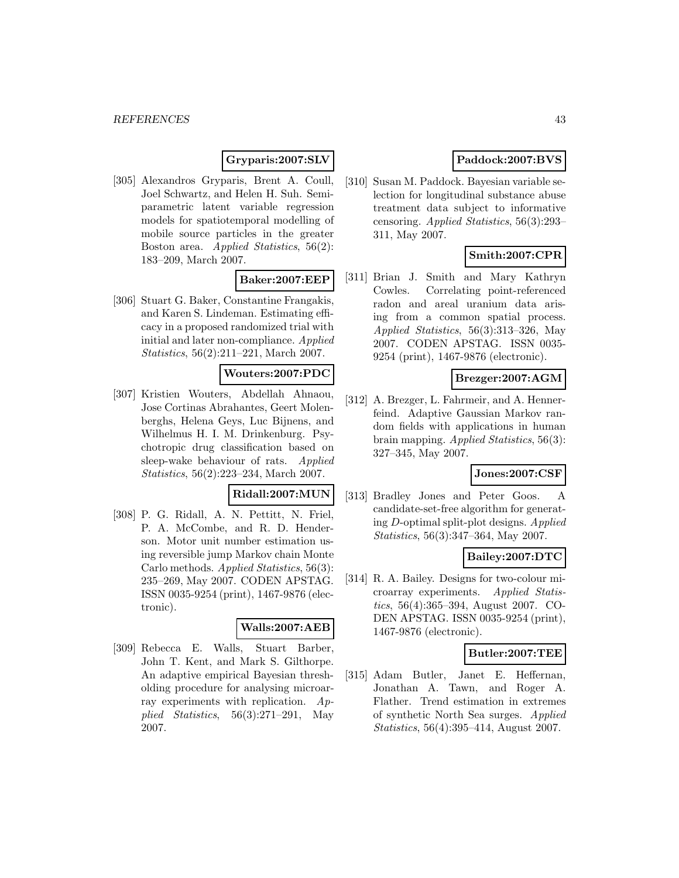**Gryparis:2007:SLV**

[305] Alexandros Gryparis, Brent A. Coull, Joel Schwartz, and Helen H. Suh. Semiparametric latent variable regression models for spatiotemporal modelling of mobile source particles in the greater Boston area. *Applied Statistics*, 56(2): 183–209, March 2007.

**Baker:2007:EEP**

[306] Stuart G. Baker, Constantine Frangakis, and Karen S. Lindeman. Estimating efficacy in a proposed randomized trial with initial and later non-compliance. *Applied Statistics*, 56(2):211–221, March 2007.

**Wouters:2007:PDC**

[307] Kristien Wouters, Abdellah Ahnaou, Jose Cortinas Abrahantes, Geert Molenberghs, Helena Geys, Luc Bijnens, and Wilhelmus H. I. M. Drinkenburg. Psychotropic drug classification based on sleep-wake behaviour of rats. *Applied Statistics*, 56(2):223–234, March 2007.

**Ridall:2007:MUN**

[308] P. G. Ridall, A. N. Pettitt, N. Friel, P. A. McCombe, and R. D. Henderson. Motor unit number estimation using reversible jump Markov chain Monte Carlo methods. *Applied Statistics*, 56(3): 235–269, May 2007. CODEN APSTAG. ISSN 0035-9254 (print), 1467-9876 (electronic).

**Walls:2007:AEB**

[309] Rebecca E. Walls, Stuart Barber, John T. Kent, and Mark S. Gilthorpe. An adaptive empirical Bayesian thresholding procedure for analysing microarray experiments with replication. *Applied Statistics*, 56(3):271–291, May 2007.

**Paddock:2007:BVS**

[310] Susan M. Paddock. Bayesian variable selection for longitudinal substance abuse treatment data subject to informative censoring. *Applied Statistics*, 56(3):293–311, May 2007.

**Smith:2007:CPR**

[311] Brian J. Smith and Mary Kathryn Cowles. Correlating point-referenced radon and areal uranium data arising from a common spatial process. *Applied Statistics*, 56(3):313–326, May 2007. CODEN APSTAG. ISSN 0035-9254 (print), 1467-9876 (electronic).

**Brezger:2007:AGM**

[312] A. Brezger, L. Fahrmeir, and A. Hennerfeind. Adaptive Gaussian Markov random fields with applications in human brain mapping. *Applied Statistics*, 56(3): 327–345, May 2007.

**Jones:2007:CSF**

[313] Bradley Jones and Peter Goos. A candidate-set-free algorithm for generating $D$-optimal split-plot designs. *Applied Statistics*, 56(3):347–364, May 2007.

**Bailey:2007:DTC**

[314] R. A. Bailey. Designs for two-colour microarray experiments. *Applied Statistics*, 56(4):365–394, August 2007. CODEN APSTAG. ISSN 0035-9254 (print), 1467-9876 (electronic).

**Butler:2007:TEE**

[315] Adam Butler, Janet E. Heffernan, Jonathan A. Tawn, and Roger A. Flather. Trend estimation in extremes of synthetic North Sea surges. *Applied Statistics*, 56(4):395–414, August 2007.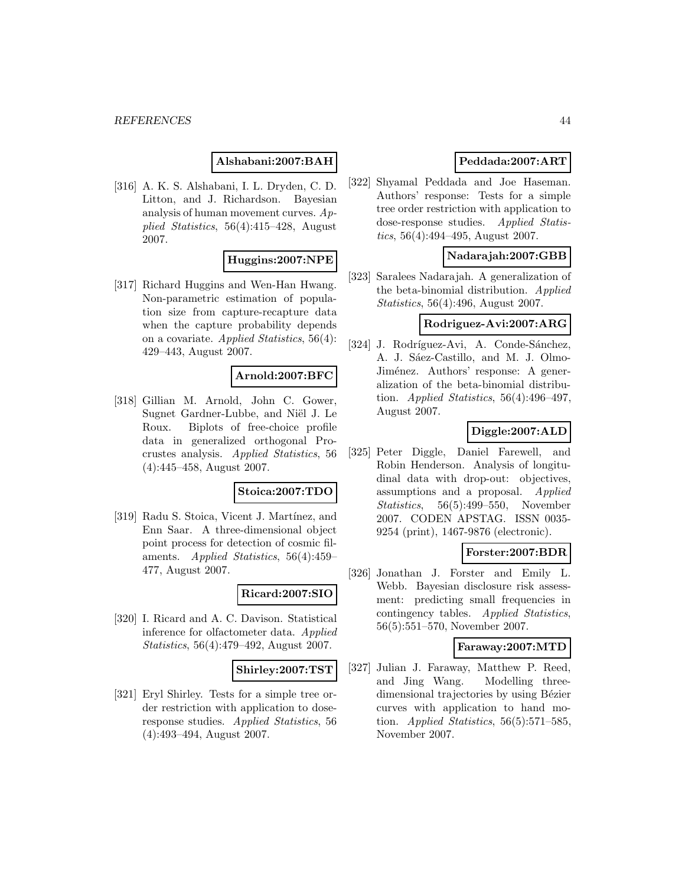**Alshabani:2007:BAH**

[316] A. K. S. Alshabani, I. L. Dryden, C. D. Litton, and J. Richardson. Bayesian analysis of human movement curves. *Applied Statistics*, 56(4):415–428, August 2007.

**Huggins:2007:NPE**

[317] Richard Huggins and Wen-Han Hwang. Non-parametric estimation of population size from capture-recapture data when the capture probability depends on a covariate. *Applied Statistics*, 56(4): 429–443, August 2007.

**Arnold:2007:BFC**

[318] Gillian M. Arnold, John C. Gower, Sugnet Gardner-Lubbe, and Niël J. Le Roux. Biplots of free-choice profile data in generalized orthogonal Procrustes analysis. *Applied Statistics*, 56 (4):445–458, August 2007.

**Stoica:2007:TDO**

[319] Radu S. Stoica, Vicent J. Martínez, and Enn Saar. A three-dimensional object point process for detection of cosmic filaments. *Applied Statistics*, 56(4):459–477, August 2007.

**Ricard:2007:SIO**

[320] I. Ricard and A. C. Davison. Statistical inference for olfactometer data. *Applied Statistics*, 56(4):479–492, August 2007.

**Shirley:2007:TST**

[321] Eryl Shirley. Tests for a simple tree order restriction with application to dose-response studies. *Applied Statistics*, 56 (4):493–494, August 2007.

**Peddada:2007:ART**

[322] Shyamal Peddada and Joe Haseman. Authors' response: Tests for a simple tree order restriction with application to dose-response studies. *Applied Statistics*, 56(4):494–495, August 2007.

**Nadarajah:2007:GBB**

[323] Saralees Nadarajah. A generalization of the beta-binomial distribution. *Applied Statistics*, 56(4):496, August 2007.

**Rodriguez-Avi:2007:ARG**

[324] J. Rodríguez-Avi, A. Conde-Sánchez, A. J. Sáez-Castillo, and M. J. Olmo-Jiménez. Authors' response: A generalization of the beta-binomial distribution. *Applied Statistics*, 56(4):496–497, August 2007.

**Diggle:2007:ALD**

[325] Peter Diggle, Daniel Farewell, and Robin Henderson. Analysis of longitudinal data with drop-out: objectives, assumptions and a proposal. *Applied Statistics*, 56(5):499–550, November 2007. CODEN APSTAG. ISSN 0035-9254 (print), 1467-9876 (electronic).

**Forster:2007:BDR**

[326] Jonathan J. Forster and Emily L. Webb. Bayesian disclosure risk assessment: predicting small frequencies in contingency tables. *Applied Statistics*, 56(5):551–570, November 2007.

**Faraway:2007:MTD**

[327] Julian J. Faraway, Matthew P. Reed, and Jing Wang. Modelling three-dimensional trajectories by using Bézier curves with application to hand motion. *Applied Statistics*, 56(5):571–585, November 2007.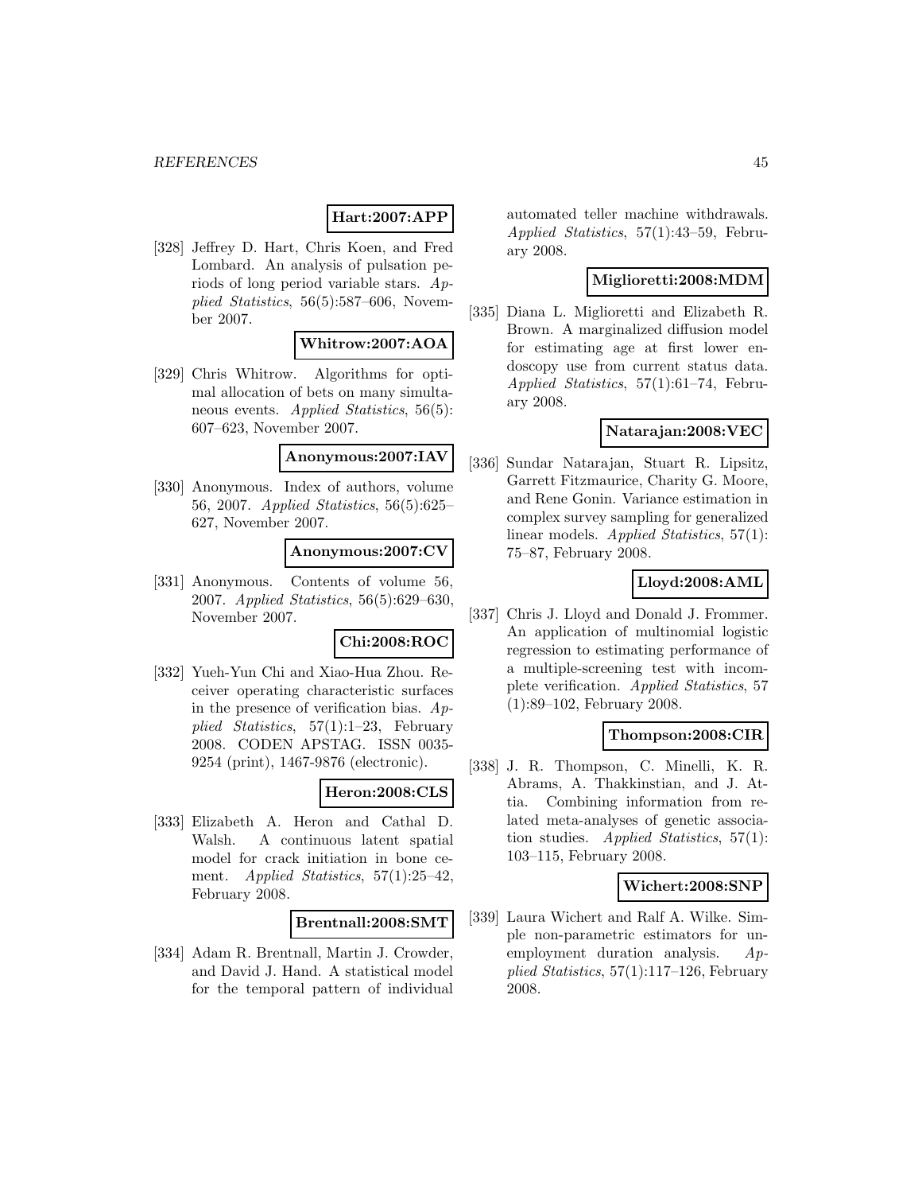**Hart:2007:APP**

[328] Jeffrey D. Hart, Chris Koen, and Fred Lombard. An analysis of pulsation periods of long period variable stars. *Applied Statistics*, 56(5):587–606, November 2007.

**Whitrow:2007:AOA**

[329] Chris Whitrow. Algorithms for optimal allocation of bets on many simultaneous events. *Applied Statistics*, 56(5): 607–623, November 2007.

**Anonymous:2007:IAV**

[330] Anonymous. Index of authors, volume 56, 2007. *Applied Statistics*, 56(5):625–627, November 2007.

**Anonymous:2007:CV**

[331] Anonymous. Contents of volume 56, 2007. *Applied Statistics*, 56(5):629–630, November 2007.

**Chi:2008:ROC**

[332] Yueh-Yun Chi and Xiao-Hua Zhou. Receiver operating characteristic surfaces in the presence of verification bias. *Applied Statistics*, 57(1):1–23, February 2008. CODEN APSTAG. ISSN 0035-9254 (print), 1467-9876 (electronic).

**Heron:2008:CLS**

[333] Elizabeth A. Heron and Cathal D. Walsh. A continuous latent spatial model for crack initiation in bone cement. *Applied Statistics*, 57(1):25–42, February 2008.

**Brentnall:2008:SMT**

[334] Adam R. Brentnall, Martin J. Crowder, and David J. Hand. A statistical model for the temporal pattern of individual automated teller machine withdrawals. *Applied Statistics*, 57(1):43–59, February 2008.

**Miglioretti:2008:MDM**

[335] Diana L. Miglioretti and Elizabeth R. Brown. A marginalized diffusion model for estimating age at first lower endoscopy use from current status data. *Applied Statistics*, 57(1):61–74, February 2008.

**Natarajan:2008:VEC**

[336] Sundar Natarajan, Stuart R. Lipsitz, Garrett Fitzmaurice, Charity G. Moore, and Rene Gonin. Variance estimation in complex survey sampling for generalized linear models. *Applied Statistics*, 57(1): 75–87, February 2008.

**Lloyd:2008:AML**

[337] Chris J. Lloyd and Donald J. Frommer. An application of multinomial logistic regression to estimating performance of a multiple-screening test with incomplete verification. *Applied Statistics*, 57 (1):89–102, February 2008.

**Thompson:2008:CIR**

[338] J. R. Thompson, C. Minelli, K. R. Abrams, A. Thakkinstian, and J. Attia. Combining information from related meta-analyses of genetic association studies. *Applied Statistics*, 57(1): 103–115, February 2008.

**Wichert:2008:SNP**

[339] Laura Wichert and Ralf A. Wilke. Simple non-parametric estimators for unemployment duration analysis. *Applied Statistics*, 57(1):117–126, February 2008.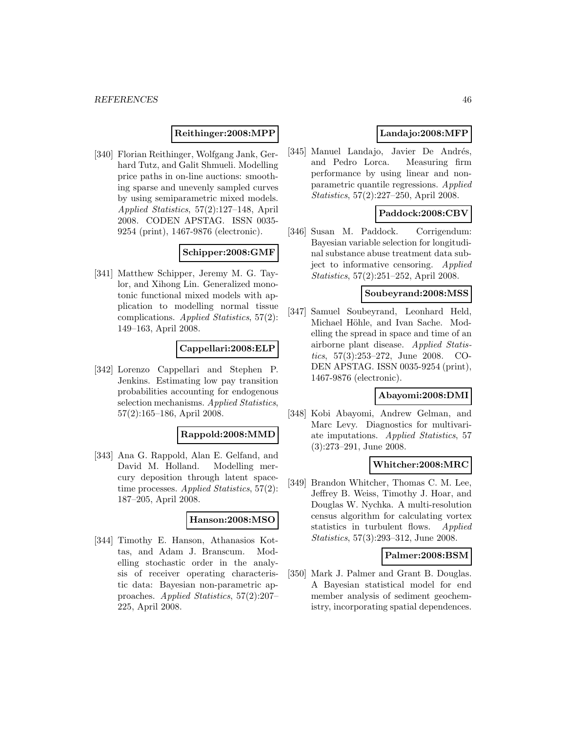**Reithinger:2008:MPP**

[340] Florian Reithinger, Wolfgang Jank, Gerhard Tutz, and Galit Shmueli. Modelling price paths in on-line auctions: smoothing sparse and unevenly sampled curves by using semiparametric mixed models. *Applied Statistics*, 57(2):127–148, April 2008. CODEN APSTAG. ISSN 0035-9254 (print), 1467-9876 (electronic).

**Schipper:2008:GMF**

[341] Matthew Schipper, Jeremy M. G. Taylor, and Xihong Lin. Generalized monotonic functional mixed models with application to modelling normal tissue complications. *Applied Statistics*, 57(2): 149–163, April 2008.

**Cappellari:2008:ELP**

[342] Lorenzo Cappellari and Stephen P. Jenkins. Estimating low pay transition probabilities accounting for endogenous selection mechanisms. *Applied Statistics*, 57(2):165–186, April 2008.

**Rappold:2008:MMD**

[343] Ana G. Rappold, Alan E. Gelfand, and David M. Holland. Modelling mercury deposition through latent space-time processes. *Applied Statistics*, 57(2): 187–205, April 2008.

**Hanson:2008:MSO**

[344] Timothy E. Hanson, Athanasios Kottas, and Adam J. Branscum. Modelling stochastic order in the analysis of receiver operating characteristic data: Bayesian non-parametric approaches. *Applied Statistics*, 57(2):207–225, April 2008.

**Landajo:2008:MFP**

[345] Manuel Landajo, Javier De Andrés, and Pedro Lorca. Measuring firm performance by using linear and non-parametric quantile regressions. *Applied Statistics*, 57(2):227–250, April 2008.

**Paddock:2008:CBV**

[346] Susan M. Paddock. Corrigendum: Bayesian variable selection for longitudinal substance abuse treatment data subject to informative censoring. *Applied Statistics*, 57(2):251–252, April 2008.

**Soubeyrand:2008:MSS**

[347] Samuel Soubeyrand, Leonhard Held, Michael Höhle, and Ivan Sache. Modelling the spread in space and time of an airborne plant disease. *Applied Statistics*, 57(3):253–272, June 2008. CODEN APSTAG. ISSN 0035-9254 (print), 1467-9876 (electronic).

**Abayomi:2008:DMI**

[348] Kobi Abayomi, Andrew Gelman, and Marc Levy. Diagnostics for multivariate imputations. *Applied Statistics*, 57 (3):273–291, June 2008.

**Whitcher:2008:MRC**

[349] Brandon Whitcher, Thomas C. M. Lee, Jeffrey B. Weiss, Timothy J. Hoar, and Douglas W. Nychka. A multi-resolution census algorithm for calculating vortex statistics in turbulent flows. *Applied Statistics*, 57(3):293–312, June 2008.

**Palmer:2008:BSM**

[350] Mark J. Palmer and Grant B. Douglas. A Bayesian statistical model for end member analysis of sediment geochemistry, incorporating spatial dependences.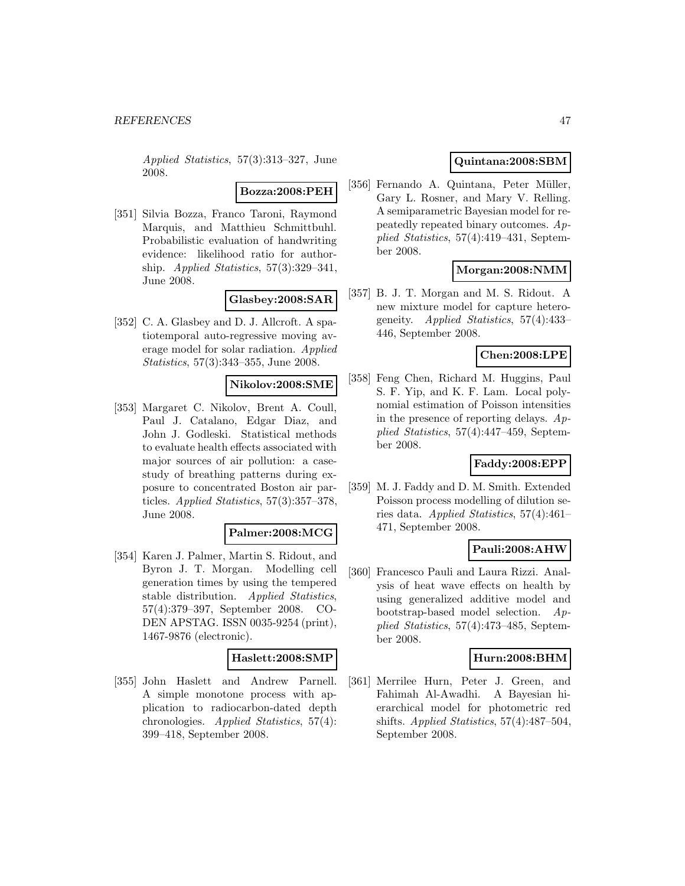*Applied Statistics*, 57(3):313–327, June 2008.

**Bozza:2008:PEH**

[351] Silvia Bozza, Franco Taroni, Raymond Marquis, and Matthieu Schmittbuhl. Probabilistic evaluation of handwriting evidence: likelihood ratio for authorship. *Applied Statistics*, 57(3):329–341, June 2008.

**Glasbey:2008:SAR**

[352] C. A. Glasbey and D. J. Allcroft. A spatiotemporal auto-regressive moving average model for solar radiation. *Applied Statistics*, 57(3):343–355, June 2008.

**Nikolov:2008:SME**

[353] Margaret C. Nikolov, Brent A. Coull, Paul J. Catalano, Edgar Diaz, and John J. Godleski. Statistical methods to evaluate health effects associated with major sources of air pollution: a case-study of breathing patterns during exposure to concentrated Boston air particles. *Applied Statistics*, 57(3):357–378, June 2008.

**Palmer:2008:MCG**

[354] Karen J. Palmer, Martin S. Ridout, and Byron J. T. Morgan. Modelling cell generation times by using the tempered stable distribution. *Applied Statistics*, 57(4):379–397, September 2008. CODEN APSTAG. ISSN 0035-9254 (print), 1467-9876 (electronic).

**Haslett:2008:SMP**

[355] John Haslett and Andrew Parnell. A simple monotone process with application to radiocarbon-dated depth chronologies. *Applied Statistics*, 57(4): 399–418, September 2008.

**Quintana:2008:SBM**

[356] Fernando A. Quintana, Peter Müller, Gary L. Rosner, and Mary V. Relling. A semiparametric Bayesian model for repeatedly repeated binary outcomes. *Applied Statistics*, 57(4):419–431, September 2008.

**Morgan:2008:NMM**

[357] B. J. T. Morgan and M. S. Ridout. A new mixture model for capture heterogeneity. *Applied Statistics*, 57(4):433–446, September 2008.

**Chen:2008:LPE**

[358] Feng Chen, Richard M. Huggins, Paul S. F. Yip, and K. F. Lam. Local polynomial estimation of Poisson intensities in the presence of reporting delays. *Applied Statistics*, 57(4):447–459, September 2008.

**Faddy:2008:EPP**

[359] M. J. Faddy and D. M. Smith. Extended Poisson process modelling of dilution series data. *Applied Statistics*, 57(4):461–471, September 2008.

**Pauli:2008:AHW**

[360] Francesco Pauli and Laura Rizzi. Analysis of heat wave effects on health by using generalized additive model and bootstrap-based model selection. *Applied Statistics*, 57(4):473–485, September 2008.

**Hurn:2008:BHM**

[361] Merrilee Hurn, Peter J. Green, and Fahimah Al-Awadhi. A Bayesian hierarchical model for photometric red shifts. *Applied Statistics*, 57(4):487–504, September 2008.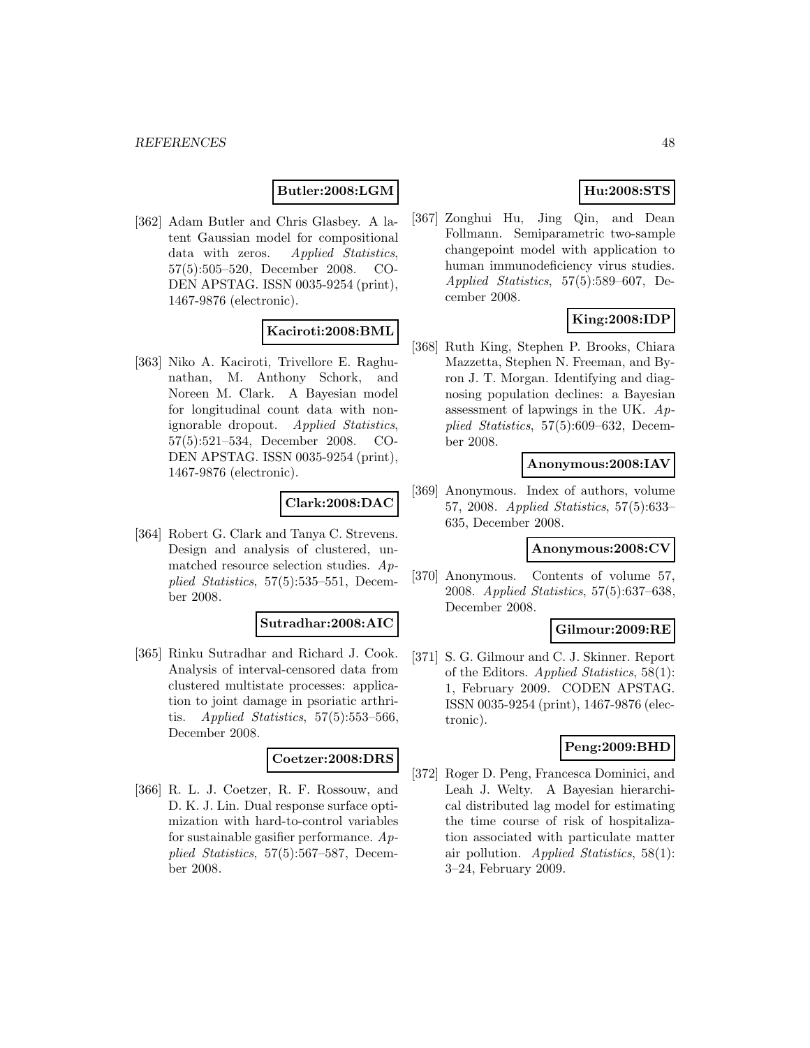**Butler:2008:LGM**

[362] Adam Butler and Chris Glasbey. A latent Gaussian model for compositional data with zeros. *Applied Statistics*, 57(5):505–520, December 2008. CODEN APSTAG. ISSN 0035-9254 (print), 1467-9876 (electronic).

**Kaciroti:2008:BML**

[363] Niko A. Kaciroti, Trivellore E. Raghunathan, M. Anthony Schork, and Noreen M. Clark. A Bayesian model for longitudinal count data with non-ignorable dropout. *Applied Statistics*, 57(5):521–534, December 2008. CODEN APSTAG. ISSN 0035-9254 (print), 1467-9876 (electronic).

**Clark:2008:DAC**

[364] Robert G. Clark and Tanya C. Strevens. Design and analysis of clustered, unmatched resource selection studies. *Applied Statistics*, 57(5):535–551, December 2008.

**Sutradhar:2008:AIC**

[365] Rinku Sutradhar and Richard J. Cook. Analysis of interval-censored data from clustered multistate processes: application to joint damage in psoriatic arthritis. *Applied Statistics*, 57(5):553–566, December 2008.

**Coetzer:2008:DRS**

[366] R. L. J. Coetzer, R. F. Rossouw, and D. K. J. Lin. Dual response surface optimization with hard-to-control variables for sustainable gasifier performance. *Applied Statistics*, 57(5):567–587, December 2008.

**Hu:2008:STS**

[367] Zonghui Hu, Jing Qin, and Dean Follmann. Semiparametric two-sample changepoint model with application to human immunodeficiency virus studies. *Applied Statistics*, 57(5):589–607, December 2008.

**King:2008:IDP**

[368] Ruth King, Stephen P. Brooks, Chiara Mazzetta, Stephen N. Freeman, and Byron J. T. Morgan. Identifying and diagnosing population declines: a Bayesian assessment of lapwings in the UK. *Applied Statistics*, 57(5):609–632, December 2008.

**Anonymous:2008:IAV**

[369] Anonymous. Index of authors, volume 57, 2008. *Applied Statistics*, 57(5):633–635, December 2008.

**Anonymous:2008:CV**

[370] Anonymous. Contents of volume 57, 2008. *Applied Statistics*, 57(5):637–638, December 2008.

**Gilmour:2009:RE**

[371] S. G. Gilmour and C. J. Skinner. Report of the Editors. *Applied Statistics*, 58(1): 1, February 2009. CODEN APSTAG. ISSN 0035-9254 (print), 1467-9876 (electronic).

**Peng:2009:BHD**

[372] Roger D. Peng, Francesca Dominici, and Leah J. Welty. A Bayesian hierarchical distributed lag model for estimating the time course of risk of hospitalization associated with particulate matter air pollution. *Applied Statistics*, 58(1): 3–24, February 2009.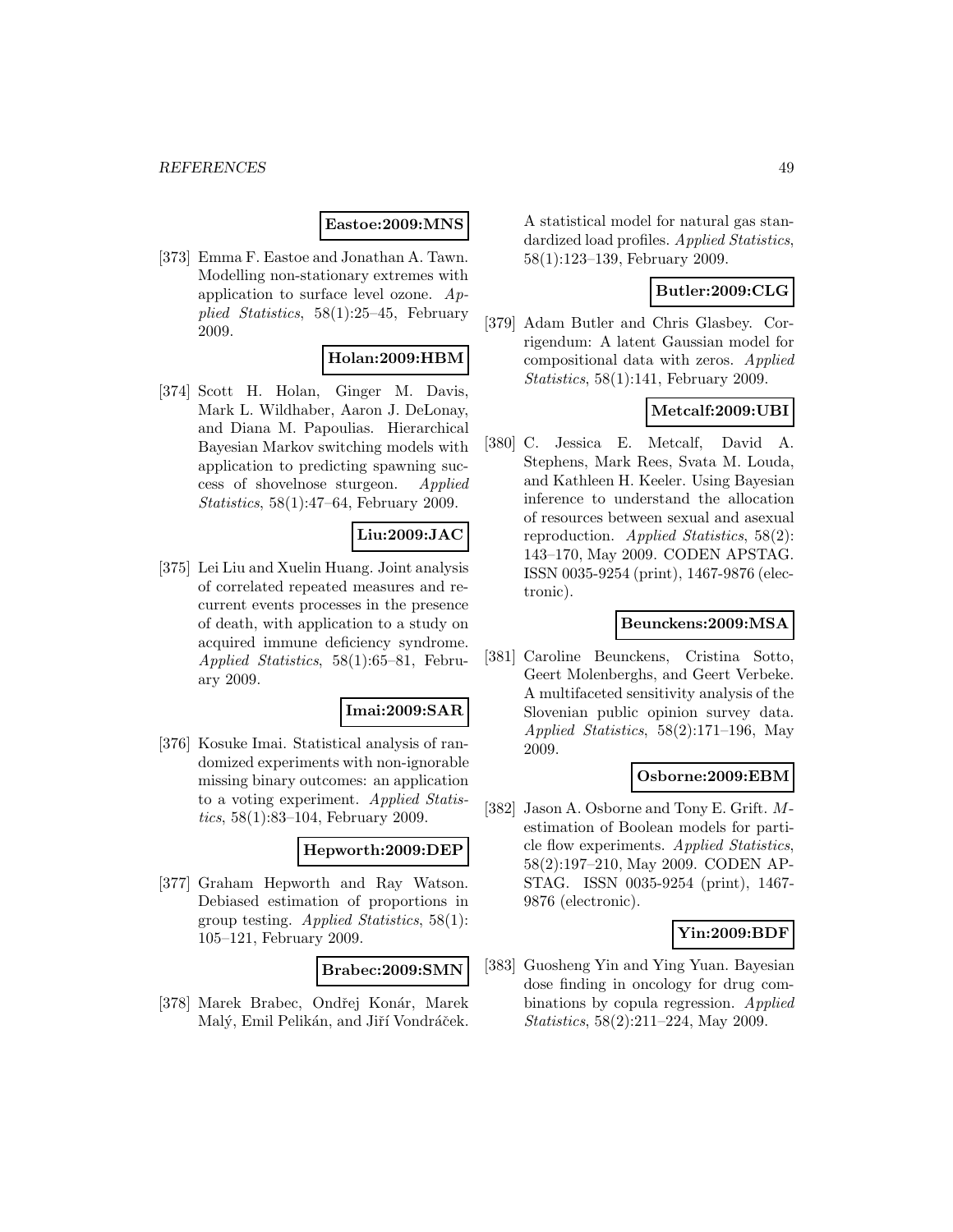**Eastoe:2009:MNS**

[373] Emma F. Eastoe and Jonathan A. Tawn. Modelling non-stationary extremes with application to surface level ozone. *Applied Statistics*, 58(1):25–45, February 2009.

**Holan:2009:HBM**

[374] Scott H. Holan, Ginger M. Davis, Mark L. Wildhaber, Aaron J. DeLonay, and Diana M. Papoulias. Hierarchical Bayesian Markov switching models with application to predicting spawning success of shovelnose sturgeon. *Applied Statistics*, 58(1):47–64, February 2009.

**Liu:2009:JAC**

[375] Lei Liu and Xuelin Huang. Joint analysis of correlated repeated measures and recurrent events processes in the presence of death, with application to a study on acquired immune deficiency syndrome. *Applied Statistics*, 58(1):65–81, February 2009.

**Imai:2009:SAR**

[376] Kosuke Imai. Statistical analysis of randomized experiments with non-ignorable missing binary outcomes: an application to a voting experiment. *Applied Statistics*, 58(1):83–104, February 2009.

**Hepworth:2009:DEP**

[377] Graham Hepworth and Ray Watson. Debiased estimation of proportions in group testing. *Applied Statistics*, 58(1): 105–121, February 2009.

**Brabec:2009:SMN**

[378] Marek Brabec, Ondřej Konár, Marek Malý, Emil Pelikán, and Jiří Vondráček. A statistical model for natural gas standardized load profiles. *Applied Statistics*, 58(1):123–139, February 2009.

**Butler:2009:CLG**

[379] Adam Butler and Chris Glasbey. Corrigendum: A latent Gaussian model for compositional data with zeros. *Applied Statistics*, 58(1):141, February 2009.

**Metcalf:2009:UBI**

[380] C. Jessica E. Metcalf, David A. Stephens, Mark Rees, Svata M. Louda, and Kathleen H. Keeler. Using Bayesian inference to understand the allocation of resources between sexual and asexual reproduction. *Applied Statistics*, 58(2): 143–170, May 2009. CODEN APSTAG. ISSN 0035-9254 (print), 1467-9876 (electronic).

**Beunckens:2009:MSA**

[381] Caroline Beunckens, Cristina Sotto, Geert Molenberghs, and Geert Verbeke. A multifaceted sensitivity analysis of the Slovenian public opinion survey data. *Applied Statistics*, 58(2):171–196, May 2009.

**Osborne:2009:EBM**

[382] Jason A. Osborne and Tony E. Grift. *M*-estimation of Boolean models for particle flow experiments. *Applied Statistics*, 58(2):197–210, May 2009. CODEN APSTAG. ISSN 0035-9254 (print), 1467-9876 (electronic).

**Yin:2009:BDF**

[383] Guosheng Yin and Ying Yuan. Bayesian dose finding in oncology for drug combinations by copula regression. *Applied Statistics*, 58(2):211–224, May 2009.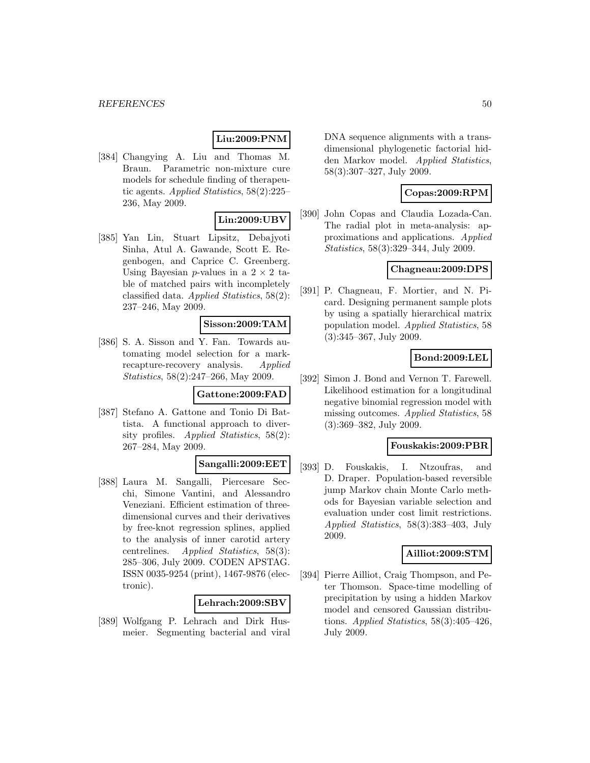**Liu:2009:PNM**

[384] Changying A. Liu and Thomas M. Braun. Parametric non-mixture cure models for schedule finding of therapeutic agents. *Applied Statistics*, 58(2):225–236, May 2009.

**Lin:2009:UBV**

[385] Yan Lin, Stuart Lipsitz, Debajyoti Sinha, Atul A. Gawande, Scott E. Regenbogen, and Caprice C. Greenberg. Using Bayesian $p$-values in a $2 \times 2$ table of matched pairs with incompletely classified data. *Applied Statistics*, 58(2): 237–246, May 2009.

**Sisson:2009:TAM**

[386] S. A. Sisson and Y. Fan. Towards automating model selection for a mark-recapture-recovery analysis. *Applied Statistics*, 58(2):247–266, May 2009.

**Gattone:2009:FAD**

[387] Stefano A. Gattone and Tonio Di Battista. A functional approach to diversity profiles. *Applied Statistics*, 58(2): 267–284, May 2009.

**Sangalli:2009:EET**

[388] Laura M. Sangalli, Piercesare Secchi, Simone Vantini, and Alessandro Veneziani. Efficient estimation of three-dimensional curves and their derivatives by free-knot regression splines, applied to the analysis of inner carotid artery centrelines. *Applied Statistics*, 58(3): 285–306, July 2009. CODEN APSTAG. ISSN 0035-9254 (print), 1467-9876 (electronic).

**Lehrach:2009:SBV**

[389] Wolfgang P. Lehrach and Dirk Husmeier. Segmenting bacterial and viral DNA sequence alignments with a trans-dimensional phylogenetic factorial hidden Markov model. *Applied Statistics*, 58(3):307–327, July 2009.

**Copas:2009:RPM**

[390] John Copas and Claudia Lozada-Can. The radial plot in meta-analysis: approximations and applications. *Applied Statistics*, 58(3):329–344, July 2009.

**Chagneau:2009:DPS**

[391] P. Chagneau, F. Mortier, and N. Picard. Designing permanent sample plots by using a spatially hierarchical matrix population model. *Applied Statistics*, 58 (3):345–367, July 2009.

**Bond:2009:LEL**

[392] Simon J. Bond and Vernon T. Farewell. Likelihood estimation for a longitudinal negative binomial regression model with missing outcomes. *Applied Statistics*, 58 (3):369–382, July 2009.

**Fouskakis:2009:PBR**

[393] D. Fouskakis, I. Ntzoufras, and D. Draper. Population-based reversible jump Markov chain Monte Carlo methods for Bayesian variable selection and evaluation under cost limit restrictions. *Applied Statistics*, 58(3):383–403, July 2009.

**Ailliot:2009:STM**

[394] Pierre Ailliot, Craig Thompson, and Peter Thomson. Space-time modelling of precipitation by using a hidden Markov model and censored Gaussian distributions. *Applied Statistics*, 58(3):405–426, July 2009.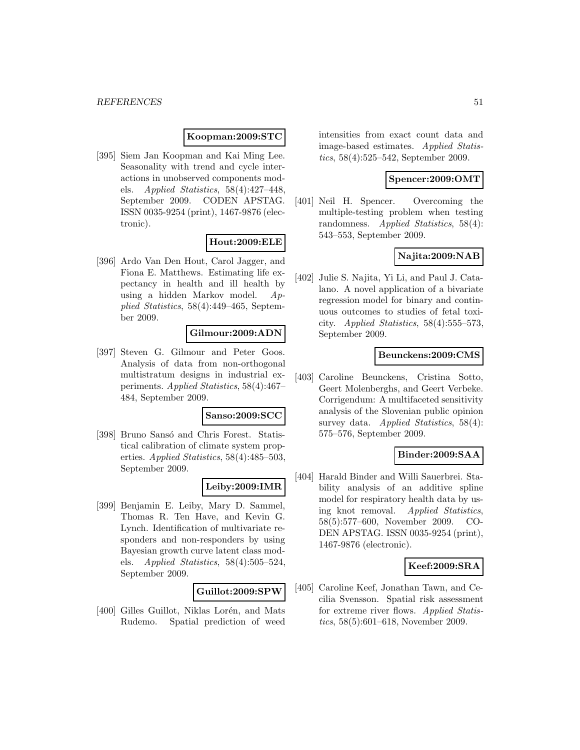**Koopman:2009:STC**

[395] Siem Jan Koopman and Kai Ming Lee. Seasonality with trend and cycle interactions in unobserved components models. *Applied Statistics*, 58(4):427–448, September 2009. CODEN APSTAG. ISSN 0035-9254 (print), 1467-9876 (electronic).

**Hout:2009:ELE**

[396] Ardo Van Den Hout, Carol Jagger, and Fiona E. Matthews. Estimating life expectancy in health and ill health by using a hidden Markov model. *Applied Statistics*, 58(4):449–465, September 2009.

**Gilmour:2009:ADN**

[397] Steven G. Gilmour and Peter Goos. Analysis of data from non-orthogonal multistratum designs in industrial experiments. *Applied Statistics*, 58(4):467–484, September 2009.

**Sanso:2009:SCC**

[398] Bruno Sansó and Chris Forest. Statistical calibration of climate system properties. *Applied Statistics*, 58(4):485–503, September 2009.

**Leiby:2009:IMR**

[399] Benjamin E. Leiby, Mary D. Sammel, Thomas R. Ten Have, and Kevin G. Lynch. Identification of multivariate responders and non-responders by using Bayesian growth curve latent class models. *Applied Statistics*, 58(4):505–524, September 2009.

**Guillot:2009:SPW**

[400] Gilles Guillot, Niklas Lorén, and Mats Rudemo. Spatial prediction of weed intensities from exact count data and image-based estimates. *Applied Statistics*, 58(4):525–542, September 2009.

**Spencer:2009:OMT**

[401] Neil H. Spencer. Overcoming the multiple-testing problem when testing randomness. *Applied Statistics*, 58(4): 543–553, September 2009.

**Najita:2009:NAB**

[402] Julie S. Najita, Yi Li, and Paul J. Catalano. A novel application of a bivariate regression model for binary and continuous outcomes to studies of fetal toxicity. *Applied Statistics*, 58(4):555–573, September 2009.

**Beunckens:2009:CMS**

[403] Caroline Beunckens, Cristina Sotto, Geert Molenberghs, and Geert Verbeke. Corrigendum: A multifaceted sensitivity analysis of the Slovenian public opinion survey data. *Applied Statistics*, 58(4): 575–576, September 2009.

**Binder:2009:SAA**

[404] Harald Binder and Willi Sauerbrei. Stability analysis of an additive spline model for respiratory health data by using knot removal. *Applied Statistics*, 58(5):577–600, November 2009. CODEN APSTAG. ISSN 0035-9254 (print), 1467-9876 (electronic).

**Keef:2009:SRA**

[405] Caroline Keef, Jonathan Tawn, and Cecilia Svensson. Spatial risk assessment for extreme river flows. *Applied Statistics*, 58(5):601–618, November 2009.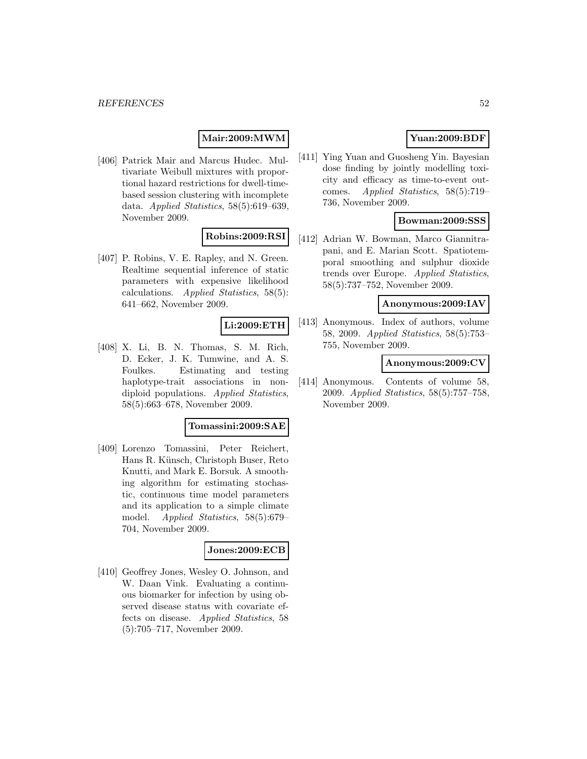**Mair:2009:MWM**

[406] Patrick Mair and Marcus Hudec. Multivariate Weibull mixtures with proportional hazard restrictions for dwell-time-based session clustering with incomplete data. *Applied Statistics*, 58(5):619–639, November 2009.

**Robins:2009:RSI**

[407] P. Robins, V. E. Rapley, and N. Green. Realtime sequential inference of static parameters with expensive likelihood calculations. *Applied Statistics*, 58(5): 641–662, November 2009.

**Li:2009:ETH**

[408] X. Li, B. N. Thomas, S. M. Rich, D. Ecker, J. K. Tumwine, and A. S. Foulkes. Estimating and testing haplotype-trait associations in non-diploid populations. *Applied Statistics*, 58(5):663–678, November 2009.

**Tomassini:2009:SAE**

[409] Lorenzo Tomassini, Peter Reichert, Hans R. Künsch, Christoph Buser, Reto Knutti, and Mark E. Borsuk. A smoothing algorithm for estimating stochastic, continuous time model parameters and its application to a simple climate model. *Applied Statistics*, 58(5):679–704, November 2009.

**Jones:2009:ECB**

[410] Geoffrey Jones, Wesley O. Johnson, and W. Daan Vink. Evaluating a continuous biomarker for infection by using observed disease status with covariate effects on disease. *Applied Statistics*, 58 (5):705–717, November 2009.

**Yuan:2009:BDF**

[411] Ying Yuan and Guosheng Yin. Bayesian dose finding by jointly modelling toxicity and efficacy as time-to-event outcomes. *Applied Statistics*, 58(5):719–736, November 2009.

**Bowman:2009:SSS**

[412] Adrian W. Bowman, Marco Giannitrapani, and E. Marian Scott. Spatiotemporal smoothing and sulphur dioxide trends over Europe. *Applied Statistics*, 58(5):737–752, November 2009.

**Anonymous:2009:IAV**

[413] Anonymous. Index of authors, volume 58, 2009. *Applied Statistics*, 58(5):753–755, November 2009.

**Anonymous:2009:CV**

[414] Anonymous. Contents of volume 58, 2009. *Applied Statistics*, 58(5):757–758, November 2009.